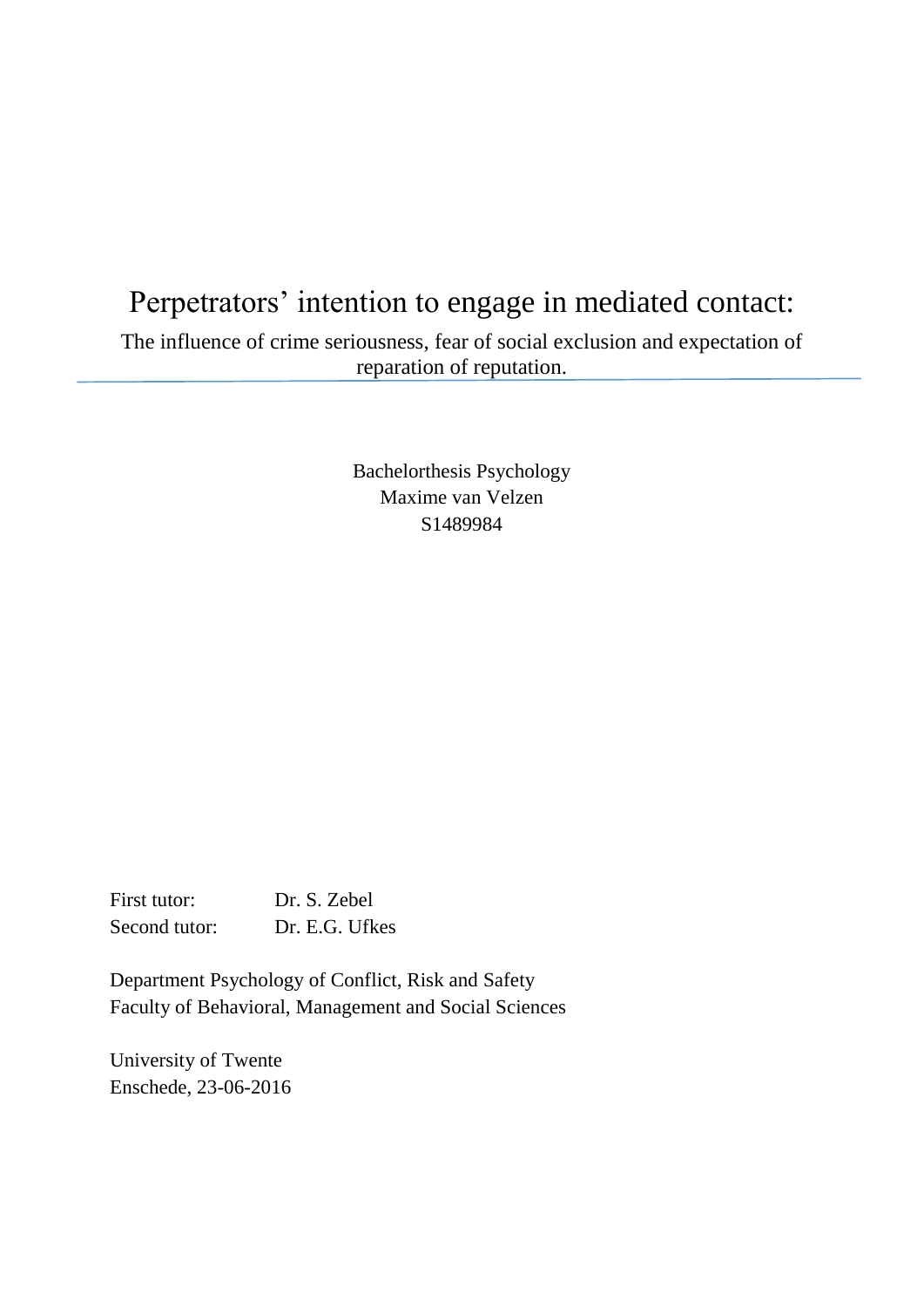# Perpetrators' intention to engage in mediated contact:

The influence of crime seriousness, fear of social exclusion and expectation of reparation of reputation.

Bachelorthesis Psychology
Maxime van Velzen
S1489984

First tutor: Dr. S. Zebel
Second tutor: Dr. E.G. Ufkes

Department Psychology of Conflict, Risk and Safety
Faculty of Behavioral, Management and Social Sciences

University of Twente
Enschede, 23-06-2016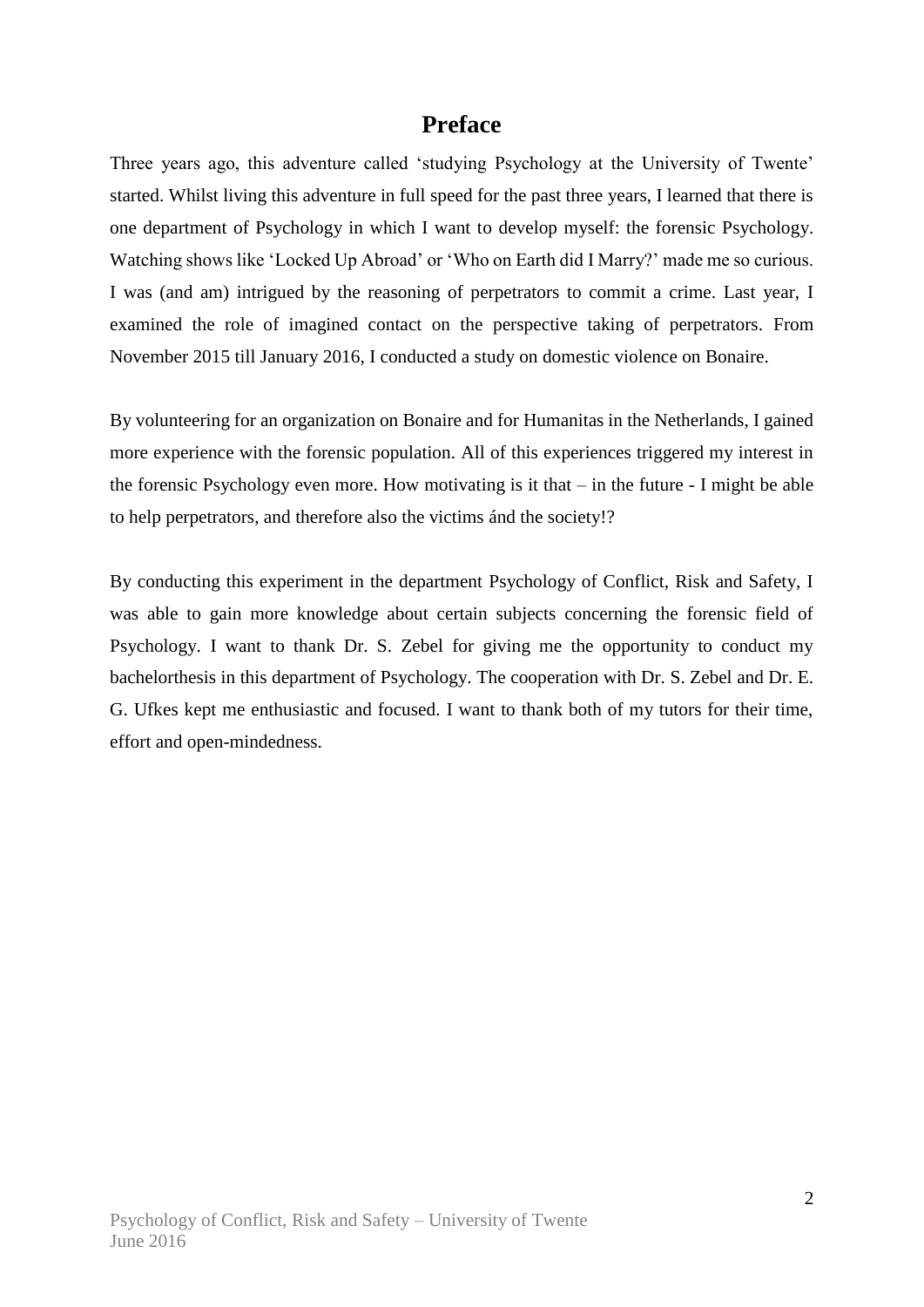# Preface

Three years ago, this adventure called 'studying Psychology at the University of Twente' started. Whilst living this adventure in full speed for the past three years, I learned that there is one department of Psychology in which I want to develop myself: the forensic Psychology. Watching shows like 'Locked Up Abroad' or 'Who on Earth did I Marry?' made me so curious. I was (and am) intrigued by the reasoning of perpetrators to commit a crime. Last year, I examined the role of imagined contact on the perspective taking of perpetrators. From November 2015 till January 2016, I conducted a study on domestic violence on Bonaire.

By volunteering for an organization on Bonaire and for Humanitas in the Netherlands, I gained more experience with the forensic population. All of this experiences triggered my interest in the forensic Psychology even more. How motivating is it that – in the future - I might be able to help perpetrators, and therefore also the victims ánd the society!?

By conducting this experiment in the department Psychology of Conflict, Risk and Safety, I was able to gain more knowledge about certain subjects concerning the forensic field of Psychology. I want to thank Dr. S. Zebel for giving me the opportunity to conduct my bachelorthesis in this department of Psychology. The cooperation with Dr. S. Zebel and Dr. E. G. Ufkes kept me enthusiastic and focused. I want to thank both of my tutors for their time, effort and open-mindedness.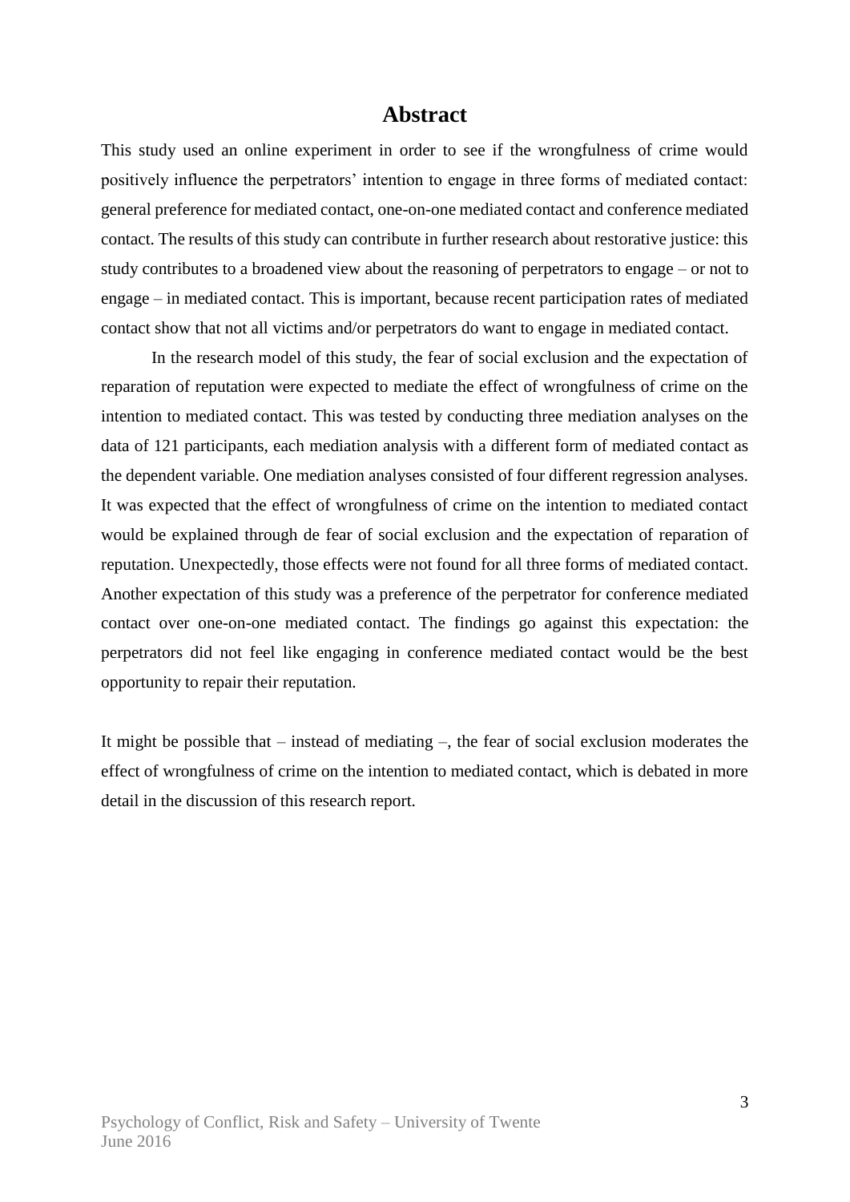# Abstract

This study used an online experiment in order to see if the wrongfulness of crime would positively influence the perpetrators' intention to engage in three forms of mediated contact: general preference for mediated contact, one-on-one mediated contact and conference mediated contact. The results of this study can contribute in further research about restorative justice: this study contributes to a broadened view about the reasoning of perpetrators to engage – or not to engage – in mediated contact. This is important, because recent participation rates of mediated contact show that not all victims and/or perpetrators do want to engage in mediated contact.

In the research model of this study, the fear of social exclusion and the expectation of reparation of reputation were expected to mediate the effect of wrongfulness of crime on the intention to mediated contact. This was tested by conducting three mediation analyses on the data of 121 participants, each mediation analysis with a different form of mediated contact as the dependent variable. One mediation analyses consisted of four different regression analyses. It was expected that the effect of wrongfulness of crime on the intention to mediated contact would be explained through de fear of social exclusion and the expectation of reparation of reputation. Unexpectedly, those effects were not found for all three forms of mediated contact. Another expectation of this study was a preference of the perpetrator for conference mediated contact over one-on-one mediated contact. The findings go against this expectation: the perpetrators did not feel like engaging in conference mediated contact would be the best opportunity to repair their reputation.

It might be possible that – instead of mediating –, the fear of social exclusion moderates the effect of wrongfulness of crime on the intention to mediated contact, which is debated in more detail in the discussion of this research report.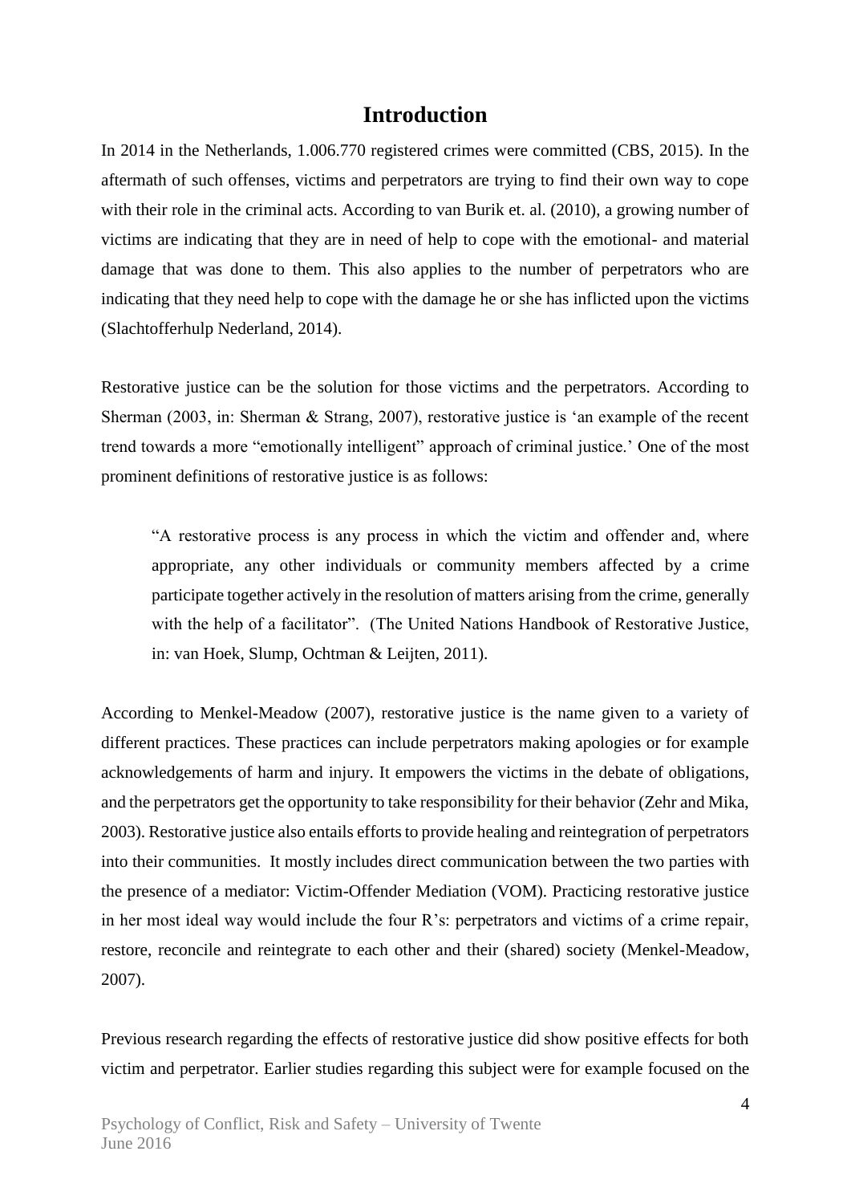# Introduction

In 2014 in the Netherlands, 1.006.770 registered crimes were committed (CBS, 2015). In the aftermath of such offenses, victims and perpetrators are trying to find their own way to cope with their role in the criminal acts. According to van Burik et. al. (2010), a growing number of victims are indicating that they are in need of help to cope with the emotional- and material damage that was done to them. This also applies to the number of perpetrators who are indicating that they need help to cope with the damage he or she has inflicted upon the victims (Slachtofferhulp Nederland, 2014).

Restorative justice can be the solution for those victims and the perpetrators. According to Sherman (2003, in: Sherman & Strang, 2007), restorative justice is 'an example of the recent trend towards a more "emotionally intelligent" approach of criminal justice.' One of the most prominent definitions of restorative justice is as follows:

> "A restorative process is any process in which the victim and offender and, where appropriate, any other individuals or community members affected by a crime participate together actively in the resolution of matters arising from the crime, generally with the help of a facilitator". (The United Nations Handbook of Restorative Justice, in: van Hoek, Slump, Ochtman & Leijten, 2011).

According to Menkel-Meadow (2007), restorative justice is the name given to a variety of different practices. These practices can include perpetrators making apologies or for example acknowledgements of harm and injury. It empowers the victims in the debate of obligations, and the perpetrators get the opportunity to take responsibility for their behavior (Zehr and Mika, 2003). Restorative justice also entails efforts to provide healing and reintegration of perpetrators into their communities. It mostly includes direct communication between the two parties with the presence of a mediator: Victim-Offender Mediation (VOM). Practicing restorative justice in her most ideal way would include the four R's: perpetrators and victims of a crime repair, restore, reconcile and reintegrate to each other and their (shared) society (Menkel-Meadow, 2007).

Previous research regarding the effects of restorative justice did show positive effects for both victim and perpetrator. Earlier studies regarding this subject were for example focused on the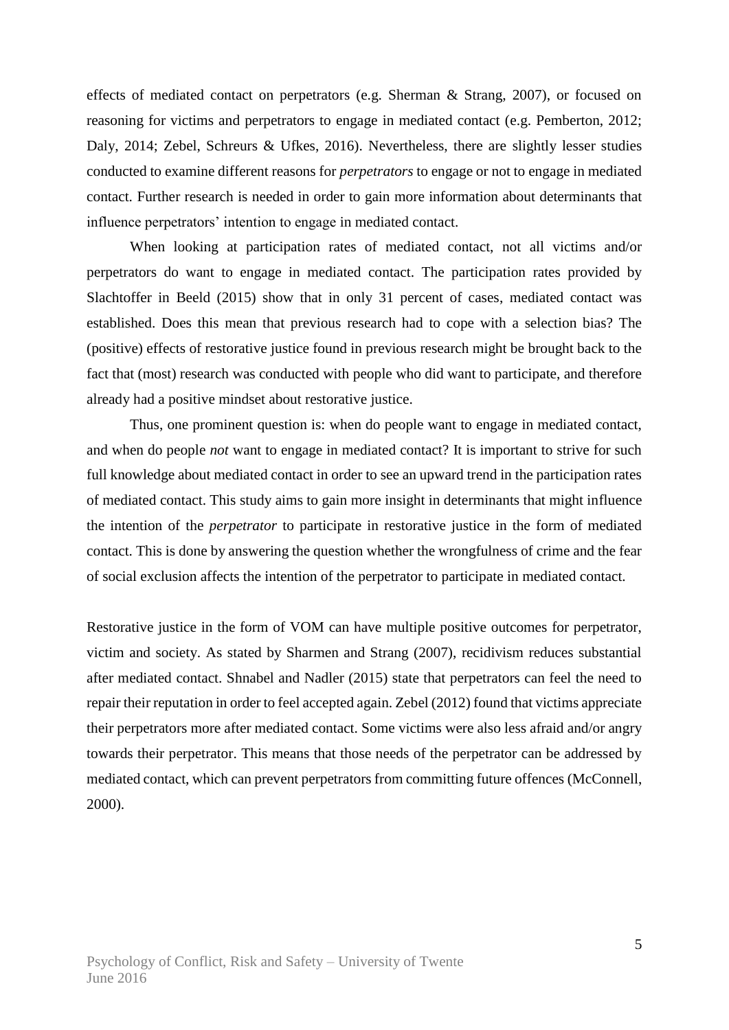effects of mediated contact on perpetrators (e.g. Sherman & Strang, 2007), or focused on reasoning for victims and perpetrators to engage in mediated contact (e.g. Pemberton, 2012; Daly, 2014; Zebel, Schreurs & Ufkes, 2016). Nevertheless, there are slightly lesser studies conducted to examine different reasons for *perpetrators* to engage or not to engage in mediated contact. Further research is needed in order to gain more information about determinants that influence perpetrators' intention to engage in mediated contact.

When looking at participation rates of mediated contact, not all victims and/or perpetrators do want to engage in mediated contact. The participation rates provided by Slachtoffer in Beeld (2015) show that in only 31 percent of cases, mediated contact was established. Does this mean that previous research had to cope with a selection bias? The (positive) effects of restorative justice found in previous research might be brought back to the fact that (most) research was conducted with people who did want to participate, and therefore already had a positive mindset about restorative justice.

Thus, one prominent question is: when do people want to engage in mediated contact, and when do people *not* want to engage in mediated contact? It is important to strive for such full knowledge about mediated contact in order to see an upward trend in the participation rates of mediated contact. This study aims to gain more insight in determinants that might influence the intention of the *perpetrator* to participate in restorative justice in the form of mediated contact. This is done by answering the question whether the wrongfulness of crime and the fear of social exclusion affects the intention of the perpetrator to participate in mediated contact.

Restorative justice in the form of VOM can have multiple positive outcomes for perpetrator, victim and society. As stated by Sharmen and Strang (2007), recidivism reduces substantial after mediated contact. Shnabel and Nadler (2015) state that perpetrators can feel the need to repair their reputation in order to feel accepted again. Zebel (2012) found that victims appreciate their perpetrators more after mediated contact. Some victims were also less afraid and/or angry towards their perpetrator. This means that those needs of the perpetrator can be addressed by mediated contact, which can prevent perpetrators from committing future offences (McConnell, 2000).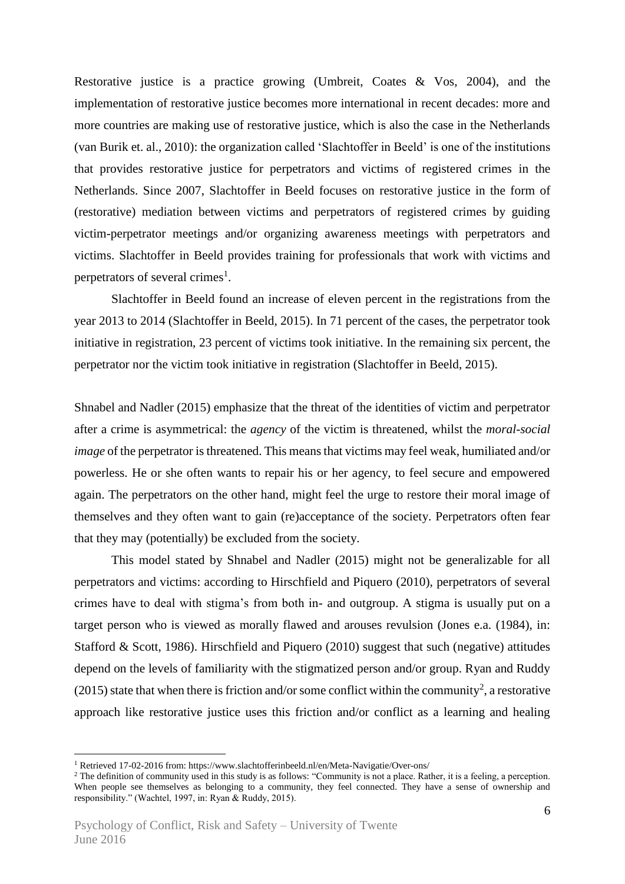Restorative justice is a practice growing (Umbreit, Coates & Vos, 2004), and the implementation of restorative justice becomes more international in recent decades: more and more countries are making use of restorative justice, which is also the case in the Netherlands (van Burik et. al., 2010): the organization called 'Slachtoffer in Beeld' is one of the institutions that provides restorative justice for perpetrators and victims of registered crimes in the Netherlands. Since 2007, Slachtoffer in Beeld focuses on restorative justice in the form of (restorative) mediation between victims and perpetrators of registered crimes by guiding victim-perpetrator meetings and/or organizing awareness meetings with perpetrators and victims. Slachtoffer in Beeld provides training for professionals that work with victims and perpetrators of several crimes[1].

Slachtoffer in Beeld found an increase of eleven percent in the registrations from the year 2013 to 2014 (Slachtoffer in Beeld, 2015). In 71 percent of the cases, the perpetrator took initiative in registration, 23 percent of victims took initiative. In the remaining six percent, the perpetrator nor the victim took initiative in registration (Slachtoffer in Beeld, 2015).

Shnabel and Nadler (2015) emphasize that the threat of the identities of victim and perpetrator after a crime is asymmetrical: the *agency* of the victim is threatened, whilst the *moral-social image* of the perpetrator is threatened. This means that victims may feel weak, humiliated and/or powerless. He or she often wants to repair his or her agency, to feel secure and empowered again. The perpetrators on the other hand, might feel the urge to restore their moral image of themselves and they often want to gain (re)acceptance of the society. Perpetrators often fear that they may (potentially) be excluded from the society.

This model stated by Shnabel and Nadler (2015) might not be generalizable for all perpetrators and victims: according to Hirschfield and Piquero (2010), perpetrators of several crimes have to deal with stigma's from both in- and outgroup. A stigma is usually put on a target person who is viewed as morally flawed and arouses revulsion (Jones e.a. (1984), in: Stafford & Scott, 1986). Hirschfield and Piquero (2010) suggest that such (negative) attitudes depend on the levels of familiarity with the stigmatized person and/or group. Ryan and Ruddy (2015) state that when there is friction and/or some conflict within the community[2], a restorative approach like restorative justice uses this friction and/or conflict as a learning and healing

---

[1] Retrieved 17-02-2016 from: https://www.slachtofferinbeeld.nl/en/Meta-Navigatie/Over-ons/

[2] The definition of community used in this study is as follows: "Community is not a place. Rather, it is a feeling, a perception. When people see themselves as belonging to a community, they feel connected. They have a sense of ownership and responsibility." (Wachtel, 1997, in: Ryan & Ruddy, 2015).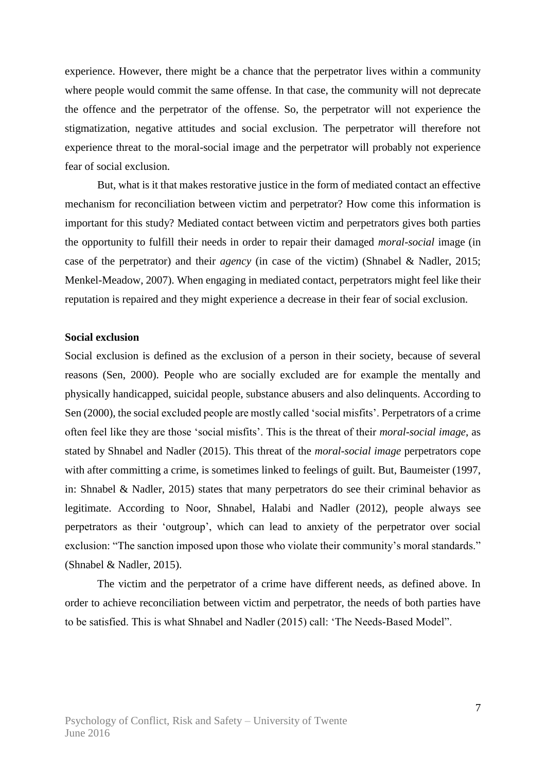experience. However, there might be a chance that the perpetrator lives within a community where people would commit the same offense. In that case, the community will not deprecate the offence and the perpetrator of the offense. So, the perpetrator will not experience the stigmatization, negative attitudes and social exclusion. The perpetrator will therefore not experience threat to the moral-social image and the perpetrator will probably not experience fear of social exclusion.

But, what is it that makes restorative justice in the form of mediated contact an effective mechanism for reconciliation between victim and perpetrator? How come this information is important for this study? Mediated contact between victim and perpetrators gives both parties the opportunity to fulfill their needs in order to repair their damaged *moral-social* image (in case of the perpetrator) and their *agency* (in case of the victim) (Shnabel & Nadler, 2015; Menkel-Meadow, 2007). When engaging in mediated contact, perpetrators might feel like their reputation is repaired and they might experience a decrease in their fear of social exclusion.

**Social exclusion**

Social exclusion is defined as the exclusion of a person in their society, because of several reasons (Sen, 2000). People who are socially excluded are for example the mentally and physically handicapped, suicidal people, substance abusers and also delinquents. According to Sen (2000), the social excluded people are mostly called 'social misfits'. Perpetrators of a crime often feel like they are those 'social misfits'. This is the threat of their *moral-social image*, as stated by Shnabel and Nadler (2015). This threat of the *moral-social image* perpetrators cope with after committing a crime, is sometimes linked to feelings of guilt. But, Baumeister (1997, in: Shnabel & Nadler, 2015) states that many perpetrators do see their criminal behavior as legitimate. According to Noor, Shnabel, Halabi and Nadler (2012), people always see perpetrators as their 'outgroup', which can lead to anxiety of the perpetrator over social exclusion: "The sanction imposed upon those who violate their community's moral standards." (Shnabel & Nadler, 2015).

The victim and the perpetrator of a crime have different needs, as defined above. In order to achieve reconciliation between victim and perpetrator, the needs of both parties have to be satisfied. This is what Shnabel and Nadler (2015) call: 'The Needs-Based Model".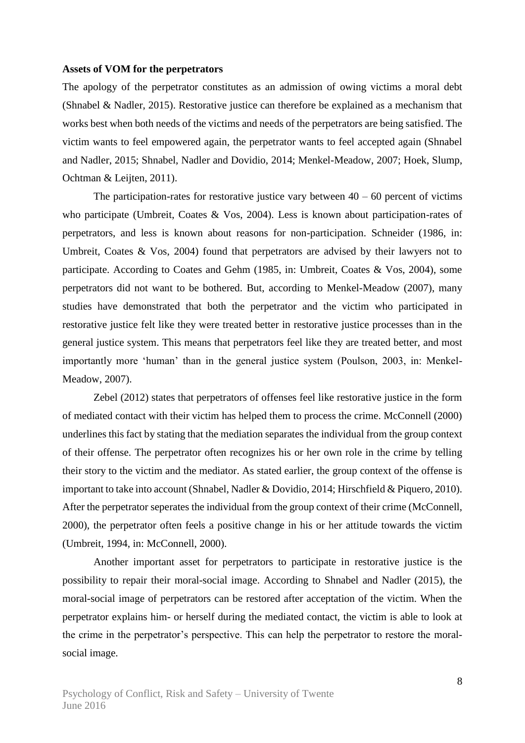**Assets of VOM for the perpetrators**

The apology of the perpetrator constitutes as an admission of owing victims a moral debt (Shnabel & Nadler, 2015). Restorative justice can therefore be explained as a mechanism that works best when both needs of the victims and needs of the perpetrators are being satisfied. The victim wants to feel empowered again, the perpetrator wants to feel accepted again (Shnabel and Nadler, 2015; Shnabel, Nadler and Dovidio, 2014; Menkel-Meadow, 2007; Hoek, Slump, Ochtman & Leijten, 2011).

The participation-rates for restorative justice vary between 40 – 60 percent of victims who participate (Umbreit, Coates & Vos, 2004). Less is known about participation-rates of perpetrators, and less is known about reasons for non-participation. Schneider (1986, in: Umbreit, Coates & Vos, 2004) found that perpetrators are advised by their lawyers not to participate. According to Coates and Gehm (1985, in: Umbreit, Coates & Vos, 2004), some perpetrators did not want to be bothered. But, according to Menkel-Meadow (2007), many studies have demonstrated that both the perpetrator and the victim who participated in restorative justice felt like they were treated better in restorative justice processes than in the general justice system. This means that perpetrators feel like they are treated better, and most importantly more 'human' than in the general justice system (Poulson, 2003, in: Menkel-Meadow, 2007).

Zebel (2012) states that perpetrators of offenses feel like restorative justice in the form of mediated contact with their victim has helped them to process the crime. McConnell (2000) underlines this fact by stating that the mediation separates the individual from the group context of their offense. The perpetrator often recognizes his or her own role in the crime by telling their story to the victim and the mediator. As stated earlier, the group context of the offense is important to take into account (Shnabel, Nadler & Dovidio, 2014; Hirschfield & Piquero, 2010). After the perpetrator seperates the individual from the group context of their crime (McConnell, 2000), the perpetrator often feels a positive change in his or her attitude towards the victim (Umbreit, 1994, in: McConnell, 2000).

Another important asset for perpetrators to participate in restorative justice is the possibility to repair their moral-social image. According to Shnabel and Nadler (2015), the moral-social image of perpetrators can be restored after acceptation of the victim. When the perpetrator explains him- or herself during the mediated contact, the victim is able to look at the crime in the perpetrator's perspective. This can help the perpetrator to restore the moral-social image.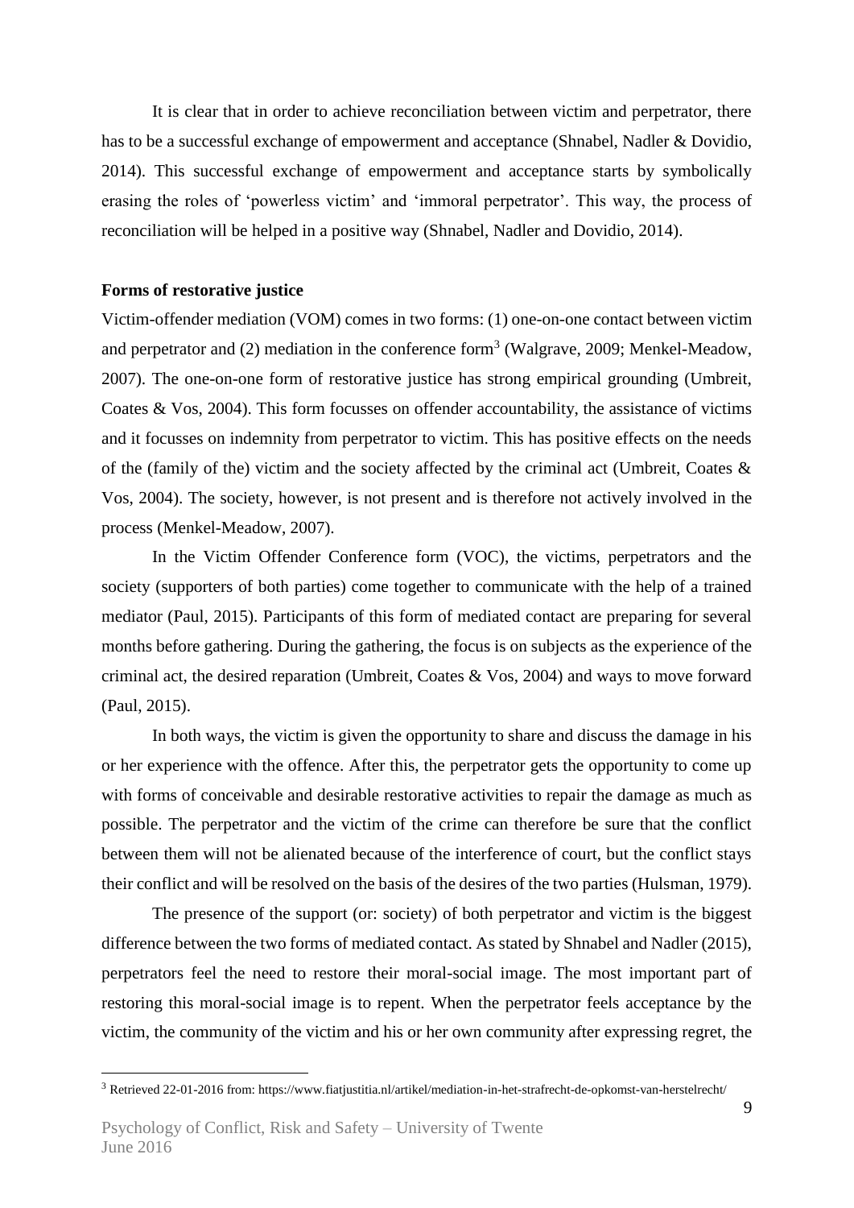It is clear that in order to achieve reconciliation between victim and perpetrator, there has to be a successful exchange of empowerment and acceptance (Shnabel, Nadler & Dovidio, 2014). This successful exchange of empowerment and acceptance starts by symbolically erasing the roles of 'powerless victim' and 'immoral perpetrator'. This way, the process of reconciliation will be helped in a positive way (Shnabel, Nadler and Dovidio, 2014).

**Forms of restorative justice**

Victim-offender mediation (VOM) comes in two forms: (1) one-on-one contact between victim and perpetrator and (2) mediation in the conference form[3] (Walgrave, 2009; Menkel-Meadow, 2007). The one-on-one form of restorative justice has strong empirical grounding (Umbreit, Coates & Vos, 2004). This form focusses on offender accountability, the assistance of victims and it focusses on indemnity from perpetrator to victim. This has positive effects on the needs of the (family of the) victim and the society affected by the criminal act (Umbreit, Coates & Vos, 2004). The society, however, is not present and is therefore not actively involved in the process (Menkel-Meadow, 2007).

In the Victim Offender Conference form (VOC), the victims, perpetrators and the society (supporters of both parties) come together to communicate with the help of a trained mediator (Paul, 2015). Participants of this form of mediated contact are preparing for several months before gathering. During the gathering, the focus is on subjects as the experience of the criminal act, the desired reparation (Umbreit, Coates & Vos, 2004) and ways to move forward (Paul, 2015).

In both ways, the victim is given the opportunity to share and discuss the damage in his or her experience with the offence. After this, the perpetrator gets the opportunity to come up with forms of conceivable and desirable restorative activities to repair the damage as much as possible. The perpetrator and the victim of the crime can therefore be sure that the conflict between them will not be alienated because of the interference of court, but the conflict stays their conflict and will be resolved on the basis of the desires of the two parties (Hulsman, 1979).

The presence of the support (or: society) of both perpetrator and victim is the biggest difference between the two forms of mediated contact. As stated by Shnabel and Nadler (2015), perpetrators feel the need to restore their moral-social image. The most important part of restoring this moral-social image is to repent. When the perpetrator feels acceptance by the victim, the community of the victim and his or her own community after expressing regret, the

[3] Retrieved 22-01-2016 from: https://www.fiatjustitia.nl/artikel/mediation-in-het-strafrecht-de-opkomst-van-herstelrecht/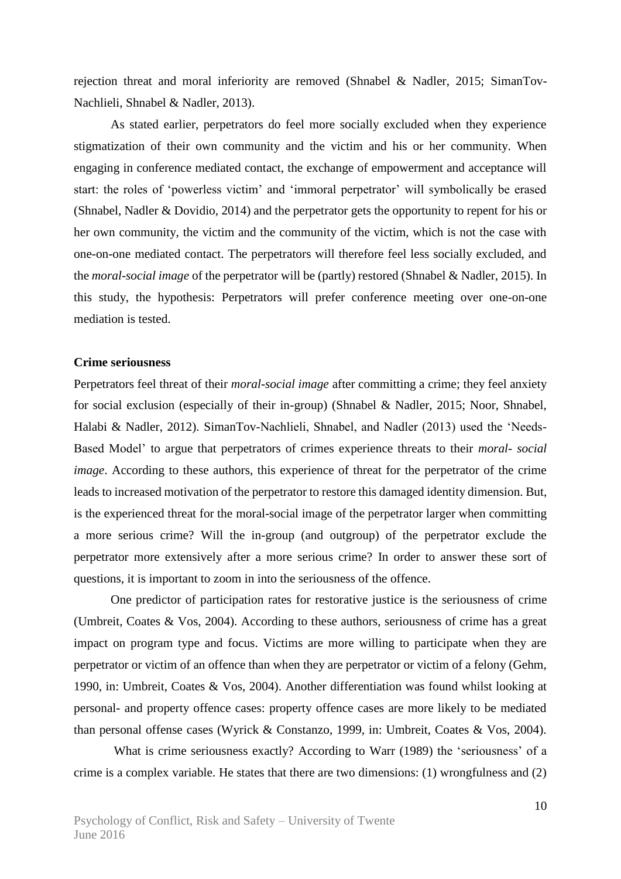rejection threat and moral inferiority are removed (Shnabel & Nadler, 2015; SimanTov-Nachlieli, Shnabel & Nadler, 2013).

As stated earlier, perpetrators do feel more socially excluded when they experience stigmatization of their own community and the victim and his or her community. When engaging in conference mediated contact, the exchange of empowerment and acceptance will start: the roles of 'powerless victim' and 'immoral perpetrator' will symbolically be erased (Shnabel, Nadler & Dovidio, 2014) and the perpetrator gets the opportunity to repent for his or her own community, the victim and the community of the victim, which is not the case with one-on-one mediated contact. The perpetrators will therefore feel less socially excluded, and the *moral-social image* of the perpetrator will be (partly) restored (Shnabel & Nadler, 2015). In this study, the hypothesis: Perpetrators will prefer conference meeting over one-on-one mediation is tested.

**Crime seriousness**

Perpetrators feel threat of their *moral-social image* after committing a crime; they feel anxiety for social exclusion (especially of their in-group) (Shnabel & Nadler, 2015; Noor, Shnabel, Halabi & Nadler, 2012). SimanTov-Nachlieli, Shnabel, and Nadler (2013) used the 'Needs-Based Model' to argue that perpetrators of crimes experience threats to their *moral- social image*. According to these authors, this experience of threat for the perpetrator of the crime leads to increased motivation of the perpetrator to restore this damaged identity dimension. But, is the experienced threat for the moral-social image of the perpetrator larger when committing a more serious crime? Will the in-group (and outgroup) of the perpetrator exclude the perpetrator more extensively after a more serious crime? In order to answer these sort of questions, it is important to zoom in into the seriousness of the offence.

One predictor of participation rates for restorative justice is the seriousness of crime (Umbreit, Coates & Vos, 2004). According to these authors, seriousness of crime has a great impact on program type and focus. Victims are more willing to participate when they are perpetrator or victim of an offence than when they are perpetrator or victim of a felony (Gehm, 1990, in: Umbreit, Coates & Vos, 2004). Another differentiation was found whilst looking at personal- and property offence cases: property offence cases are more likely to be mediated than personal offense cases (Wyrick & Constanzo, 1999, in: Umbreit, Coates & Vos, 2004).

What is crime seriousness exactly? According to Warr (1989) the 'seriousness' of a crime is a complex variable. He states that there are two dimensions: (1) wrongfulness and (2)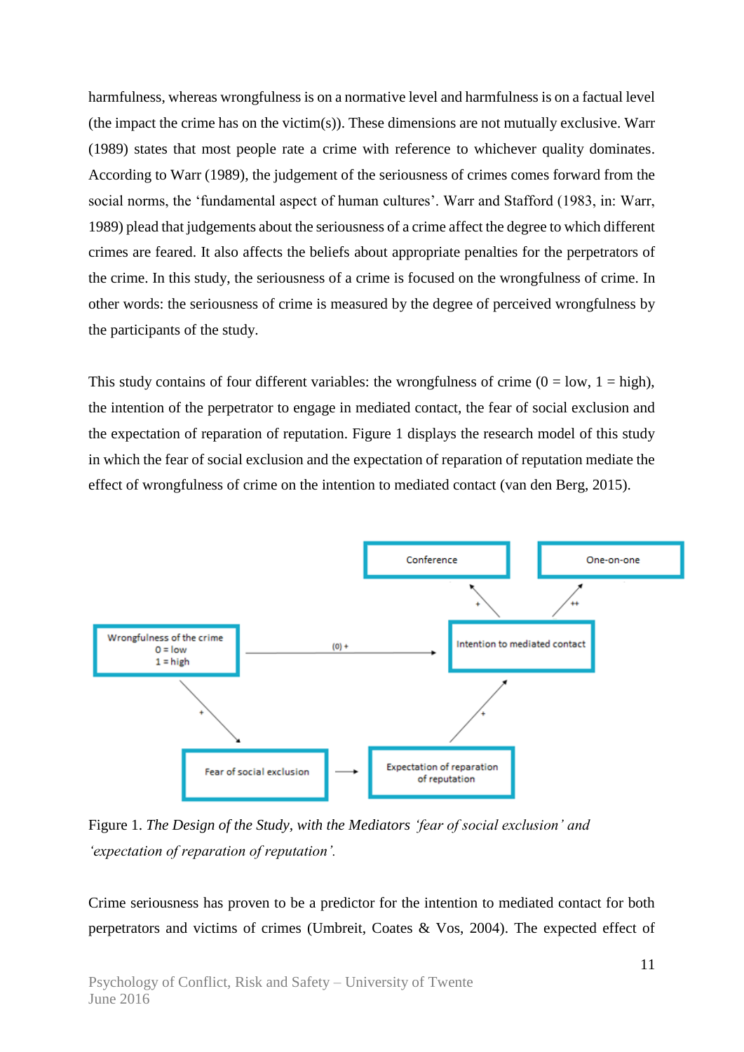harmfulness, whereas wrongfulness is on a normative level and harmfulness is on a factual level (the impact the crime has on the victim(s)). These dimensions are not mutually exclusive. Warr (1989) states that most people rate a crime with reference to whichever quality dominates. According to Warr (1989), the judgement of the seriousness of crimes comes forward from the social norms, the 'fundamental aspect of human cultures'. Warr and Stafford (1983, in: Warr, 1989) plead that judgements about the seriousness of a crime affect the degree to which different crimes are feared. It also affects the beliefs about appropriate penalties for the perpetrators of the crime. In this study, the seriousness of a crime is focused on the wrongfulness of crime. In other words: the seriousness of crime is measured by the degree of perceived wrongfulness by the participants of the study.

This study contains of four different variables: the wrongfulness of crime (0 = low, 1 = high), the intention of the perpetrator to engage in mediated contact, the fear of social exclusion and the expectation of reparation of reputation. Figure 1 displays the research model of this study in which the fear of social exclusion and the expectation of reparation of reputation mediate the effect of wrongfulness of crime on the intention to mediated contact (van den Berg, 2015).

Conference

One-on-one

Wrongfulness of the crime
0 = low
1 = high

(0) +

+

++

Intention to mediated contact

+

+

Fear of social exclusion

Expectation of reparation of reputation

Figure 1. *The Design of the Study, with the Mediators 'fear of social exclusion' and 'expectation of reparation of reputation'.*

Crime seriousness has proven to be a predictor for the intention to mediated contact for both perpetrators and victims of crimes (Umbreit, Coates & Vos, 2004). The expected effect of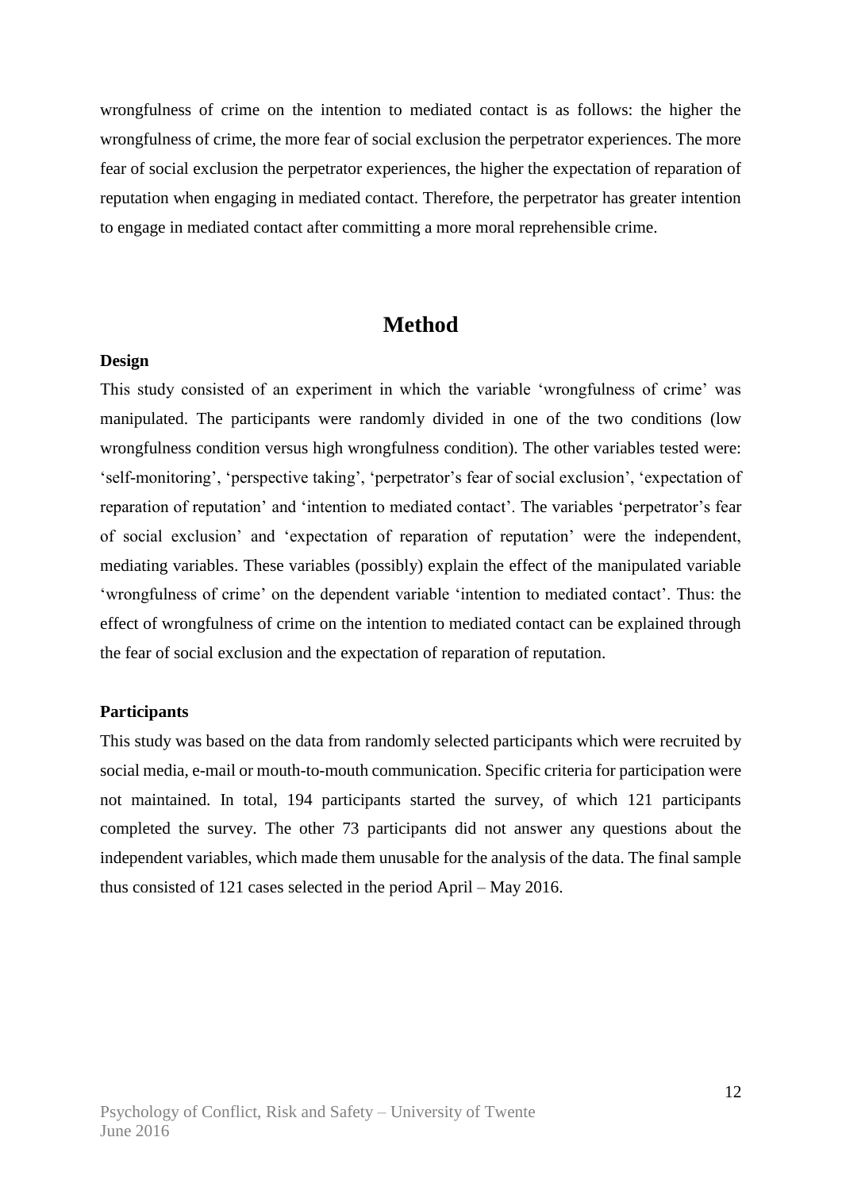wrongfulness of crime on the intention to mediated contact is as follows: the higher the wrongfulness of crime, the more fear of social exclusion the perpetrator experiences. The more fear of social exclusion the perpetrator experiences, the higher the expectation of reparation of reputation when engaging in mediated contact. Therefore, the perpetrator has greater intention to engage in mediated contact after committing a more moral reprehensible crime.

# Method

**Design**

This study consisted of an experiment in which the variable 'wrongfulness of crime' was manipulated. The participants were randomly divided in one of the two conditions (low wrongfulness condition versus high wrongfulness condition). The other variables tested were: 'self-monitoring', 'perspective taking', 'perpetrator's fear of social exclusion', 'expectation of reparation of reputation' and 'intention to mediated contact'. The variables 'perpetrator's fear of social exclusion' and 'expectation of reparation of reputation' were the independent, mediating variables. These variables (possibly) explain the effect of the manipulated variable 'wrongfulness of crime' on the dependent variable 'intention to mediated contact'. Thus: the effect of wrongfulness of crime on the intention to mediated contact can be explained through the fear of social exclusion and the expectation of reparation of reputation.

**Participants**

This study was based on the data from randomly selected participants which were recruited by social media, e-mail or mouth-to-mouth communication. Specific criteria for participation were not maintained. In total, 194 participants started the survey, of which 121 participants completed the survey. The other 73 participants did not answer any questions about the independent variables, which made them unusable for the analysis of the data. The final sample thus consisted of 121 cases selected in the period April – May 2016.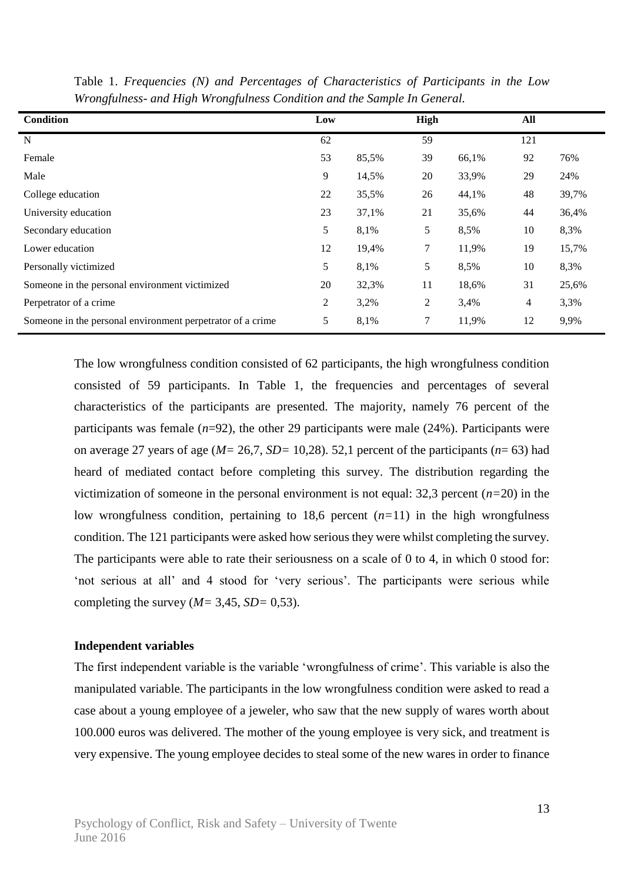Table 1. *Frequencies (N) and Percentages of Characteristics of Participants in the Low Wrongfulness- and High Wrongfulness Condition and the Sample In General.*

| Condition | Low | | High | | All | |
|---|---|---|---|---|---|---|
| N | 62 | | 59 | | 121 | |
| Female | 53 | 85,5% | 39 | 66,1% | 92 | 76% |
| Male | 9 | 14,5% | 20 | 33,9% | 29 | 24% |
| College education | 22 | 35,5% | 26 | 44,1% | 48 | 39,7% |
| University education | 23 | 37,1% | 21 | 35,6% | 44 | 36,4% |
| Secondary education | 5 | 8,1% | 5 | 8,5% | 10 | 8,3% |
| Lower education | 12 | 19,4% | 7 | 11,9% | 19 | 15,7% |
| Personally victimized | 5 | 8,1% | 5 | 8,5% | 10 | 8,3% |
| Someone in the personal environment victimized | 20 | 32,3% | 11 | 18,6% | 31 | 25,6% |
| Perpetrator of a crime | 2 | 3,2% | 2 | 3,4% | 4 | 3,3% |
| Someone in the personal environment perpetrator of a crime | 5 | 8,1% | 7 | 11,9% | 12 | 9,9% |

The low wrongfulness condition consisted of 62 participants, the high wrongfulness condition consisted of 59 participants. In Table 1, the frequencies and percentages of several characteristics of the participants are presented. The majority, namely 76 percent of the participants was female ($n$=92), the other 29 participants were male (24%). Participants were on average 27 years of age ($M$= 26,7, $SD$= 10,28). 52,1 percent of the participants ($n$= 63) had heard of mediated contact before completing this survey. The distribution regarding the victimization of someone in the personal environment is not equal: 32,3 percent ($n$=20) in the low wrongfulness condition, pertaining to 18,6 percent ($n$=11) in the high wrongfulness condition. The 121 participants were asked how serious they were whilst completing the survey. The participants were able to rate their seriousness on a scale of 0 to 4, in which 0 stood for: 'not serious at all' and 4 stood for 'very serious'. The participants were serious while completing the survey ($M$= 3,45, $SD$= 0,53).

**Independent variables**

The first independent variable is the variable 'wrongfulness of crime'. This variable is also the manipulated variable. The participants in the low wrongfulness condition were asked to read a case about a young employee of a jeweler, who saw that the new supply of wares worth about 100.000 euros was delivered. The mother of the young employee is very sick, and treatment is very expensive. The young employee decides to steal some of the new wares in order to finance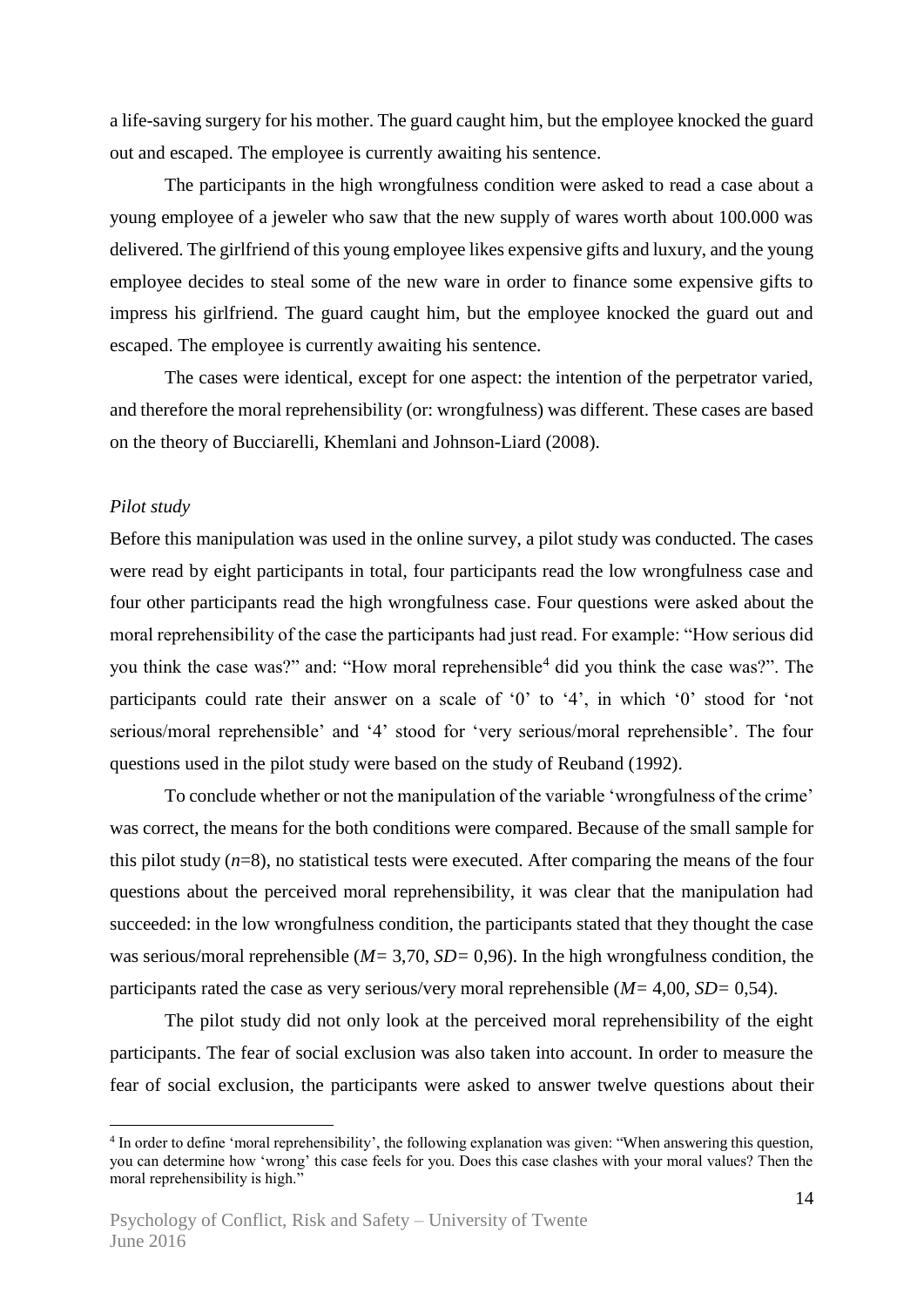a life-saving surgery for his mother. The guard caught him, but the employee knocked the guard out and escaped. The employee is currently awaiting his sentence.

The participants in the high wrongfulness condition were asked to read a case about a young employee of a jeweler who saw that the new supply of wares worth about 100.000 was delivered. The girlfriend of this young employee likes expensive gifts and luxury, and the young employee decides to steal some of the new ware in order to finance some expensive gifts to impress his girlfriend. The guard caught him, but the employee knocked the guard out and escaped. The employee is currently awaiting his sentence.

The cases were identical, except for one aspect: the intention of the perpetrator varied, and therefore the moral reprehensibility (or: wrongfulness) was different. These cases are based on the theory of Bucciarelli, Khemlani and Johnson-Liard (2008).

*Pilot study*

Before this manipulation was used in the online survey, a pilot study was conducted. The cases were read by eight participants in total, four participants read the low wrongfulness case and four other participants read the high wrongfulness case. Four questions were asked about the moral reprehensibility of the case the participants had just read. For example: "How serious did you think the case was?" and: "How moral reprehensible[4] did you think the case was?". The participants could rate their answer on a scale of '0' to '4', in which '0' stood for 'not serious/moral reprehensible' and '4' stood for 'very serious/moral reprehensible'. The four questions used in the pilot study were based on the study of Reuband (1992).

To conclude whether or not the manipulation of the variable 'wrongfulness of the crime' was correct, the means for the both conditions were compared. Because of the small sample for this pilot study ($n$=8), no statistical tests were executed. After comparing the means of the four questions about the perceived moral reprehensibility, it was clear that the manipulation had succeeded: in the low wrongfulness condition, the participants stated that they thought the case was serious/moral reprehensible ($M$= 3,70, $SD$= 0,96). In the high wrongfulness condition, the participants rated the case as very serious/very moral reprehensible ($M$= 4,00, $SD$= 0,54).

The pilot study did not only look at the perceived moral reprehensibility of the eight participants. The fear of social exclusion was also taken into account. In order to measure the fear of social exclusion, the participants were asked to answer twelve questions about their

[4] In order to define 'moral reprehensibility', the following explanation was given: "When answering this question, you can determine how 'wrong' this case feels for you. Does this case clashes with your moral values? Then the moral reprehensibility is high."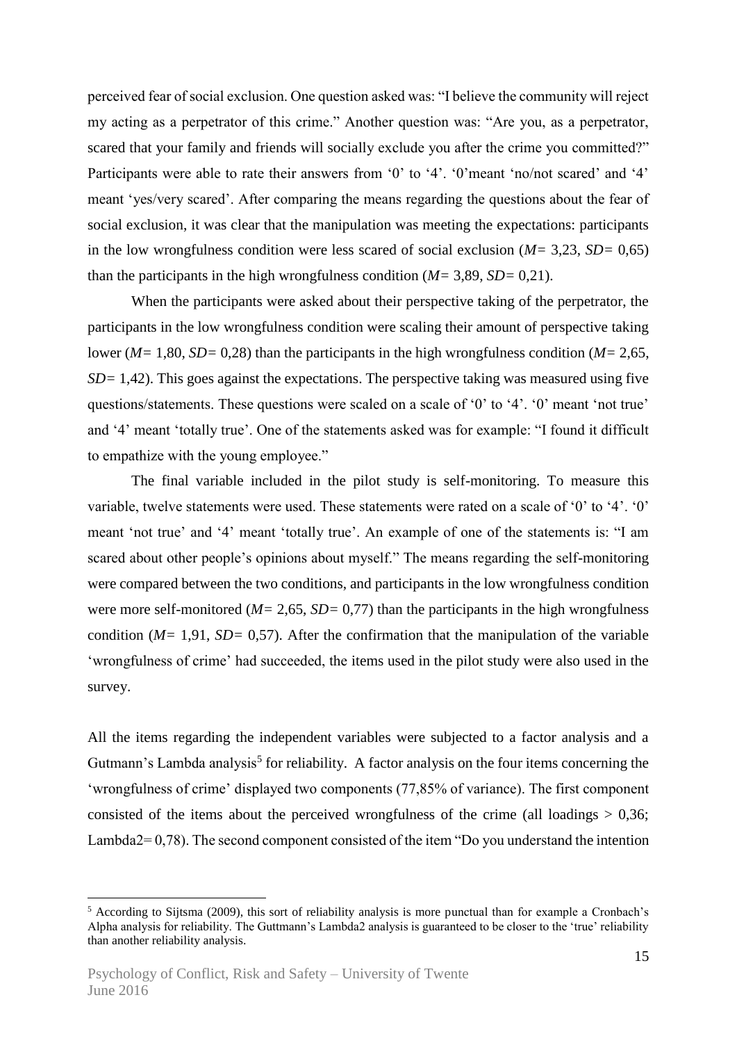perceived fear of social exclusion. One question asked was: "I believe the community will reject my acting as a perpetrator of this crime." Another question was: "Are you, as a perpetrator, scared that your family and friends will socially exclude you after the crime you committed?" Participants were able to rate their answers from '0' to '4'. '0'meant 'no/not scared' and '4' meant 'yes/very scared'. After comparing the means regarding the questions about the fear of social exclusion, it was clear that the manipulation was meeting the expectations: participants in the low wrongfulness condition were less scared of social exclusion (*M*= 3,23, *SD*= 0,65) than the participants in the high wrongfulness condition (*M*= 3,89, *SD*= 0,21).

When the participants were asked about their perspective taking of the perpetrator, the participants in the low wrongfulness condition were scaling their amount of perspective taking lower (*M*= 1,80, *SD*= 0,28) than the participants in the high wrongfulness condition (*M*= 2,65, *SD*= 1,42). This goes against the expectations. The perspective taking was measured using five questions/statements. These questions were scaled on a scale of '0' to '4'. '0' meant 'not true' and '4' meant 'totally true'. One of the statements asked was for example: "I found it difficult to empathize with the young employee."

The final variable included in the pilot study is self-monitoring. To measure this variable, twelve statements were used. These statements were rated on a scale of '0' to '4'. '0' meant 'not true' and '4' meant 'totally true'. An example of one of the statements is: "I am scared about other people's opinions about myself." The means regarding the self-monitoring were compared between the two conditions, and participants in the low wrongfulness condition were more self-monitored (*M*= 2,65, *SD*= 0,77) than the participants in the high wrongfulness condition (*M*= 1,91, *SD*= 0,57). After the confirmation that the manipulation of the variable 'wrongfulness of crime' had succeeded, the items used in the pilot study were also used in the survey.

All the items regarding the independent variables were subjected to a factor analysis and a Gutmann's Lambda analysis[5] for reliability. A factor analysis on the four items concerning the 'wrongfulness of crime' displayed two components (77,85% of variance). The first component consisted of the items about the perceived wrongfulness of the crime (all loadings > 0,36; Lambda2= 0,78). The second component consisted of the item "Do you understand the intention

[5] According to Sijtsma (2009), this sort of reliability analysis is more punctual than for example a Cronbach's Alpha analysis for reliability. The Guttmann's Lambda2 analysis is guaranteed to be closer to the 'true' reliability than another reliability analysis.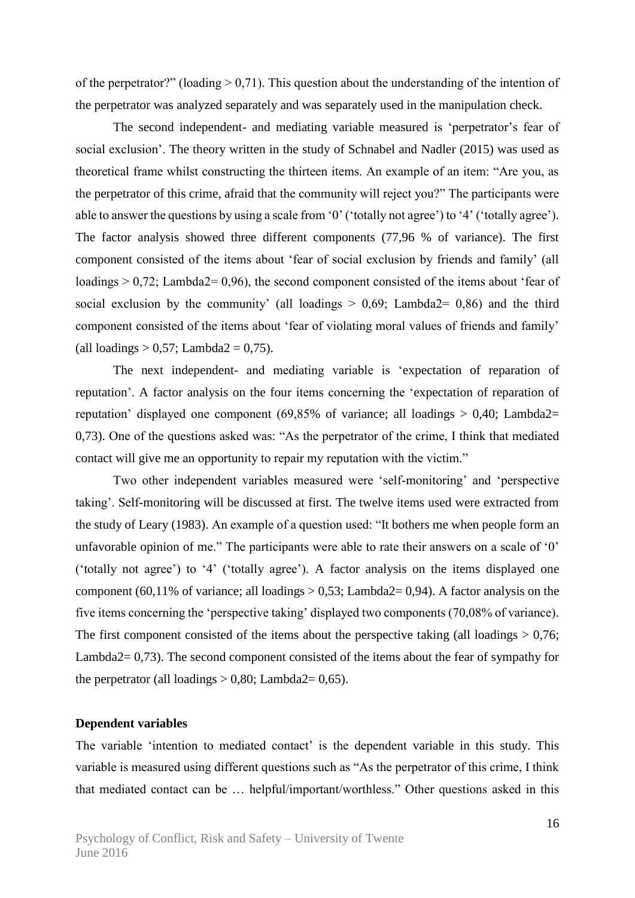of the perpetrator?" (loading > 0,71). This question about the understanding of the intention of the perpetrator was analyzed separately and was separately used in the manipulation check.

The second independent- and mediating variable measured is 'perpetrator's fear of social exclusion'. The theory written in the study of Schnabel and Nadler (2015) was used as theoretical frame whilst constructing the thirteen items. An example of an item: "Are you, as the perpetrator of this crime, afraid that the community will reject you?" The participants were able to answer the questions by using a scale from '0' ('totally not agree') to '4' ('totally agree'). The factor analysis showed three different components (77,96 % of variance). The first component consisted of the items about 'fear of social exclusion by friends and family' (all loadings > 0,72; Lambda2= 0,96), the second component consisted of the items about 'fear of social exclusion by the community' (all loadings > 0,69; Lambda2= 0,86) and the third component consisted of the items about 'fear of violating moral values of friends and family' (all loadings > 0,57; Lambda2 = 0,75).

The next independent- and mediating variable is 'expectation of reparation of reputation'. A factor analysis on the four items concerning the 'expectation of reparation of reputation' displayed one component (69,85% of variance; all loadings > 0,40; Lambda2= 0,73). One of the questions asked was: "As the perpetrator of the crime, I think that mediated contact will give me an opportunity to repair my reputation with the victim."

Two other independent variables measured were 'self-monitoring' and 'perspective taking'. Self-monitoring will be discussed at first. The twelve items used were extracted from the study of Leary (1983). An example of a question used: "It bothers me when people form an unfavorable opinion of me." The participants were able to rate their answers on a scale of '0' ('totally not agree') to '4' ('totally agree'). A factor analysis on the items displayed one component (60,11% of variance; all loadings > 0,53; Lambda2= 0,94). A factor analysis on the five items concerning the 'perspective taking' displayed two components (70,08% of variance). The first component consisted of the items about the perspective taking (all loadings > 0,76; Lambda2= 0,73). The second component consisted of the items about the fear of sympathy for the perpetrator (all loadings > 0,80; Lambda2= 0,65).

**Dependent variables**

The variable 'intention to mediated contact' is the dependent variable in this study. This variable is measured using different questions such as "As the perpetrator of this crime, I think that mediated contact can be … helpful/important/worthless." Other questions asked in this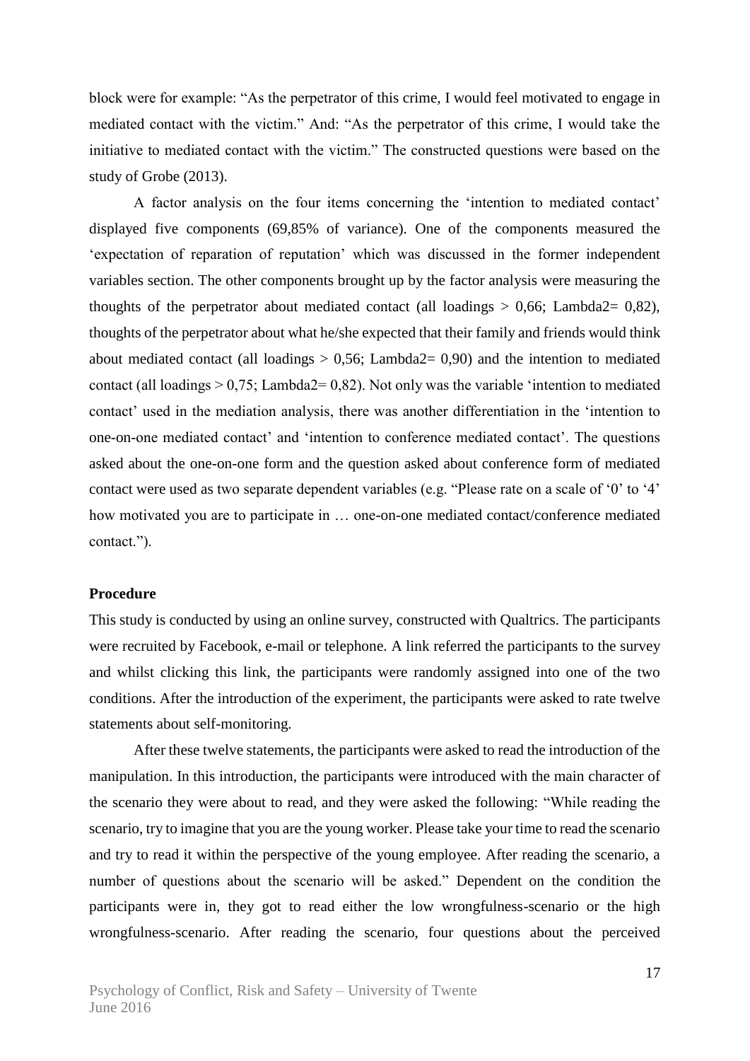block were for example: “As the perpetrator of this crime, I would feel motivated to engage in mediated contact with the victim.” And: “As the perpetrator of this crime, I would take the initiative to mediated contact with the victim.” The constructed questions were based on the study of Grobe (2013).

A factor analysis on the four items concerning the ‘intention to mediated contact’ displayed five components (69,85% of variance). One of the components measured the ‘expectation of reparation of reputation’ which was discussed in the former independent variables section. The other components brought up by the factor analysis were measuring the thoughts of the perpetrator about mediated contact (all loadings > 0,66; Lambda2= 0,82), thoughts of the perpetrator about what he/she expected that their family and friends would think about mediated contact (all loadings > 0,56; Lambda2= 0,90) and the intention to mediated contact (all loadings > 0,75; Lambda2= 0,82). Not only was the variable ‘intention to mediated contact’ used in the mediation analysis, there was another differentiation in the ‘intention to one-on-one mediated contact’ and ‘intention to conference mediated contact’. The questions asked about the one-on-one form and the question asked about conference form of mediated contact were used as two separate dependent variables (e.g. “Please rate on a scale of ‘0’ to ‘4’ how motivated you are to participate in … one-on-one mediated contact/conference mediated contact.”).

**Procedure**

This study is conducted by using an online survey, constructed with Qualtrics. The participants were recruited by Facebook, e-mail or telephone. A link referred the participants to the survey and whilst clicking this link, the participants were randomly assigned into one of the two conditions. After the introduction of the experiment, the participants were asked to rate twelve statements about self-monitoring.

After these twelve statements, the participants were asked to read the introduction of the manipulation. In this introduction, the participants were introduced with the main character of the scenario they were about to read, and they were asked the following: “While reading the scenario, try to imagine that you are the young worker. Please take your time to read the scenario and try to read it within the perspective of the young employee. After reading the scenario, a number of questions about the scenario will be asked.” Dependent on the condition the participants were in, they got to read either the low wrongfulness-scenario or the high wrongfulness-scenario. After reading the scenario, four questions about the perceived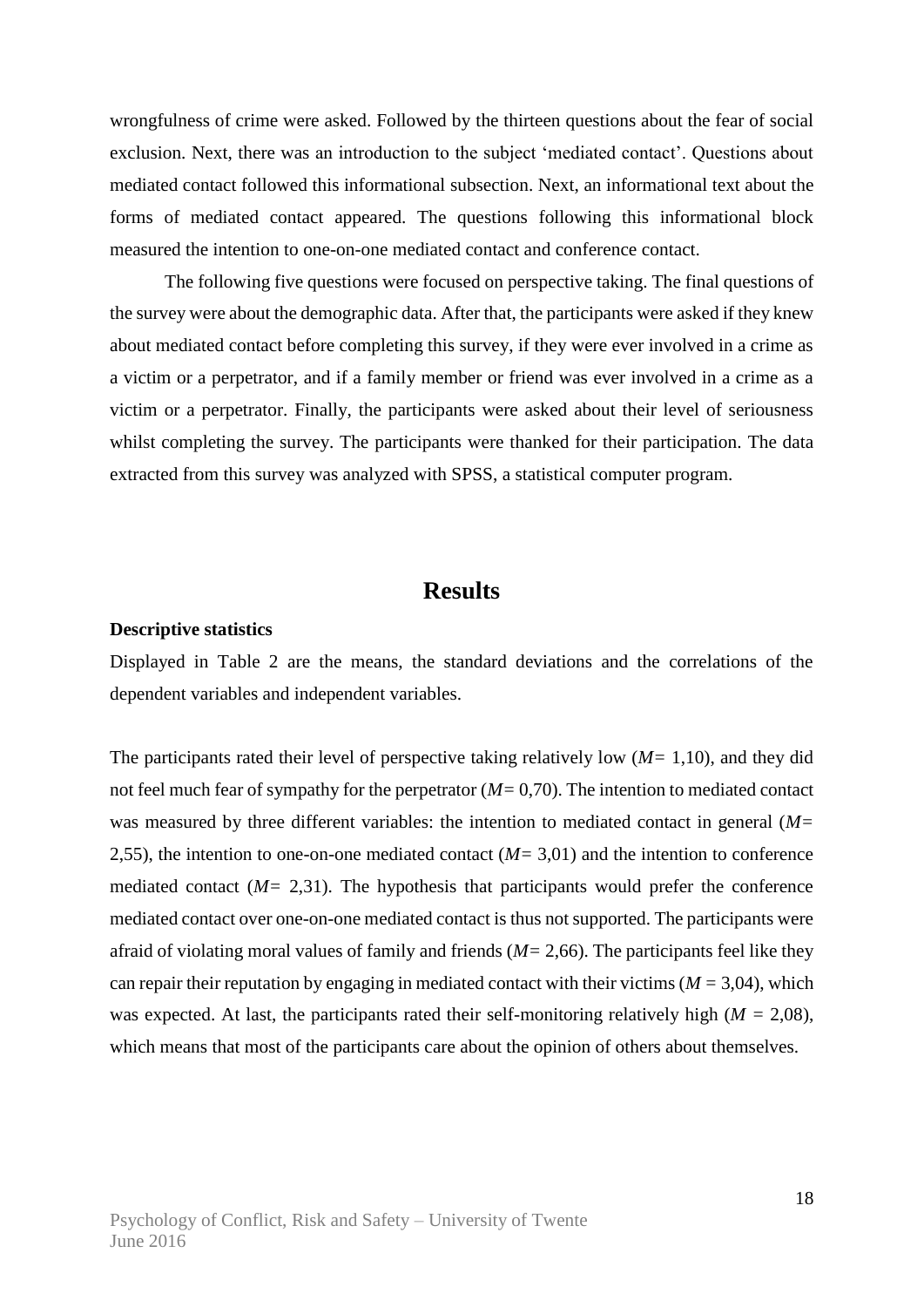wrongfulness of crime were asked. Followed by the thirteen questions about the fear of social exclusion. Next, there was an introduction to the subject 'mediated contact'. Questions about mediated contact followed this informational subsection. Next, an informational text about the forms of mediated contact appeared. The questions following this informational block measured the intention to one-on-one mediated contact and conference contact.

The following five questions were focused on perspective taking. The final questions of the survey were about the demographic data. After that, the participants were asked if they knew about mediated contact before completing this survey, if they were ever involved in a crime as a victim or a perpetrator, and if a family member or friend was ever involved in a crime as a victim or a perpetrator. Finally, the participants were asked about their level of seriousness whilst completing the survey. The participants were thanked for their participation. The data extracted from this survey was analyzed with SPSS, a statistical computer program.

## Results

**Descriptive statistics**

Displayed in Table 2 are the means, the standard deviations and the correlations of the dependent variables and independent variables.

The participants rated their level of perspective taking relatively low ($M$= 1,10), and they did not feel much fear of sympathy for the perpetrator ($M$= 0,70). The intention to mediated contact was measured by three different variables: the intention to mediated contact in general ($M$= 2,55), the intention to one-on-one mediated contact ($M$= 3,01) and the intention to conference mediated contact ($M$= 2,31). The hypothesis that participants would prefer the conference mediated contact over one-on-one mediated contact is thus not supported. The participants were afraid of violating moral values of family and friends ($M$= 2,66). The participants feel like they can repair their reputation by engaging in mediated contact with their victims ($M$ = 3,04), which was expected. At last, the participants rated their self-monitoring relatively high ($M$ = 2,08), which means that most of the participants care about the opinion of others about themselves.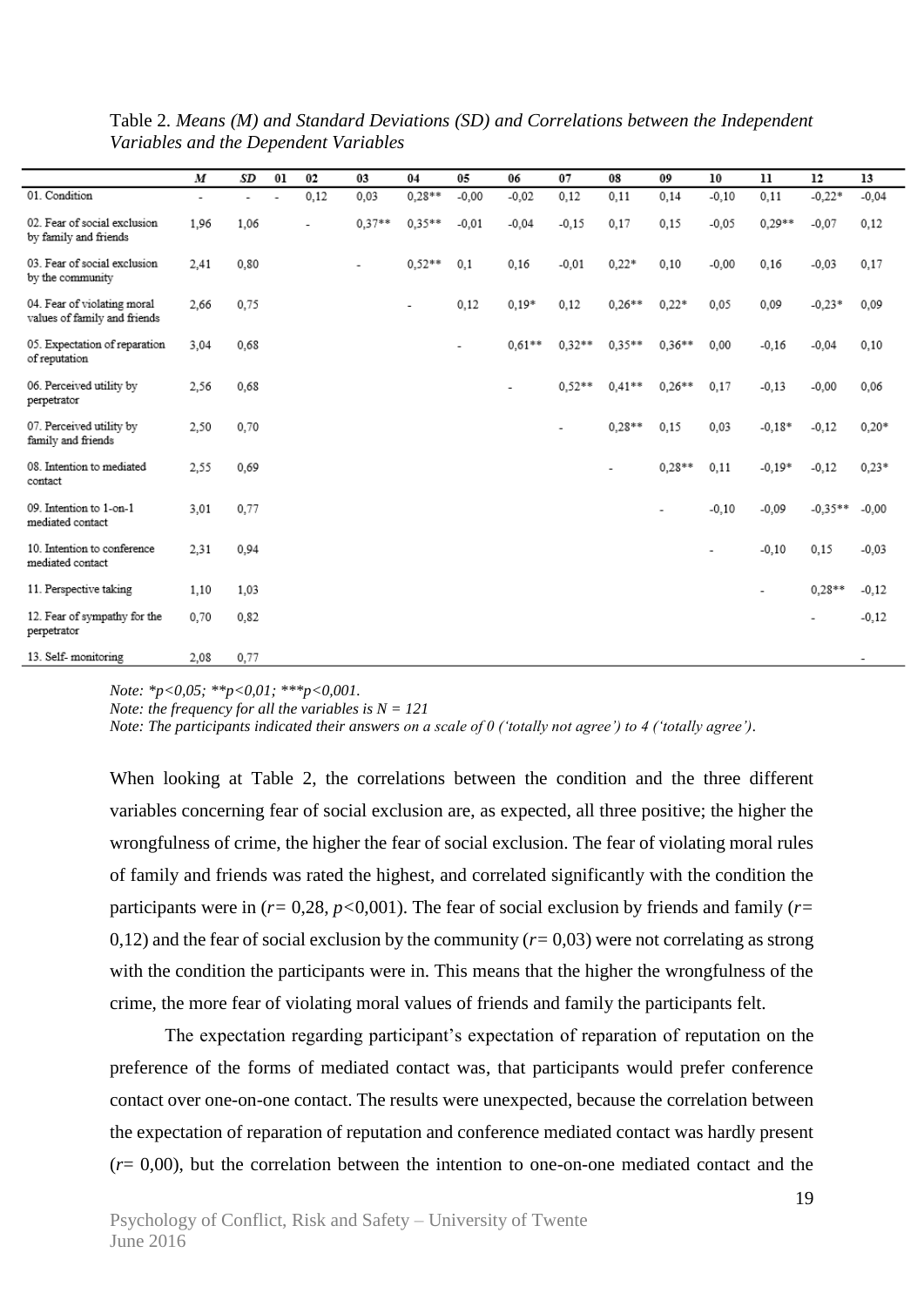Table 2. *Means (M) and Standard Deviations (SD) and Correlations between the Independent Variables and the Dependent Variables*

| | *M* | *SD* | 01 | 02 | 03 | 04 | 05 | 06 | 07 | 08 | 09 | 10 | 11 | 12 | 13 |
|---|---|---|---|---|---|---|---|---|---|---|---|---|---|---|---|
| 01. Condition | - | - | - | 0,12 | 0,03 | 0,28** | -0,00 | -0,02 | 0,12 | 0,11 | 0,14 | -0,10 | 0,11 | -0,22* | -0,04 |
| 02. Fear of social exclusion by family and friends | 1,96 | 1,06 | | - | 0,37** | 0,35** | -0,01 | -0,04 | -0,15 | 0,17 | 0,15 | -0,05 | 0,29** | -0,07 | 0,12 |
| 03. Fear of social exclusion by the community | 2,41 | 0,80 | | | - | 0,52** | 0,1 | 0,16 | -0,01 | 0,22* | 0,10 | -0,00 | 0,16 | -0,03 | 0,17 |
| 04. Fear of violating moral values of family and friends | 2,66 | 0,75 | | | | - | 0,12 | 0,19* | 0,12 | 0,26** | 0,22* | 0,05 | 0,09 | -0,23* | 0,09 |
| 05. Expectation of reparation of reputation | 3,04 | 0,68 | | | | | - | 0,61** | 0,32** | 0,35** | 0,36** | 0,00 | -0,16 | -0,04 | 0,10 |
| 06. Perceived utility by perpetrator | 2,56 | 0,68 | | | | | | - | 0,52** | 0,41** | 0,26** | 0,17 | -0,13 | -0,00 | 0,06 |
| 07. Perceived utility by family and friends | 2,50 | 0,70 | | | | | | | - | 0,28** | 0,15 | 0,03 | -0,18* | -0,12 | 0,20* |
| 08. Intention to mediated contact | 2,55 | 0,69 | | | | | | | | - | 0,28** | 0,11 | -0,19* | -0,12 | 0,23* |
| 09. Intention to 1-on-1 mediated contact | 3,01 | 0,77 | | | | | | | | | - | -0,10 | -0,09 | -0,35** | -0,00 |
| 10. Intention to conference mediated contact | 2,31 | 0,94 | | | | | | | | | | - | -0,10 | 0,15 | -0,03 |
| 11. Perspective taking | 1,10 | 1,03 | | | | | | | | | | | - | 0,28** | -0,12 |
| 12. Fear of sympathy for the perpetrator | 0,70 | 0,82 | | | | | | | | | | | | - | -0,12 |
| 13. Self- monitoring | 2,08 | 0,77 | | | | | | | | | | | | | - |

*Note: *p<0,05; **p<0,01; ***p<0,001.*
*Note: the frequency for all the variables is N = 121*
*Note: The participants indicated their answers on a scale of 0 ('totally not agree') to 4 ('totally agree').*

When looking at Table 2, the correlations between the condition and the three different variables concerning fear of social exclusion are, as expected, all three positive; the higher the wrongfulness of crime, the higher the fear of social exclusion. The fear of violating moral rules of family and friends was rated the highest, and correlated significantly with the condition the participants were in ($r$= 0,28, $p$<0,001). The fear of social exclusion by friends and family ($r$= 0,12) and the fear of social exclusion by the community ($r$= 0,03) were not correlating as strong with the condition the participants were in. This means that the higher the wrongfulness of the crime, the more fear of violating moral values of friends and family the participants felt.

The expectation regarding participant's expectation of reparation of reputation on the preference of the forms of mediated contact was, that participants would prefer conference contact over one-on-one contact. The results were unexpected, because the correlation between the expectation of reparation of reputation and conference mediated contact was hardly present ($r$= 0,00), but the correlation between the intention to one-on-one mediated contact and the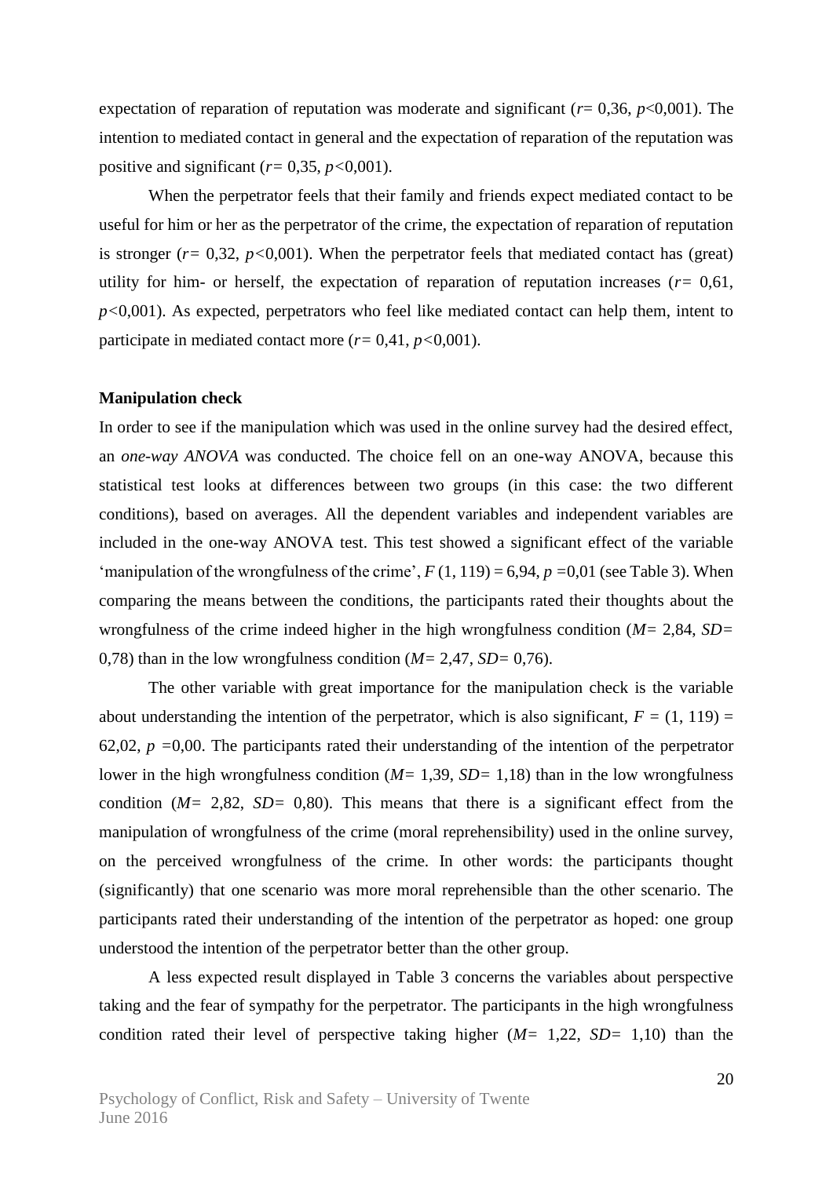expectation of reparation of reputation was moderate and significant ($r$= 0,36, $p$<0,001). The intention to mediated contact in general and the expectation of reparation of the reputation was positive and significant ($r$= 0,35, $p$<0,001).

When the perpetrator feels that their family and friends expect mediated contact to be useful for him or her as the perpetrator of the crime, the expectation of reparation of reputation is stronger ($r$= 0,32, $p$<0,001). When the perpetrator feels that mediated contact has (great) utility for him- or herself, the expectation of reparation of reputation increases ($r$= 0,61, $p$<0,001). As expected, perpetrators who feel like mediated contact can help them, intent to participate in mediated contact more ($r$= 0,41, $p$<0,001).

**Manipulation check**

In order to see if the manipulation which was used in the online survey had the desired effect, an *one-way ANOVA* was conducted. The choice fell on an one-way ANOVA, because this statistical test looks at differences between two groups (in this case: the two different conditions), based on averages. All the dependent variables and independent variables are included in the one-way ANOVA test. This test showed a significant effect of the variable 'manipulation of the wrongfulness of the crime', $F$ (1, 119) = 6,94, $p$ =0,01 (see Table 3). When comparing the means between the conditions, the participants rated their thoughts about the wrongfulness of the crime indeed higher in the high wrongfulness condition ($M$= 2,84, $SD$= 0,78) than in the low wrongfulness condition ($M$= 2,47, $SD$= 0,76).

The other variable with great importance for the manipulation check is the variable about understanding the intention of the perpetrator, which is also significant, $F$ = (1, 119) = 62,02, $p$ =0,00. The participants rated their understanding of the intention of the perpetrator lower in the high wrongfulness condition ($M$= 1,39, $SD$= 1,18) than in the low wrongfulness condition ($M$= 2,82, $SD$= 0,80). This means that there is a significant effect from the manipulation of wrongfulness of the crime (moral reprehensibility) used in the online survey, on the perceived wrongfulness of the crime. In other words: the participants thought (significantly) that one scenario was more moral reprehensible than the other scenario. The participants rated their understanding of the intention of the perpetrator as hoped: one group understood the intention of the perpetrator better than the other group.

A less expected result displayed in Table 3 concerns the variables about perspective taking and the fear of sympathy for the perpetrator. The participants in the high wrongfulness condition rated their level of perspective taking higher ($M$= 1,22, $SD$= 1,10) than the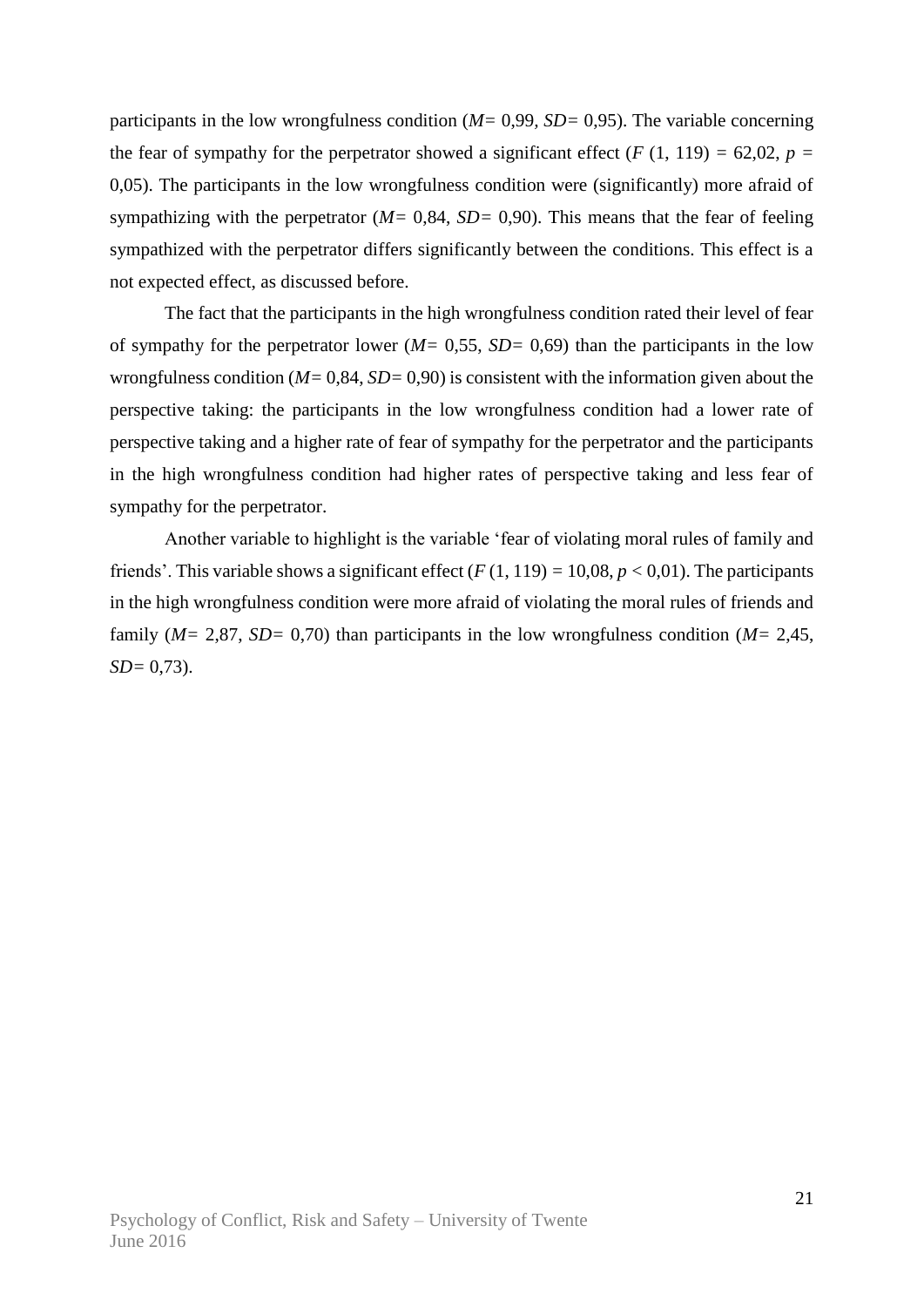participants in the low wrongfulness condition (*M*= 0,99, *SD*= 0,95). The variable concerning the fear of sympathy for the perpetrator showed a significant effect ($F$ (1, 119) = 62,02, $p$ = 0,05). The participants in the low wrongfulness condition were (significantly) more afraid of sympathizing with the perpetrator (*M*= 0,84, *SD*= 0,90). This means that the fear of feeling sympathized with the perpetrator differs significantly between the conditions. This effect is a not expected effect, as discussed before.

The fact that the participants in the high wrongfulness condition rated their level of fear of sympathy for the perpetrator lower (*M*= 0,55, *SD*= 0,69) than the participants in the low wrongfulness condition (*M*= 0,84, *SD*= 0,90) is consistent with the information given about the perspective taking: the participants in the low wrongfulness condition had a lower rate of perspective taking and a higher rate of fear of sympathy for the perpetrator and the participants in the high wrongfulness condition had higher rates of perspective taking and less fear of sympathy for the perpetrator.

Another variable to highlight is the variable 'fear of violating moral rules of family and friends'. This variable shows a significant effect ($F$ (1, 119) = 10,08, $p$ < 0,01). The participants in the high wrongfulness condition were more afraid of violating the moral rules of friends and family (*M*= 2,87, *SD*= 0,70) than participants in the low wrongfulness condition (*M*= 2,45, *SD*= 0,73).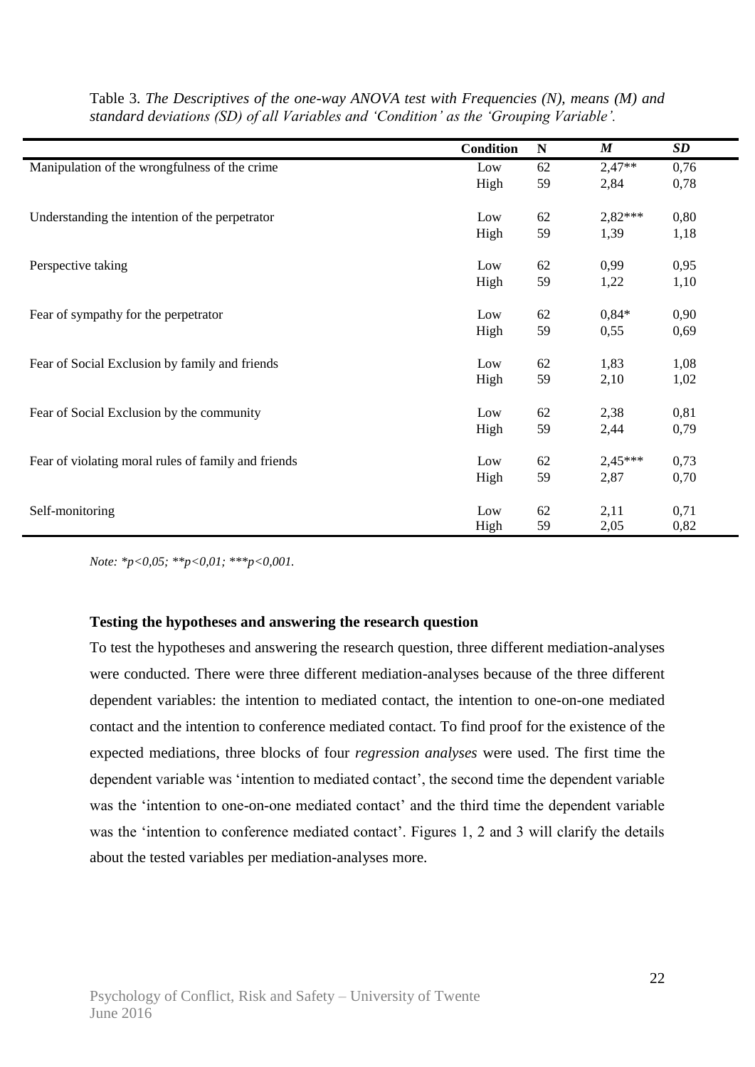Table 3. *The Descriptives of the one-way ANOVA test with Frequencies (N), means (M) and standard deviations (SD) of all Variables and 'Condition' as the 'Grouping Variable'.*

| | Condition | N | *M* | *SD* |
|---|---|---|---|---|
| Manipulation of the wrongfulness of the crime | Low | 62 | 2,47** | 0,76 |
| | High | 59 | 2,84 | 0,78 |
| Understanding the intention of the perpetrator | Low | 62 | 2,82*** | 0,80 |
| | High | 59 | 1,39 | 1,18 |
| Perspective taking | Low | 62 | 0,99 | 0,95 |
| | High | 59 | 1,22 | 1,10 |
| Fear of sympathy for the perpetrator | Low | 62 | 0,84* | 0,90 |
| | High | 59 | 0,55 | 0,69 |
| Fear of Social Exclusion by family and friends | Low | 62 | 1,83 | 1,08 |
| | High | 59 | 2,10 | 1,02 |
| Fear of Social Exclusion by the community | Low | 62 | 2,38 | 0,81 |
| | High | 59 | 2,44 | 0,79 |
| Fear of violating moral rules of family and friends | Low | 62 | 2,45*** | 0,73 |
| | High | 59 | 2,87 | 0,70 |
| Self-monitoring | Low | 62 | 2,11 | 0,71 |
| | High | 59 | 2,05 | 0,82 |

*Note: *p<0,05; **p<0,01; ***p<0,001.*

**Testing the hypotheses and answering the research question**

To test the hypotheses and answering the research question, three different mediation-analyses were conducted. There were three different mediation-analyses because of the three different dependent variables: the intention to mediated contact, the intention to one-on-one mediated contact and the intention to conference mediated contact. To find proof for the existence of the expected mediations, three blocks of four *regression analyses* were used. The first time the dependent variable was 'intention to mediated contact', the second time the dependent variable was the 'intention to one-on-one mediated contact' and the third time the dependent variable was the 'intention to conference mediated contact'. Figures 1, 2 and 3 will clarify the details about the tested variables per mediation-analyses more.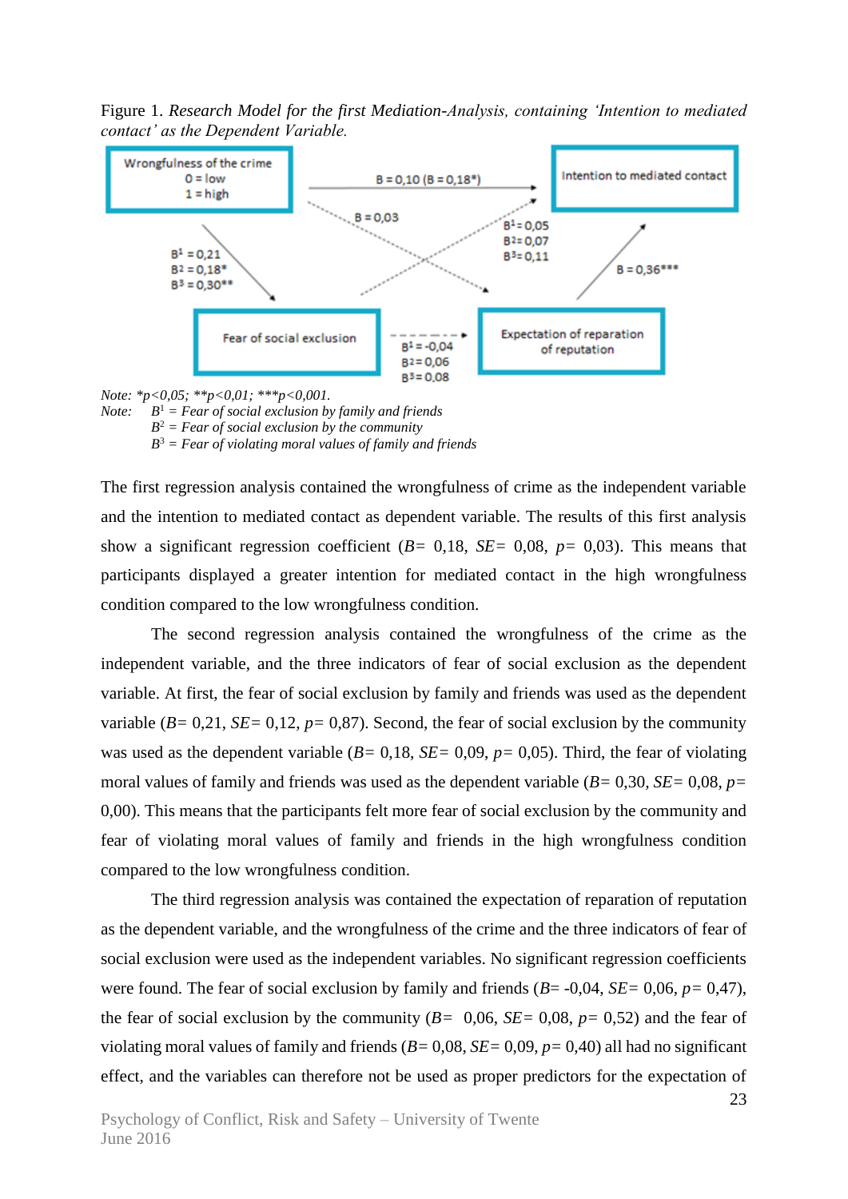Figure 1. *Research Model for the first Mediation-Analysis, containing 'Intention to mediated contact' as the Dependent Variable.*

Wrongfulness of the crime
0 = low
1 = high

Intention to mediated contact

Fear of social exclusion

Expectation of reparation of reputation

B = 0,10 (B = 0,18*)

B = 0,03

$B^1$ = 0,05
$B^2$ = 0,07
$B^3$ = 0,11

$B^1$ = 0,21
$B^2$ = 0,18*
$B^3$ = 0,30**

B = 0,36***

$B^1$ = -0,04
$B^2$ = 0,06
$B^3$ = 0,08

*Note: *p<0,05; **p<0,01; ***p<0,001.*
*Note:* $B^1$ = *Fear of social exclusion by family and friends*
$B^2$ = *Fear of social exclusion by the community*
$B^3$ = *Fear of violating moral values of family and friends*

The first regression analysis contained the wrongfulness of crime as the independent variable and the intention to mediated contact as dependent variable. The results of this first analysis show a significant regression coefficient (*B*= 0,18, *SE*= 0,08, *p*= 0,03). This means that participants displayed a greater intention for mediated contact in the high wrongfulness condition compared to the low wrongfulness condition.

The second regression analysis contained the wrongfulness of the crime as the independent variable, and the three indicators of fear of social exclusion as the dependent variable. At first, the fear of social exclusion by family and friends was used as the dependent variable (*B*= 0,21, *SE*= 0,12, *p*= 0,87). Second, the fear of social exclusion by the community was used as the dependent variable (*B*= 0,18, *SE*= 0,09, *p*= 0,05). Third, the fear of violating moral values of family and friends was used as the dependent variable (*B*= 0,30, *SE*= 0,08, *p*= 0,00). This means that the participants felt more fear of social exclusion by the community and fear of violating moral values of family and friends in the high wrongfulness condition compared to the low wrongfulness condition.

The third regression analysis was contained the expectation of reparation of reputation as the dependent variable, and the wrongfulness of the crime and the three indicators of fear of social exclusion were used as the independent variables. No significant regression coefficients were found. The fear of social exclusion by family and friends (*B*= -0,04, *SE*= 0,06, *p*= 0,47), the fear of social exclusion by the community (*B*= 0,06, *SE*= 0,08, *p*= 0,52) and the fear of violating moral values of family and friends (*B*= 0,08, *SE*= 0,09, *p*= 0,40) all had no significant effect, and the variables can therefore not be used as proper predictors for the expectation of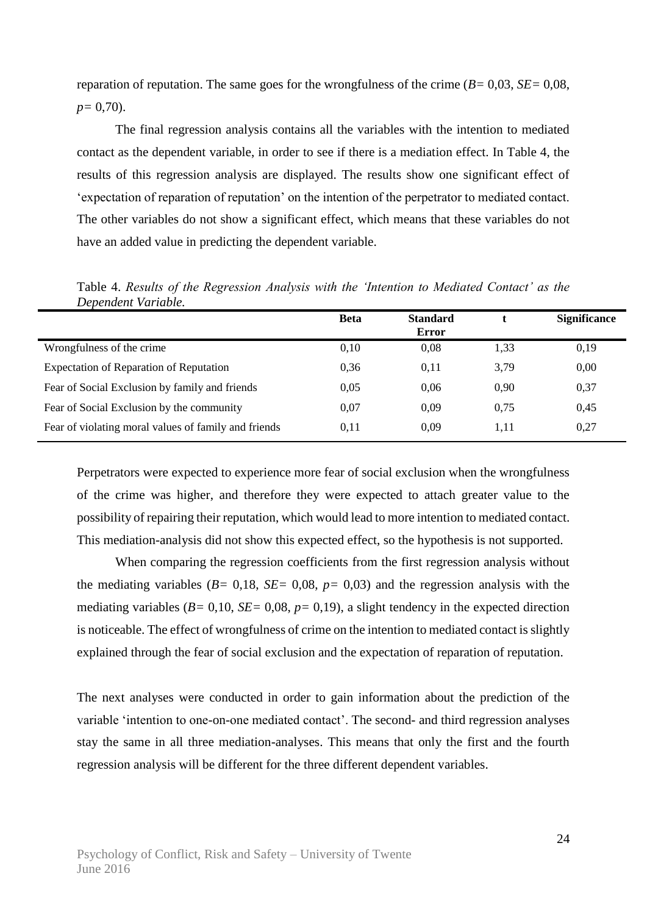reparation of reputation. The same goes for the wrongfulness of the crime (*B*= 0,03, *SE*= 0,08, *p*= 0,70).

The final regression analysis contains all the variables with the intention to mediated contact as the dependent variable, in order to see if there is a mediation effect. In Table 4, the results of this regression analysis are displayed. The results show one significant effect of 'expectation of reparation of reputation' on the intention of the perpetrator to mediated contact. The other variables do not show a significant effect, which means that these variables do not have an added value in predicting the dependent variable.

Table 4. *Results of the Regression Analysis with the 'Intention to Mediated Contact' as the Dependent Variable.*

| | Beta | Standard Error | t | Significance |
|---|---|---|---|---|
| Wrongfulness of the crime | 0,10 | 0,08 | 1,33 | 0,19 |
| Expectation of Reparation of Reputation | 0,36 | 0,11 | 3,79 | 0,00 |
| Fear of Social Exclusion by family and friends | 0,05 | 0,06 | 0,90 | 0,37 |
| Fear of Social Exclusion by the community | 0,07 | 0,09 | 0,75 | 0,45 |
| Fear of violating moral values of family and friends | 0,11 | 0,09 | 1,11 | 0,27 |

Perpetrators were expected to experience more fear of social exclusion when the wrongfulness of the crime was higher, and therefore they were expected to attach greater value to the possibility of repairing their reputation, which would lead to more intention to mediated contact. This mediation-analysis did not show this expected effect, so the hypothesis is not supported.

When comparing the regression coefficients from the first regression analysis without the mediating variables (*B*= 0,18, *SE*= 0,08, *p*= 0,03) and the regression analysis with the mediating variables (*B*= 0,10, *SE*= 0,08, *p*= 0,19), a slight tendency in the expected direction is noticeable. The effect of wrongfulness of crime on the intention to mediated contact is slightly explained through the fear of social exclusion and the expectation of reparation of reputation.

The next analyses were conducted in order to gain information about the prediction of the variable 'intention to one-on-one mediated contact'. The second- and third regression analyses stay the same in all three mediation-analyses. This means that only the first and the fourth regression analysis will be different for the three different dependent variables.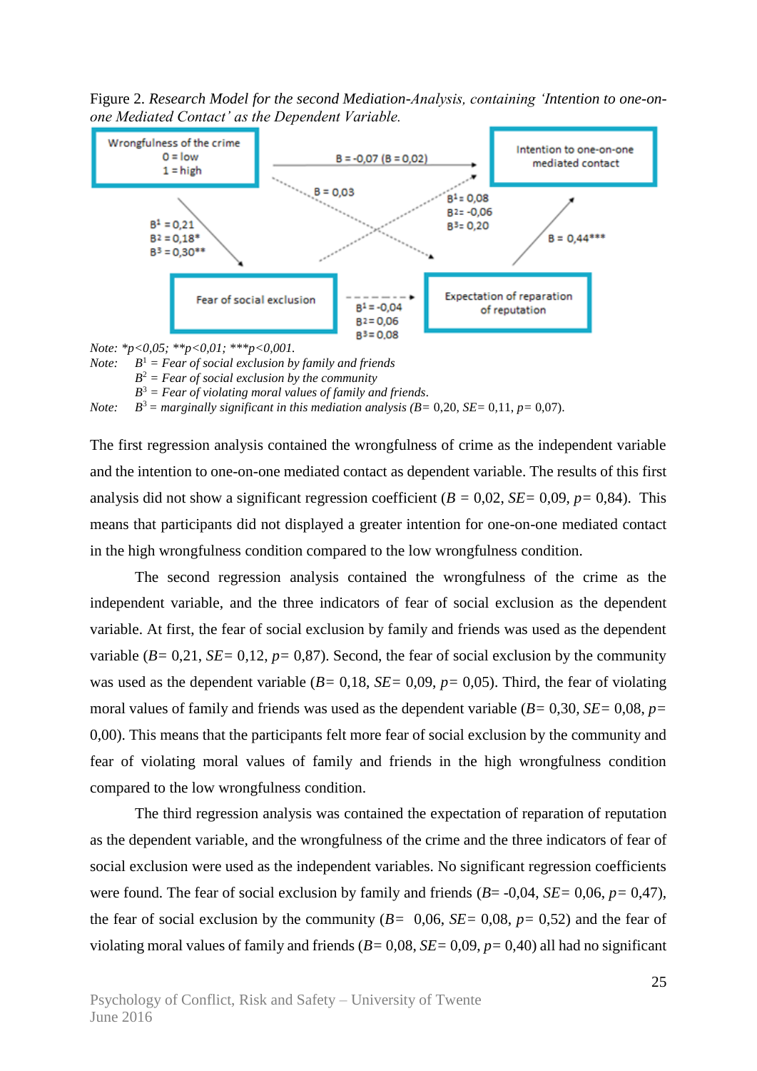Figure 2. *Research Model for the second Mediation-Analysis, containing 'Intention to one-on-one Mediated Contact' as the Dependent Variable.*

Wrongfulness of the crime
0 = low
1 = high

Intention to one-on-one mediated contact

Fear of social exclusion

Expectation of reparation of reputation

B = -0,07 (B = 0,02)

B = 0,03

$B^1$ = 0,08
$B^2$ = -0,06
$B^3$ = 0,20

$B^1$ = 0,21
$B^2$ = 0,18*
$B^3$ = 0,30**

B = 0,44***

$B^1$ = -0,04
$B^2$ = 0,06
$B^3$ = 0,08

*Note: *p<0,05; **p<0,01; ***p<0,001.*
*Note:* $B^1$ = *Fear of social exclusion by family and friends*
$B^2$ = *Fear of social exclusion by the community*
$B^3$ = *Fear of violating moral values of family and friends.*
*Note:* $B^3$ = *marginally significant in this mediation analysis (B=* 0,20, *SE=* 0,11, *p=* 0,07).

The first regression analysis contained the wrongfulness of crime as the independent variable and the intention to one-on-one mediated contact as dependent variable. The results of this first analysis did not show a significant regression coefficient (*B* = 0,02, *SE*= 0,09, *p*= 0,84). This means that participants did not displayed a greater intention for one-on-one mediated contact in the high wrongfulness condition compared to the low wrongfulness condition.

The second regression analysis contained the wrongfulness of the crime as the independent variable, and the three indicators of fear of social exclusion as the dependent variable. At first, the fear of social exclusion by family and friends was used as the dependent variable (*B*= 0,21, *SE*= 0,12, *p*= 0,87). Second, the fear of social exclusion by the community was used as the dependent variable (*B*= 0,18, *SE*= 0,09, *p*= 0,05). Third, the fear of violating moral values of family and friends was used as the dependent variable (*B*= 0,30, *SE*= 0,08, *p*= 0,00). This means that the participants felt more fear of social exclusion by the community and fear of violating moral values of family and friends in the high wrongfulness condition compared to the low wrongfulness condition.

The third regression analysis was contained the expectation of reparation of reputation as the dependent variable, and the wrongfulness of the crime and the three indicators of fear of social exclusion were used as the independent variables. No significant regression coefficients were found. The fear of social exclusion by family and friends (*B*= -0,04, *SE*= 0,06, *p*= 0,47), the fear of social exclusion by the community (*B*= 0,06, *SE*= 0,08, *p*= 0,52) and the fear of violating moral values of family and friends (*B*= 0,08, *SE*= 0,09, *p*= 0,40) all had no significant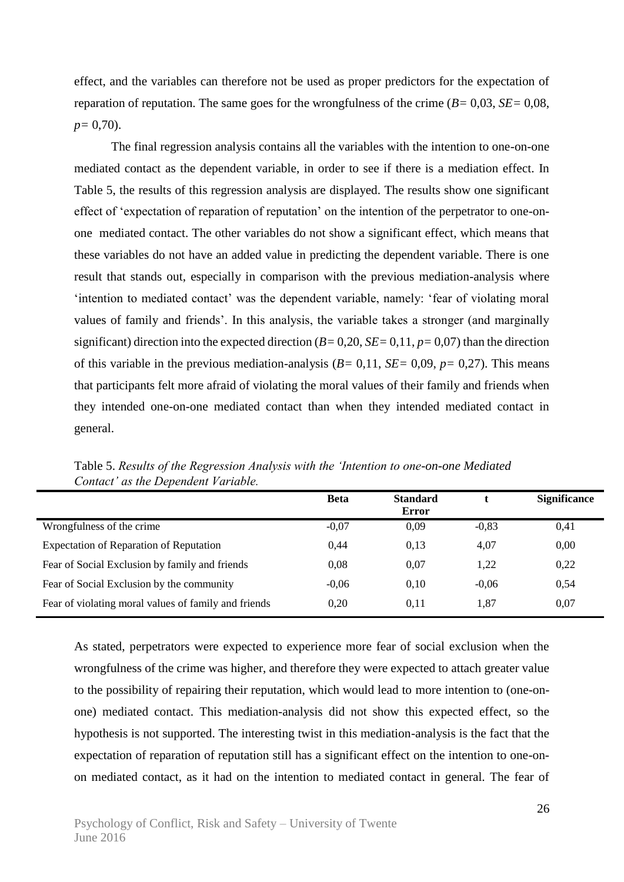effect, and the variables can therefore not be used as proper predictors for the expectation of reparation of reputation. The same goes for the wrongfulness of the crime (*B*= 0,03, *SE*= 0,08, *p*= 0,70).

The final regression analysis contains all the variables with the intention to one-on-one mediated contact as the dependent variable, in order to see if there is a mediation effect. In Table 5, the results of this regression analysis are displayed. The results show one significant effect of 'expectation of reparation of reputation' on the intention of the perpetrator to one-on-one mediated contact. The other variables do not show a significant effect, which means that these variables do not have an added value in predicting the dependent variable. There is one result that stands out, especially in comparison with the previous mediation-analysis where 'intention to mediated contact' was the dependent variable, namely: 'fear of violating moral values of family and friends'. In this analysis, the variable takes a stronger (and marginally significant) direction into the expected direction (*B*= 0,20, *SE*= 0,11, *p*= 0,07) than the direction of this variable in the previous mediation-analysis (*B*= 0,11, *SE*= 0,09, *p*= 0,27). This means that participants felt more afraid of violating the moral values of their family and friends when they intended one-on-one mediated contact than when they intended mediated contact in general.

Table 5. *Results of the Regression Analysis with the 'Intention to one-on-one Mediated Contact' as the Dependent Variable.*

| | Beta | Standard Error | t | Significance |
|---|---|---|---|---|
| Wrongfulness of the crime | -0,07 | 0,09 | -0,83 | 0,41 |
| Expectation of Reparation of Reputation | 0,44 | 0,13 | 4,07 | 0,00 |
| Fear of Social Exclusion by family and friends | 0,08 | 0,07 | 1,22 | 0,22 |
| Fear of Social Exclusion by the community | -0,06 | 0,10 | -0,06 | 0,54 |
| Fear of violating moral values of family and friends | 0,20 | 0,11 | 1,87 | 0,07 |

As stated, perpetrators were expected to experience more fear of social exclusion when the wrongfulness of the crime was higher, and therefore they were expected to attach greater value to the possibility of repairing their reputation, which would lead to more intention to (one-on-one) mediated contact. This mediation-analysis did not show this expected effect, so the hypothesis is not supported. The interesting twist in this mediation-analysis is the fact that the expectation of reparation of reputation still has a significant effect on the intention to one-on-on mediated contact, as it had on the intention to mediated contact in general. The fear of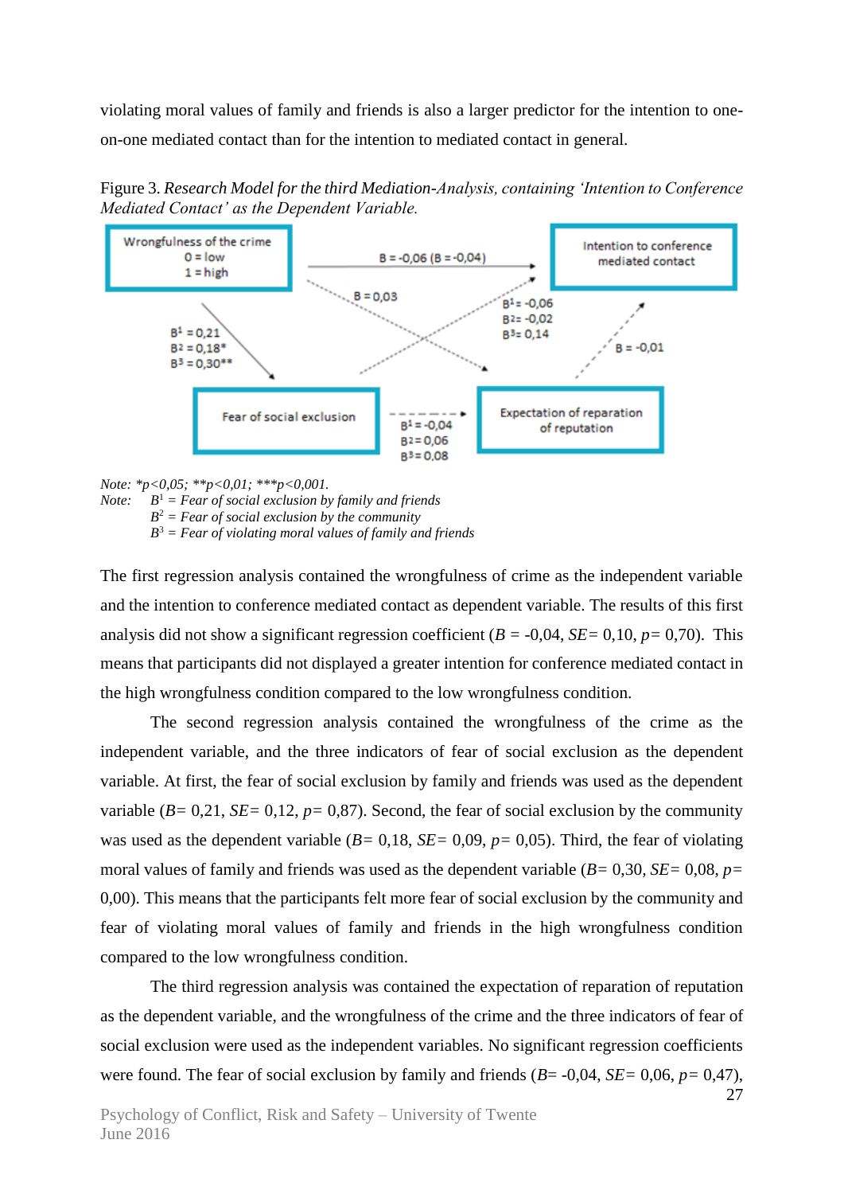violating moral values of family and friends is also a larger predictor for the intention to one-on-one mediated contact than for the intention to mediated contact in general.

Figure 3. *Research Model for the third Mediation-Analysis, containing 'Intention to Conference Mediated Contact' as the Dependent Variable.*

Wrongfulness of the crime
0 = low
1 = high

Intention to conference mediated contact

Fear of social exclusion

Expectation of reparation of reputation

B = -0,06 (B = -0,04)

B = 0,03

$B^1$ = -0,06
$B^2$ = -0,02
$B^3$ = 0,14

$B^1$ = 0,21
$B^2$ = 0,18*
$B^3$ = 0,30**

B = -0,01

$B^1$ = -0,04
$B^2$ = 0,06
$B^3$ = 0,08

*Note: *p<0,05; **p<0,01; ***p<0,001.*
*Note: $B^1$ = Fear of social exclusion by family and friends*
*$B^2$ = Fear of social exclusion by the community*
*$B^3$ = Fear of violating moral values of family and friends*

The first regression analysis contained the wrongfulness of crime as the independent variable and the intention to conference mediated contact as dependent variable. The results of this first analysis did not show a significant regression coefficient (*B* = -0,04, *SE*= 0,10, *p*= 0,70). This means that participants did not displayed a greater intention for conference mediated contact in the high wrongfulness condition compared to the low wrongfulness condition.

The second regression analysis contained the wrongfulness of the crime as the independent variable, and the three indicators of fear of social exclusion as the dependent variable. At first, the fear of social exclusion by family and friends was used as the dependent variable (*B*= 0,21, *SE*= 0,12, *p*= 0,87). Second, the fear of social exclusion by the community was used as the dependent variable (*B*= 0,18, *SE*= 0,09, *p*= 0,05). Third, the fear of violating moral values of family and friends was used as the dependent variable (*B*= 0,30, *SE*= 0,08, *p*= 0,00). This means that the participants felt more fear of social exclusion by the community and fear of violating moral values of family and friends in the high wrongfulness condition compared to the low wrongfulness condition.

The third regression analysis was contained the expectation of reparation of reputation as the dependent variable, and the wrongfulness of the crime and the three indicators of fear of social exclusion were used as the independent variables. No significant regression coefficients were found. The fear of social exclusion by family and friends (*B*= -0,04, *SE*= 0,06, *p*= 0,47),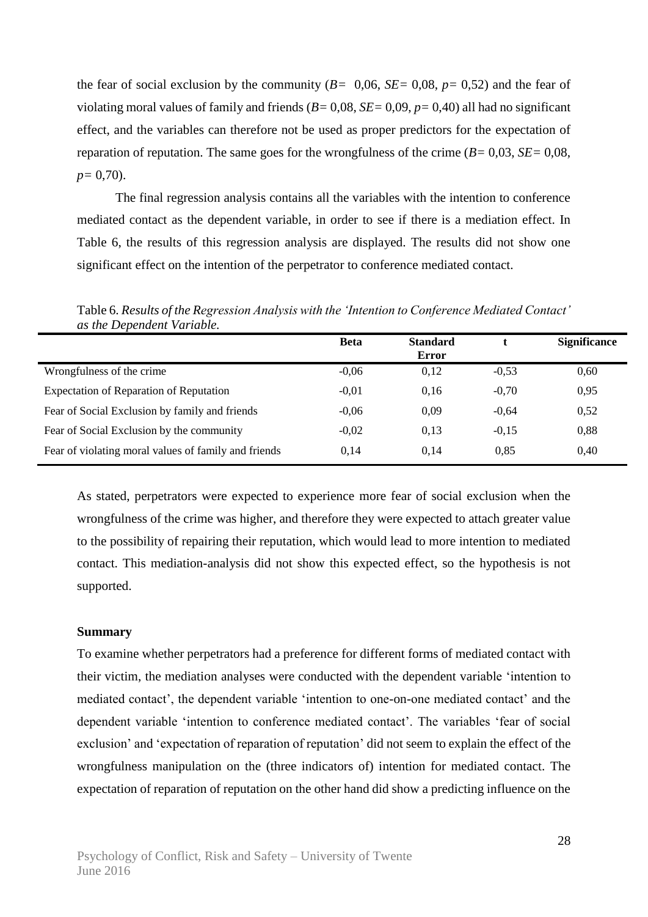the fear of social exclusion by the community ($B = 0{,}06$, $SE = 0{,}08$, $p = 0{,}52$) and the fear of violating moral values of family and friends ($B = 0{,}08$, $SE = 0{,}09$, $p = 0{,}40$) all had no significant effect, and the variables can therefore not be used as proper predictors for the expectation of reparation of reputation. The same goes for the wrongfulness of the crime ($B = 0{,}03$, $SE = 0{,}08$, $p = 0{,}70$).

The final regression analysis contains all the variables with the intention to conference mediated contact as the dependent variable, in order to see if there is a mediation effect. In Table 6, the results of this regression analysis are displayed. The results did not show one significant effect on the intention of the perpetrator to conference mediated contact.

Table 6. *Results of the Regression Analysis with the 'Intention to Conference Mediated Contact' as the Dependent Variable.*

| | Beta | Standard Error | t | Significance |
|---|---|---|---|---|
| Wrongfulness of the crime | -0,06 | 0,12 | -0,53 | 0,60 |
| Expectation of Reparation of Reputation | -0,01 | 0,16 | -0,70 | 0,95 |
| Fear of Social Exclusion by family and friends | -0,06 | 0,09 | -0,64 | 0,52 |
| Fear of Social Exclusion by the community | -0,02 | 0,13 | -0,15 | 0,88 |
| Fear of violating moral values of family and friends | 0,14 | 0,14 | 0,85 | 0,40 |

As stated, perpetrators were expected to experience more fear of social exclusion when the wrongfulness of the crime was higher, and therefore they were expected to attach greater value to the possibility of repairing their reputation, which would lead to more intention to mediated contact. This mediation-analysis did not show this expected effect, so the hypothesis is not supported.

**Summary**

To examine whether perpetrators had a preference for different forms of mediated contact with their victim, the mediation analyses were conducted with the dependent variable 'intention to mediated contact', the dependent variable 'intention to one-on-one mediated contact' and the dependent variable 'intention to conference mediated contact'. The variables 'fear of social exclusion' and 'expectation of reparation of reputation' did not seem to explain the effect of the wrongfulness manipulation on the (three indicators of) intention for mediated contact. The expectation of reparation of reputation on the other hand did show a predicting influence on the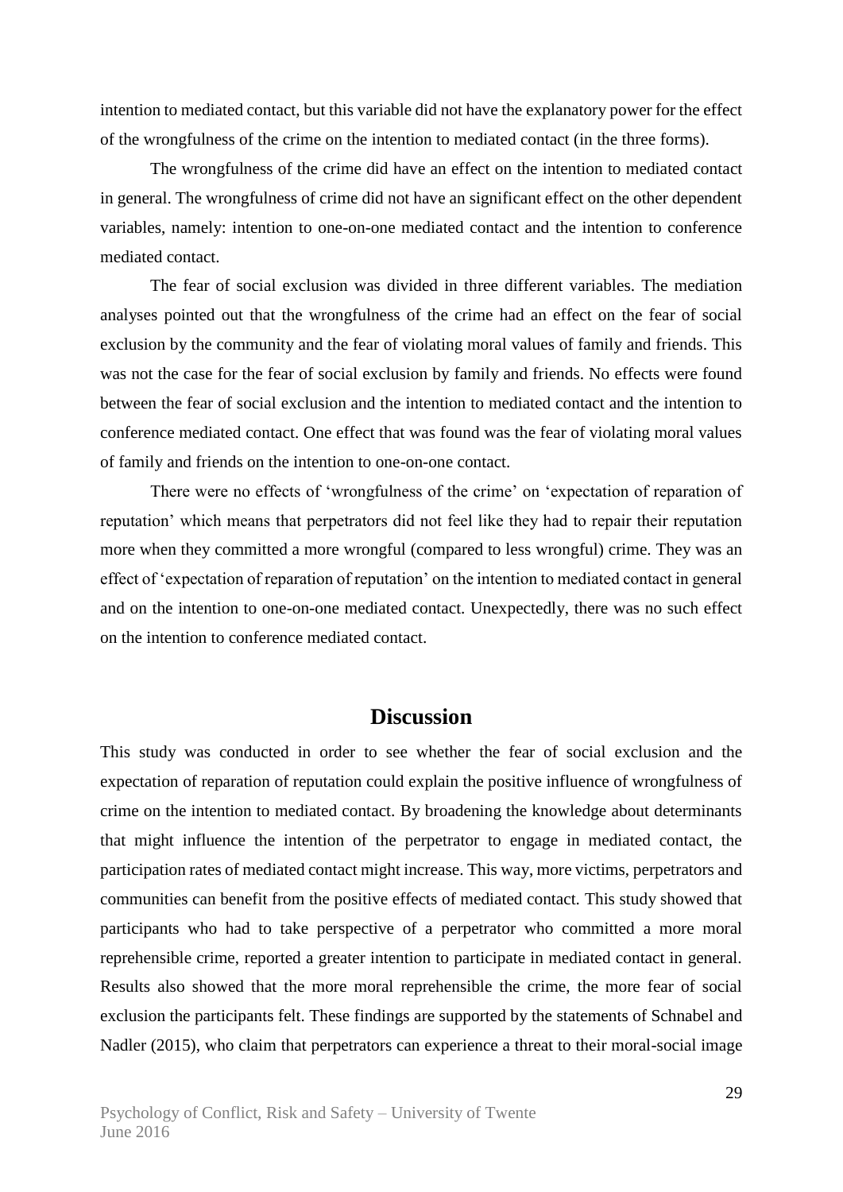intention to mediated contact, but this variable did not have the explanatory power for the effect of the wrongfulness of the crime on the intention to mediated contact (in the three forms).

The wrongfulness of the crime did have an effect on the intention to mediated contact in general. The wrongfulness of crime did not have an significant effect on the other dependent variables, namely: intention to one-on-one mediated contact and the intention to conference mediated contact.

The fear of social exclusion was divided in three different variables. The mediation analyses pointed out that the wrongfulness of the crime had an effect on the fear of social exclusion by the community and the fear of violating moral values of family and friends. This was not the case for the fear of social exclusion by family and friends. No effects were found between the fear of social exclusion and the intention to mediated contact and the intention to conference mediated contact. One effect that was found was the fear of violating moral values of family and friends on the intention to one-on-one contact.

There were no effects of 'wrongfulness of the crime' on 'expectation of reparation of reputation' which means that perpetrators did not feel like they had to repair their reputation more when they committed a more wrongful (compared to less wrongful) crime. They was an effect of 'expectation of reparation of reputation' on the intention to mediated contact in general and on the intention to one-on-one mediated contact. Unexpectedly, there was no such effect on the intention to conference mediated contact.

# Discussion

This study was conducted in order to see whether the fear of social exclusion and the expectation of reparation of reputation could explain the positive influence of wrongfulness of crime on the intention to mediated contact. By broadening the knowledge about determinants that might influence the intention of the perpetrator to engage in mediated contact, the participation rates of mediated contact might increase. This way, more victims, perpetrators and communities can benefit from the positive effects of mediated contact. This study showed that participants who had to take perspective of a perpetrator who committed a more moral reprehensible crime, reported a greater intention to participate in mediated contact in general. Results also showed that the more moral reprehensible the crime, the more fear of social exclusion the participants felt. These findings are supported by the statements of Schnabel and Nadler (2015), who claim that perpetrators can experience a threat to their moral-social image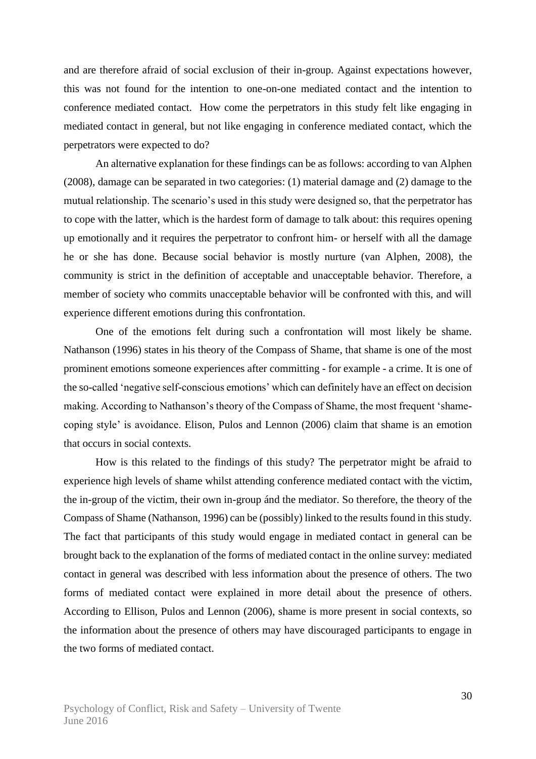and are therefore afraid of social exclusion of their in-group. Against expectations however, this was not found for the intention to one-on-one mediated contact and the intention to conference mediated contact. How come the perpetrators in this study felt like engaging in mediated contact in general, but not like engaging in conference mediated contact, which the perpetrators were expected to do?

An alternative explanation for these findings can be as follows: according to van Alphen (2008), damage can be separated in two categories: (1) material damage and (2) damage to the mutual relationship. The scenario's used in this study were designed so, that the perpetrator has to cope with the latter, which is the hardest form of damage to talk about: this requires opening up emotionally and it requires the perpetrator to confront him- or herself with all the damage he or she has done. Because social behavior is mostly nurture (van Alphen, 2008), the community is strict in the definition of acceptable and unacceptable behavior. Therefore, a member of society who commits unacceptable behavior will be confronted with this, and will experience different emotions during this confrontation.

One of the emotions felt during such a confrontation will most likely be shame. Nathanson (1996) states in his theory of the Compass of Shame, that shame is one of the most prominent emotions someone experiences after committing - for example - a crime. It is one of the so-called 'negative self-conscious emotions' which can definitely have an effect on decision making. According to Nathanson's theory of the Compass of Shame, the most frequent 'shame-coping style' is avoidance. Elison, Pulos and Lennon (2006) claim that shame is an emotion that occurs in social contexts.

How is this related to the findings of this study? The perpetrator might be afraid to experience high levels of shame whilst attending conference mediated contact with the victim, the in-group of the victim, their own in-group ánd the mediator. So therefore, the theory of the Compass of Shame (Nathanson, 1996) can be (possibly) linked to the results found in this study. The fact that participants of this study would engage in mediated contact in general can be brought back to the explanation of the forms of mediated contact in the online survey: mediated contact in general was described with less information about the presence of others. The two forms of mediated contact were explained in more detail about the presence of others. According to Ellison, Pulos and Lennon (2006), shame is more present in social contexts, so the information about the presence of others may have discouraged participants to engage in the two forms of mediated contact.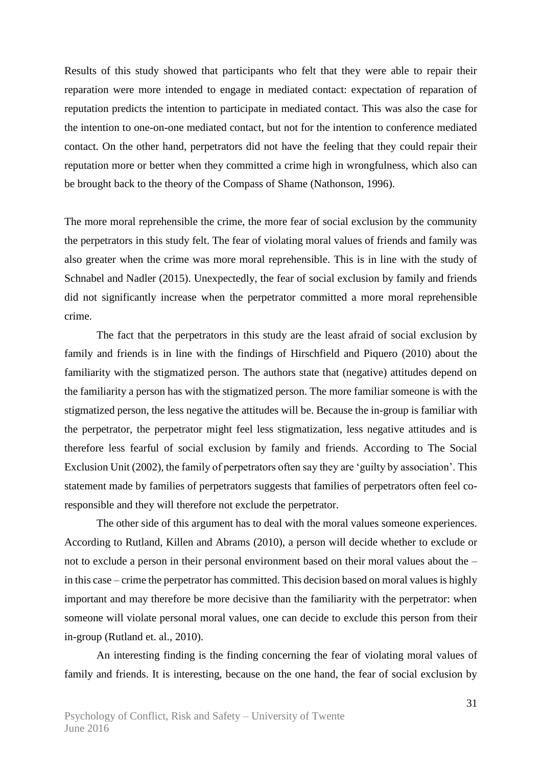Results of this study showed that participants who felt that they were able to repair their reparation were more intended to engage in mediated contact: expectation of reparation of reputation predicts the intention to participate in mediated contact. This was also the case for the intention to one-on-one mediated contact, but not for the intention to conference mediated contact. On the other hand, perpetrators did not have the feeling that they could repair their reputation more or better when they committed a crime high in wrongfulness, which also can be brought back to the theory of the Compass of Shame (Nathonson, 1996).

The more moral reprehensible the crime, the more fear of social exclusion by the community the perpetrators in this study felt. The fear of violating moral values of friends and family was also greater when the crime was more moral reprehensible. This is in line with the study of Schnabel and Nadler (2015). Unexpectedly, the fear of social exclusion by family and friends did not significantly increase when the perpetrator committed a more moral reprehensible crime.

The fact that the perpetrators in this study are the least afraid of social exclusion by family and friends is in line with the findings of Hirschfield and Piquero (2010) about the familiarity with the stigmatized person. The authors state that (negative) attitudes depend on the familiarity a person has with the stigmatized person. The more familiar someone is with the stigmatized person, the less negative the attitudes will be. Because the in-group is familiar with the perpetrator, the perpetrator might feel less stigmatization, less negative attitudes and is therefore less fearful of social exclusion by family and friends. According to The Social Exclusion Unit (2002), the family of perpetrators often say they are 'guilty by association'. This statement made by families of perpetrators suggests that families of perpetrators often feel co-responsible and they will therefore not exclude the perpetrator.

The other side of this argument has to deal with the moral values someone experiences. According to Rutland, Killen and Abrams (2010), a person will decide whether to exclude or not to exclude a person in their personal environment based on their moral values about the – in this case – crime the perpetrator has committed. This decision based on moral values is highly important and may therefore be more decisive than the familiarity with the perpetrator: when someone will violate personal moral values, one can decide to exclude this person from their in-group (Rutland et. al., 2010).

An interesting finding is the finding concerning the fear of violating moral values of family and friends. It is interesting, because on the one hand, the fear of social exclusion by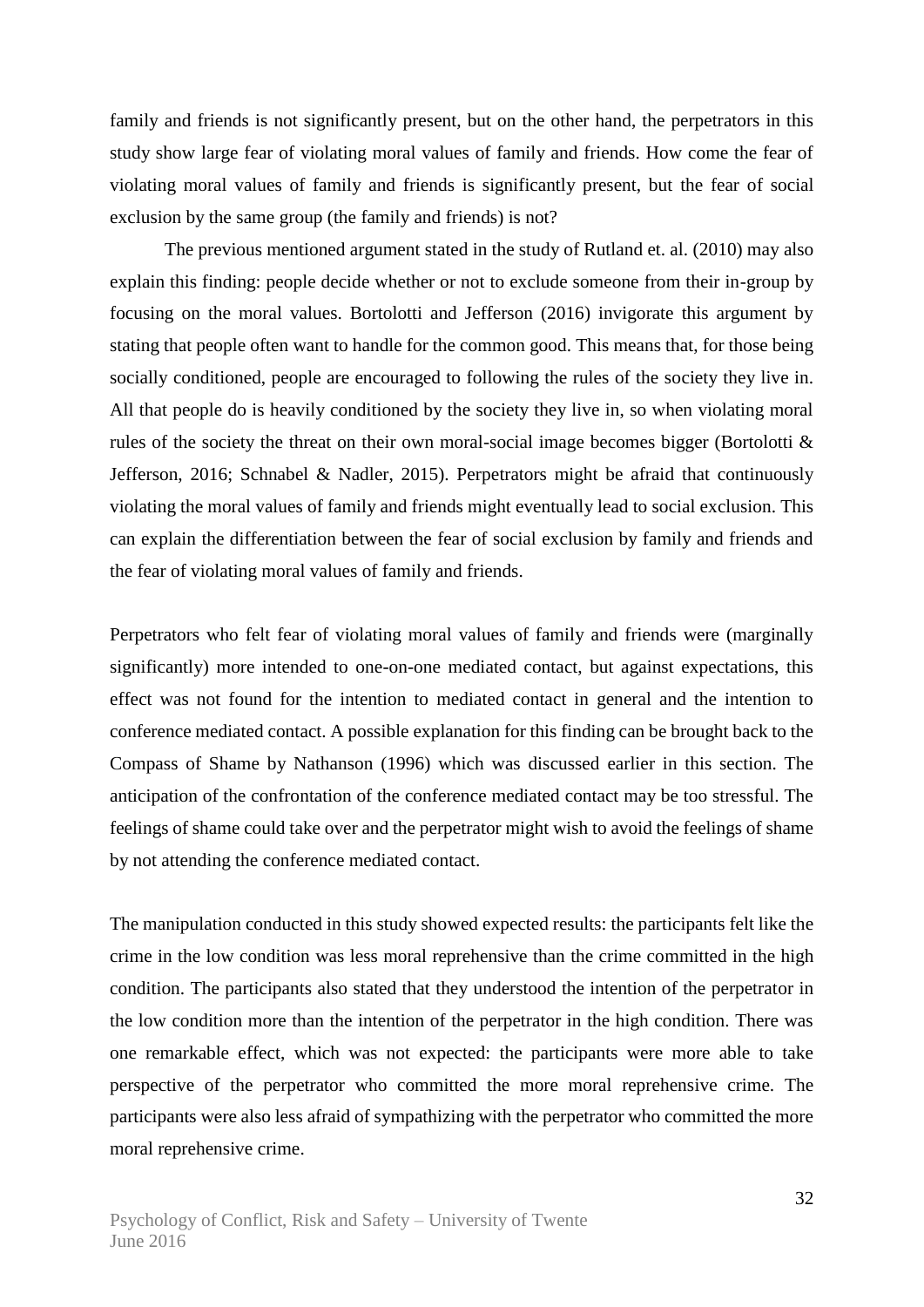family and friends is not significantly present, but on the other hand, the perpetrators in this study show large fear of violating moral values of family and friends. How come the fear of violating moral values of family and friends is significantly present, but the fear of social exclusion by the same group (the family and friends) is not?

The previous mentioned argument stated in the study of Rutland et. al. (2010) may also explain this finding: people decide whether or not to exclude someone from their in-group by focusing on the moral values. Bortolotti and Jefferson (2016) invigorate this argument by stating that people often want to handle for the common good. This means that, for those being socially conditioned, people are encouraged to following the rules of the society they live in. All that people do is heavily conditioned by the society they live in, so when violating moral rules of the society the threat on their own moral-social image becomes bigger (Bortolotti & Jefferson, 2016; Schnabel & Nadler, 2015). Perpetrators might be afraid that continuously violating the moral values of family and friends might eventually lead to social exclusion. This can explain the differentiation between the fear of social exclusion by family and friends and the fear of violating moral values of family and friends.

Perpetrators who felt fear of violating moral values of family and friends were (marginally significantly) more intended to one-on-one mediated contact, but against expectations, this effect was not found for the intention to mediated contact in general and the intention to conference mediated contact. A possible explanation for this finding can be brought back to the Compass of Shame by Nathanson (1996) which was discussed earlier in this section. The anticipation of the confrontation of the conference mediated contact may be too stressful. The feelings of shame could take over and the perpetrator might wish to avoid the feelings of shame by not attending the conference mediated contact.

The manipulation conducted in this study showed expected results: the participants felt like the crime in the low condition was less moral reprehensive than the crime committed in the high condition. The participants also stated that they understood the intention of the perpetrator in the low condition more than the intention of the perpetrator in the high condition. There was one remarkable effect, which was not expected: the participants were more able to take perspective of the perpetrator who committed the more moral reprehensive crime. The participants were also less afraid of sympathizing with the perpetrator who committed the more moral reprehensive crime.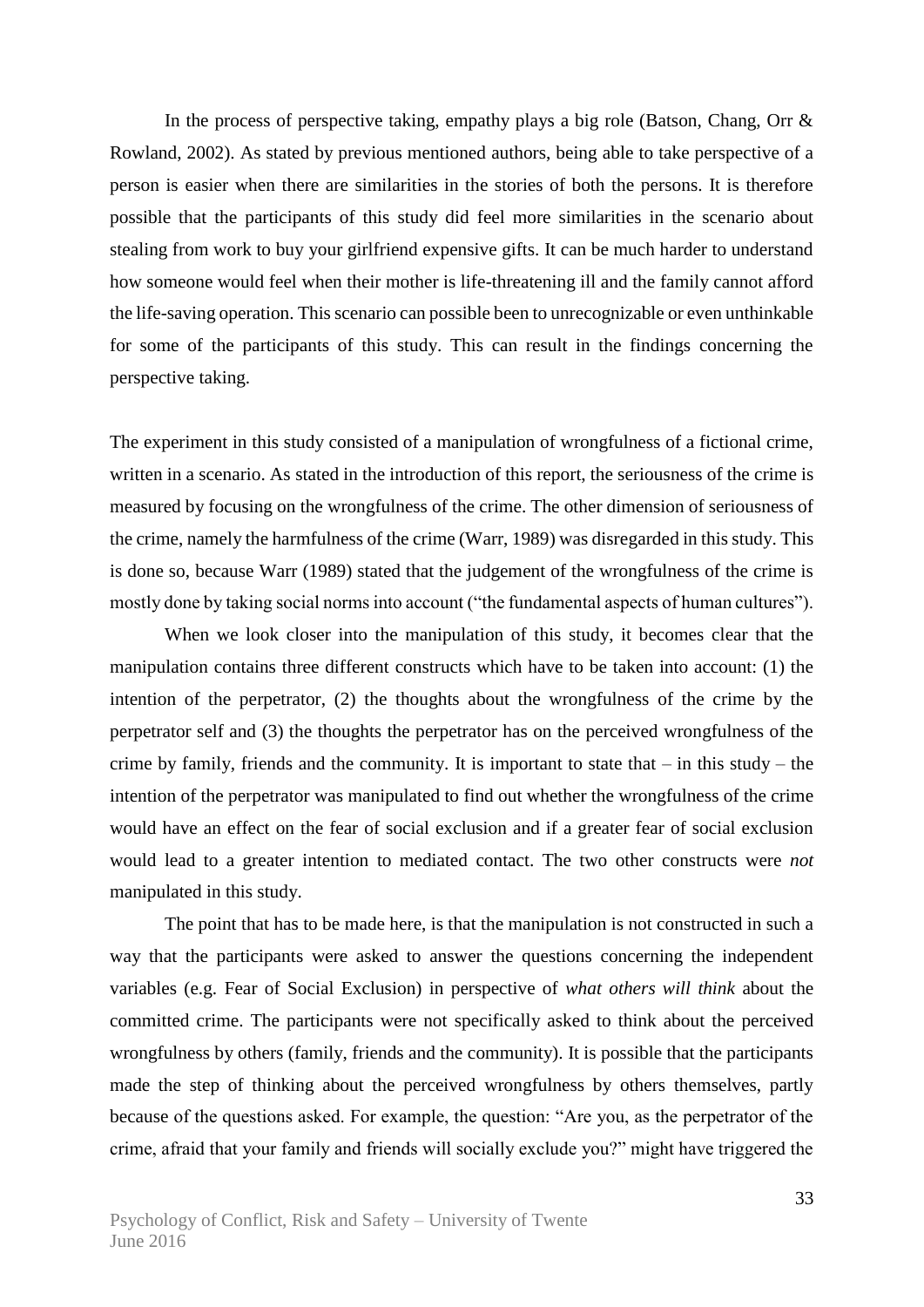In the process of perspective taking, empathy plays a big role (Batson, Chang, Orr & Rowland, 2002). As stated by previous mentioned authors, being able to take perspective of a person is easier when there are similarities in the stories of both the persons. It is therefore possible that the participants of this study did feel more similarities in the scenario about stealing from work to buy your girlfriend expensive gifts. It can be much harder to understand how someone would feel when their mother is life-threatening ill and the family cannot afford the life-saving operation. This scenario can possible been to unrecognizable or even unthinkable for some of the participants of this study. This can result in the findings concerning the perspective taking.

The experiment in this study consisted of a manipulation of wrongfulness of a fictional crime, written in a scenario. As stated in the introduction of this report, the seriousness of the crime is measured by focusing on the wrongfulness of the crime. The other dimension of seriousness of the crime, namely the harmfulness of the crime (Warr, 1989) was disregarded in this study. This is done so, because Warr (1989) stated that the judgement of the wrongfulness of the crime is mostly done by taking social norms into account ("the fundamental aspects of human cultures").

When we look closer into the manipulation of this study, it becomes clear that the manipulation contains three different constructs which have to be taken into account: (1) the intention of the perpetrator, (2) the thoughts about the wrongfulness of the crime by the perpetrator self and (3) the thoughts the perpetrator has on the perceived wrongfulness of the crime by family, friends and the community. It is important to state that – in this study – the intention of the perpetrator was manipulated to find out whether the wrongfulness of the crime would have an effect on the fear of social exclusion and if a greater fear of social exclusion would lead to a greater intention to mediated contact. The two other constructs were *not* manipulated in this study.

The point that has to be made here, is that the manipulation is not constructed in such a way that the participants were asked to answer the questions concerning the independent variables (e.g. Fear of Social Exclusion) in perspective of *what others will think* about the committed crime. The participants were not specifically asked to think about the perceived wrongfulness by others (family, friends and the community). It is possible that the participants made the step of thinking about the perceived wrongfulness by others themselves, partly because of the questions asked. For example, the question: "Are you, as the perpetrator of the crime, afraid that your family and friends will socially exclude you?" might have triggered the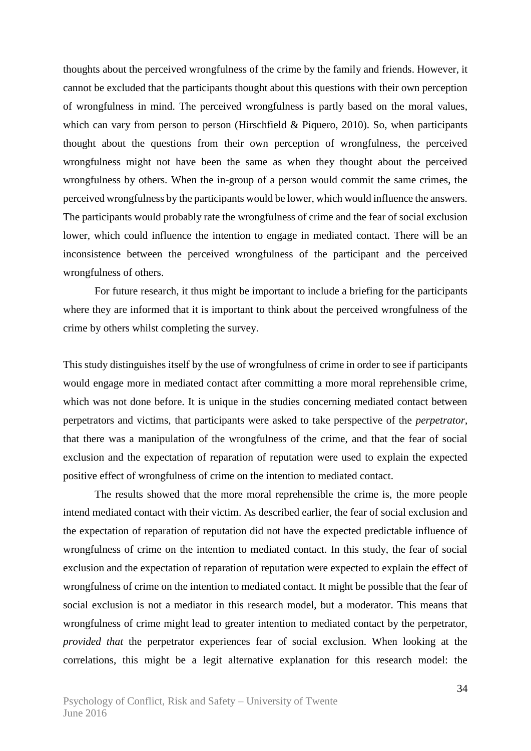thoughts about the perceived wrongfulness of the crime by the family and friends. However, it cannot be excluded that the participants thought about this questions with their own perception of wrongfulness in mind. The perceived wrongfulness is partly based on the moral values, which can vary from person to person (Hirschfield & Piquero, 2010). So, when participants thought about the questions from their own perception of wrongfulness, the perceived wrongfulness might not have been the same as when they thought about the perceived wrongfulness by others. When the in-group of a person would commit the same crimes, the perceived wrongfulness by the participants would be lower, which would influence the answers. The participants would probably rate the wrongfulness of crime and the fear of social exclusion lower, which could influence the intention to engage in mediated contact. There will be an inconsistence between the perceived wrongfulness of the participant and the perceived wrongfulness of others.

For future research, it thus might be important to include a briefing for the participants where they are informed that it is important to think about the perceived wrongfulness of the crime by others whilst completing the survey.

This study distinguishes itself by the use of wrongfulness of crime in order to see if participants would engage more in mediated contact after committing a more moral reprehensible crime, which was not done before. It is unique in the studies concerning mediated contact between perpetrators and victims, that participants were asked to take perspective of the *perpetrator*, that there was a manipulation of the wrongfulness of the crime, and that the fear of social exclusion and the expectation of reparation of reputation were used to explain the expected positive effect of wrongfulness of crime on the intention to mediated contact.

The results showed that the more moral reprehensible the crime is, the more people intend mediated contact with their victim. As described earlier, the fear of social exclusion and the expectation of reparation of reputation did not have the expected predictable influence of wrongfulness of crime on the intention to mediated contact. In this study, the fear of social exclusion and the expectation of reparation of reputation were expected to explain the effect of wrongfulness of crime on the intention to mediated contact. It might be possible that the fear of social exclusion is not a mediator in this research model, but a moderator. This means that wrongfulness of crime might lead to greater intention to mediated contact by the perpetrator, *provided that* the perpetrator experiences fear of social exclusion. When looking at the correlations, this might be a legit alternative explanation for this research model: the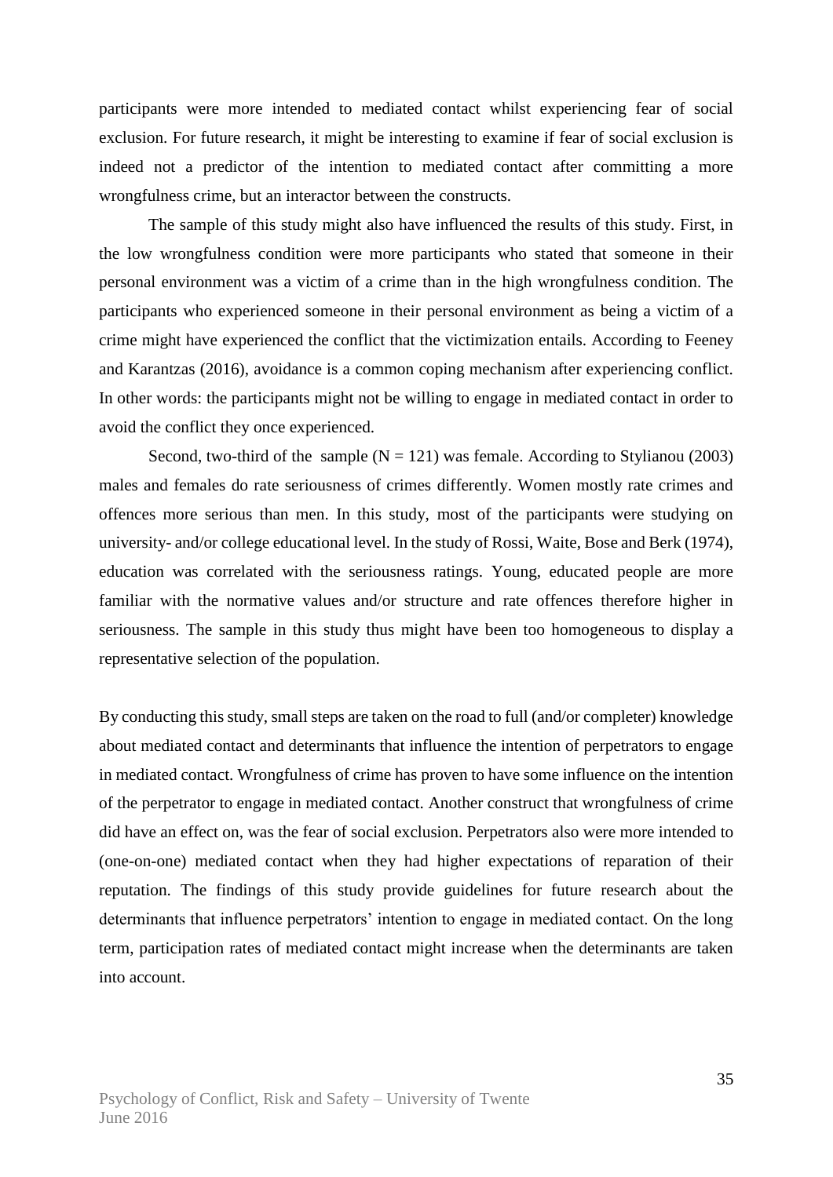participants were more intended to mediated contact whilst experiencing fear of social exclusion. For future research, it might be interesting to examine if fear of social exclusion is indeed not a predictor of the intention to mediated contact after committing a more wrongfulness crime, but an interactor between the constructs.

The sample of this study might also have influenced the results of this study. First, in the low wrongfulness condition were more participants who stated that someone in their personal environment was a victim of a crime than in the high wrongfulness condition. The participants who experienced someone in their personal environment as being a victim of a crime might have experienced the conflict that the victimization entails. According to Feeney and Karantzas (2016), avoidance is a common coping mechanism after experiencing conflict. In other words: the participants might not be willing to engage in mediated contact in order to avoid the conflict they once experienced.

Second, two-third of the sample ($N = 121$) was female. According to Stylianou (2003) males and females do rate seriousness of crimes differently. Women mostly rate crimes and offences more serious than men. In this study, most of the participants were studying on university- and/or college educational level. In the study of Rossi, Waite, Bose and Berk (1974), education was correlated with the seriousness ratings. Young, educated people are more familiar with the normative values and/or structure and rate offences therefore higher in seriousness. The sample in this study thus might have been too homogeneous to display a representative selection of the population.

By conducting this study, small steps are taken on the road to full (and/or completer) knowledge about mediated contact and determinants that influence the intention of perpetrators to engage in mediated contact. Wrongfulness of crime has proven to have some influence on the intention of the perpetrator to engage in mediated contact. Another construct that wrongfulness of crime did have an effect on, was the fear of social exclusion. Perpetrators also were more intended to (one-on-one) mediated contact when they had higher expectations of reparation of their reputation. The findings of this study provide guidelines for future research about the determinants that influence perpetrators' intention to engage in mediated contact. On the long term, participation rates of mediated contact might increase when the determinants are taken into account.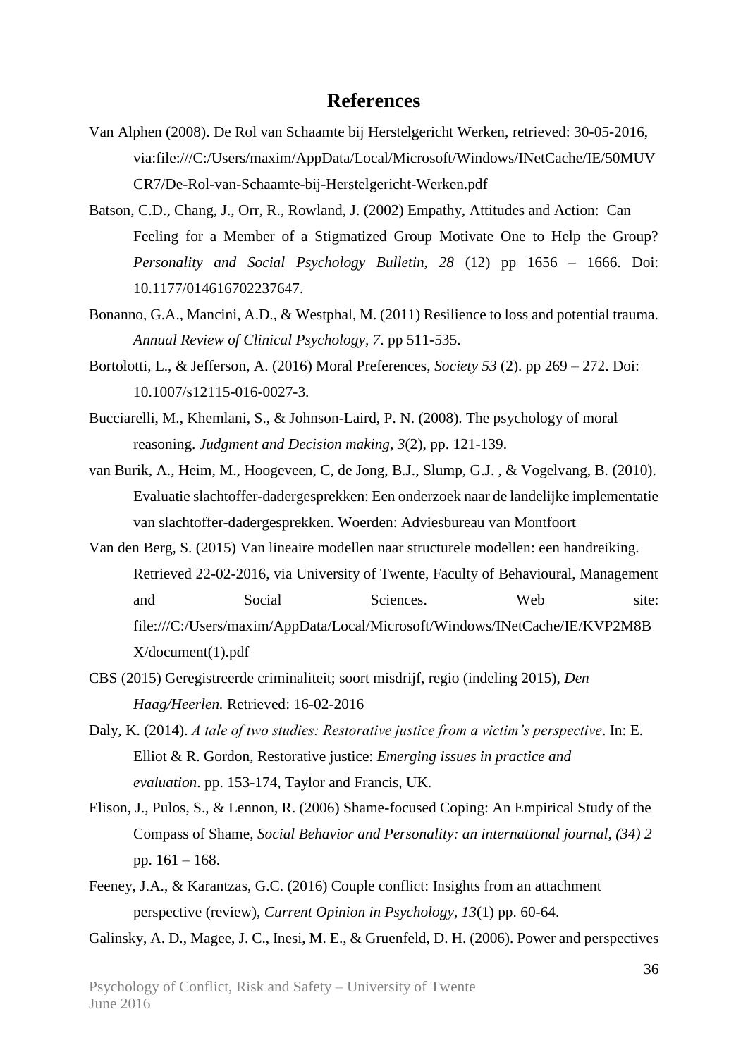## References

Van Alphen (2008). De Rol van Schaamte bij Herstelgericht Werken, retrieved: 30-05-2016, via:file:///C:/Users/maxim/AppData/Local/Microsoft/Windows/INetCache/IE/50MUVCR7/De-Rol-van-Schaamte-bij-Herstelgericht-Werken.pdf

Batson, C.D., Chang, J., Orr, R., Rowland, J. (2002) Empathy, Attitudes and Action: Can Feeling for a Member of a Stigmatized Group Motivate One to Help the Group? *Personality and Social Psychology Bulletin, 28* (12) pp 1656 – 1666. Doi: 10.1177/014616702237647.

Bonanno, G.A., Mancini, A.D., & Westphal, M. (2011) Resilience to loss and potential trauma. *Annual Review of Clinical Psychology, 7*. pp 511-535.

Bortolotti, L., & Jefferson, A. (2016) Moral Preferences, *Society 53* (2). pp 269 – 272. Doi: 10.1007/s12115-016-0027-3.

Bucciarelli, M., Khemlani, S., & Johnson-Laird, P. N. (2008). The psychology of moral reasoning. *Judgment and Decision making, 3*(2), pp. 121-139.

van Burik, A., Heim, M., Hoogeveen, C, de Jong, B.J., Slump, G.J. , & Vogelvang, B. (2010). Evaluatie slachtoffer-dadergesprekken: Een onderzoek naar de landelijke implementatie van slachtoffer-dadergesprekken. Woerden: Adviesbureau van Montfoort

Van den Berg, S. (2015) Van lineaire modellen naar structurele modellen: een handreiking. Retrieved 22-02-2016, via University of Twente, Faculty of Behavioural, Management and Social Sciences. Web site: file:///C:/Users/maxim/AppData/Local/Microsoft/Windows/INetCache/IE/KVP2M8BX/document(1).pdf

CBS (2015) Geregistreerde criminaliteit; soort misdrijf, regio (indeling 2015), *Den Haag/Heerlen.* Retrieved: 16-02-2016

Daly, K. (2014). *A tale of two studies: Restorative justice from a victim's perspective*. In: E. Elliot & R. Gordon, Restorative justice: *Emerging issues in practice and evaluation*. pp. 153-174, Taylor and Francis, UK.

Elison, J., Pulos, S., & Lennon, R. (2006) Shame-focused Coping: An Empirical Study of the Compass of Shame, *Social Behavior and Personality: an international journal, (34) 2* pp. 161 – 168.

Feeney, J.A., & Karantzas, G.C. (2016) Couple conflict: Insights from an attachment perspective (review), *Current Opinion in Psychology, 13*(1) pp. 60-64.

Galinsky, A. D., Magee, J. C., Inesi, M. E., & Gruenfeld, D. H. (2006). Power and perspectives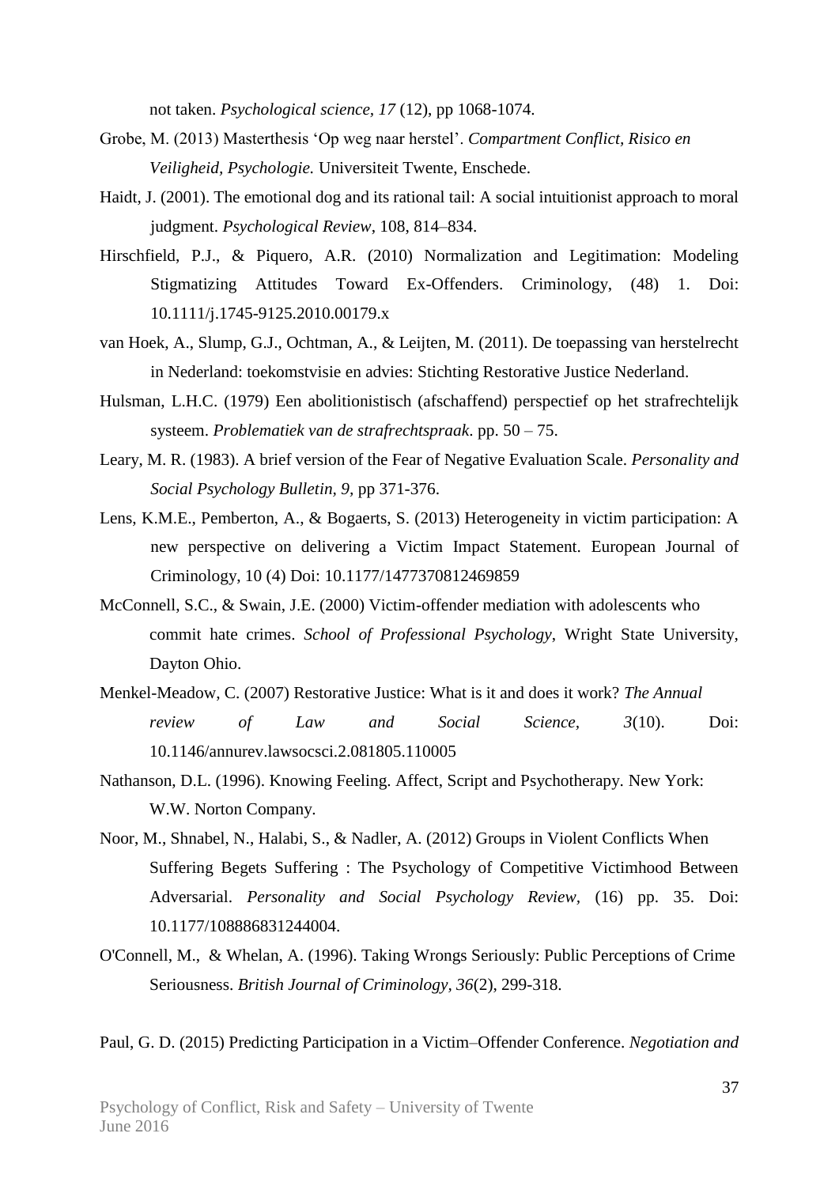not taken. *Psychological science, 17* (12), pp 1068-1074.

Grobe, M. (2013) Masterthesis 'Op weg naar herstel'. *Compartment Conflict, Risico en Veiligheid, Psychologie.* Universiteit Twente, Enschede.

Haidt, J. (2001). The emotional dog and its rational tail: A social intuitionist approach to moral judgment. *Psychological Review*, 108, 814–834.

Hirschfield, P.J., & Piquero, A.R. (2010) Normalization and Legitimation: Modeling Stigmatizing Attitudes Toward Ex-Offenders. Criminology, (48) 1. Doi: 10.1111/j.1745-9125.2010.00179.x

van Hoek, A., Slump, G.J., Ochtman, A., & Leijten, M. (2011). De toepassing van herstelrecht in Nederland: toekomstvisie en advies: Stichting Restorative Justice Nederland.

Hulsman, L.H.C. (1979) Een abolitionistisch (afschaffend) perspectief op het strafrechtelijk systeem. *Problematiek van de strafrechtspraak*. pp. 50 – 75.

Leary, M. R. (1983). A brief version of the Fear of Negative Evaluation Scale. *Personality and Social Psychology Bulletin, 9*, pp 371-376.

Lens, K.M.E., Pemberton, A., & Bogaerts, S. (2013) Heterogeneity in victim participation: A new perspective on delivering a Victim Impact Statement. European Journal of Criminology, 10 (4) Doi: 10.1177/1477370812469859

McConnell, S.C., & Swain, J.E. (2000) Victim-offender mediation with adolescents who commit hate crimes. *School of Professional Psychology*, Wright State University, Dayton Ohio.

Menkel-Meadow, C. (2007) Restorative Justice: What is it and does it work? *The Annual review of Law and Social Science, 3*(10). Doi: 10.1146/annurev.lawsocsci.2.081805.110005

Nathanson, D.L. (1996). Knowing Feeling. Affect, Script and Psychotherapy. New York: W.W. Norton Company.

Noor, M., Shnabel, N., Halabi, S., & Nadler, A. (2012) Groups in Violent Conflicts When Suffering Begets Suffering : The Psychology of Competitive Victimhood Between Adversarial. *Personality and Social Psychology Review,* (16) pp. 35. Doi: 10.1177/108886831244004.

O'Connell, M., & Whelan, A. (1996). Taking Wrongs Seriously: Public Perceptions of Crime Seriousness. *British Journal of Criminology, 36*(2), 299-318.

Paul, G. D. (2015) Predicting Participation in a Victim–Offender Conference. *Negotiation and*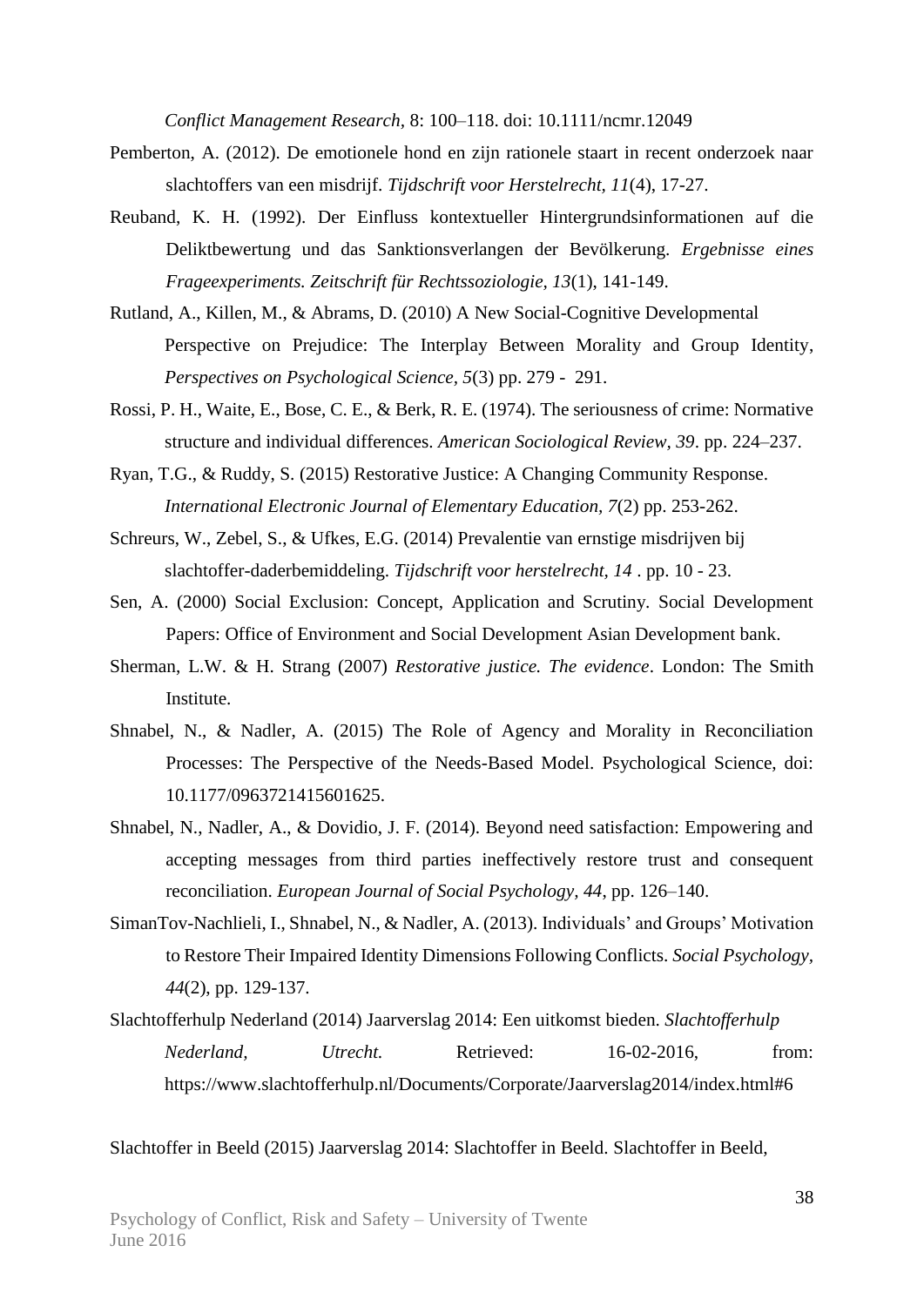*Conflict Management Research,* 8: 100–118. doi: 10.1111/ncmr.12049

Pemberton, A. (2012). De emotionele hond en zijn rationele staart in recent onderzoek naar slachtoffers van een misdrijf. *Tijdschrift voor Herstelrecht, 11*(4), 17-27.

Reuband, K. H. (1992). Der Einfluss kontextueller Hintergrundsinformationen auf die Deliktbewertung und das Sanktionsverlangen der Bevölkerung. *Ergebnisse eines Frageexperiments. Zeitschrift für Rechtssoziologie, 13*(1), 141-149.

Rutland, A., Killen, M., & Abrams, D. (2010) A New Social-Cognitive Developmental Perspective on Prejudice: The Interplay Between Morality and Group Identity, *Perspectives on Psychological Science, 5*(3) pp. 279 - 291.

Rossi, P. H., Waite, E., Bose, C. E., & Berk, R. E. (1974). The seriousness of crime: Normative structure and individual differences. *American Sociological Review, 39*. pp. 224–237.

Ryan, T.G., & Ruddy, S. (2015) Restorative Justice: A Changing Community Response. *International Electronic Journal of Elementary Education, 7*(2) pp. 253-262.

Schreurs, W., Zebel, S., & Ufkes, E.G. (2014) Prevalentie van ernstige misdrijven bij slachtoffer-daderbemiddeling. *Tijdschrift voor herstelrecht, 14* . pp. 10 - 23.

Sen, A. (2000) Social Exclusion: Concept, Application and Scrutiny. Social Development Papers: Office of Environment and Social Development Asian Development bank.

Sherman, L.W. & H. Strang (2007) *Restorative justice. The evidence*. London: The Smith Institute.

Shnabel, N., & Nadler, A. (2015) The Role of Agency and Morality in Reconciliation Processes: The Perspective of the Needs-Based Model. Psychological Science, doi: 10.1177/0963721415601625.

Shnabel, N., Nadler, A., & Dovidio, J. F. (2014). Beyond need satisfaction: Empowering and accepting messages from third parties ineffectively restore trust and consequent reconciliation. *European Journal of Social Psychology, 44*, pp. 126–140.

SimanTov-Nachlieli, I., Shnabel, N., & Nadler, A. (2013). Individuals' and Groups' Motivation to Restore Their Impaired Identity Dimensions Following Conflicts. *Social Psychology, 44*(2), pp. 129-137.

Slachtofferhulp Nederland (2014) Jaarverslag 2014: Een uitkomst bieden. *Slachtofferhulp Nederland, Utrecht.* Retrieved: 16-02-2016, from: https://www.slachtofferhulp.nl/Documents/Corporate/Jaarverslag2014/index.html#6

Slachtoffer in Beeld (2015) Jaarverslag 2014: Slachtoffer in Beeld. Slachtoffer in Beeld,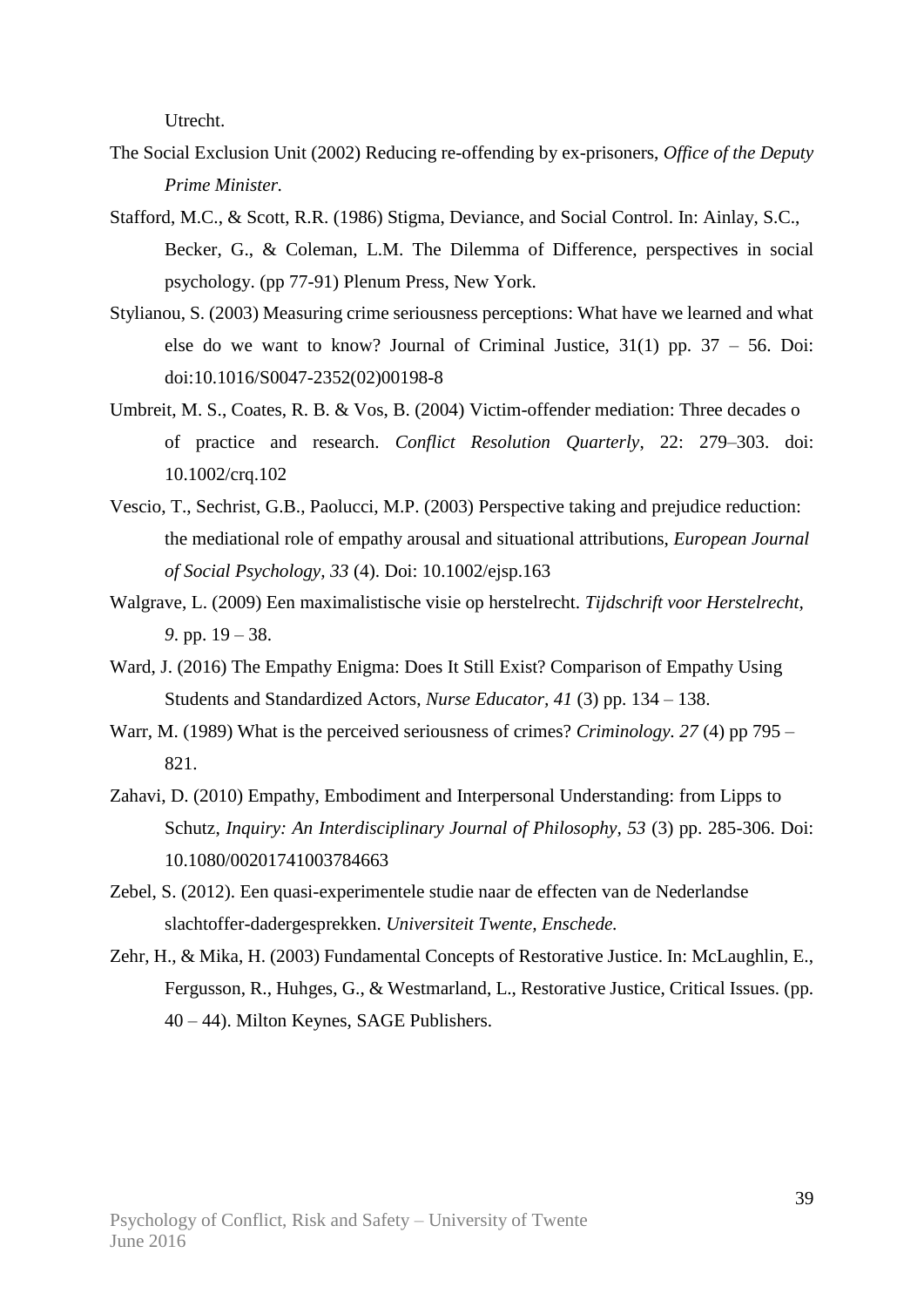Utrecht.

The Social Exclusion Unit (2002) Reducing re-offending by ex-prisoners, *Office of the Deputy Prime Minister.*

Stafford, M.C., & Scott, R.R. (1986) Stigma, Deviance, and Social Control. In: Ainlay, S.C., Becker, G., & Coleman, L.M. The Dilemma of Difference, perspectives in social psychology. (pp 77-91) Plenum Press, New York.

Stylianou, S. (2003) Measuring crime seriousness perceptions: What have we learned and what else do we want to know? Journal of Criminal Justice, 31(1) pp. 37 – 56. Doi: doi:10.1016/S0047-2352(02)00198-8

Umbreit, M. S., Coates, R. B. & Vos, B. (2004) Victim-offender mediation: Three decades o of practice and research. *Conflict Resolution Quarterly*, 22: 279–303. doi: 10.1002/crq.102

Vescio, T., Sechrist, G.B., Paolucci, M.P. (2003) Perspective taking and prejudice reduction: the mediational role of empathy arousal and situational attributions, *European Journal of Social Psychology, 33* (4). Doi: 10.1002/ejsp.163

Walgrave, L. (2009) Een maximalistische visie op herstelrecht. *Tijdschrift voor Herstelrecht, 9*. pp. 19 – 38.

Ward, J. (2016) The Empathy Enigma: Does It Still Exist? Comparison of Empathy Using Students and Standardized Actors, *Nurse Educator, 41* (3) pp. 134 – 138.

Warr, M. (1989) What is the perceived seriousness of crimes? *Criminology. 27* (4) pp 795 – 821.

Zahavi, D. (2010) Empathy, Embodiment and Interpersonal Understanding: from Lipps to Schutz, *Inquiry: An Interdisciplinary Journal of Philosophy, 53* (3) pp. 285-306. Doi: 10.1080/00201741003784663

Zebel, S. (2012). Een quasi-experimentele studie naar de effecten van de Nederlandse slachtoffer-dadergesprekken. *Universiteit Twente, Enschede.*

Zehr, H., & Mika, H. (2003) Fundamental Concepts of Restorative Justice. In: McLaughlin, E., Fergusson, R., Huhges, G., & Westmarland, L., Restorative Justice, Critical Issues. (pp. 40 – 44). Milton Keynes, SAGE Publishers.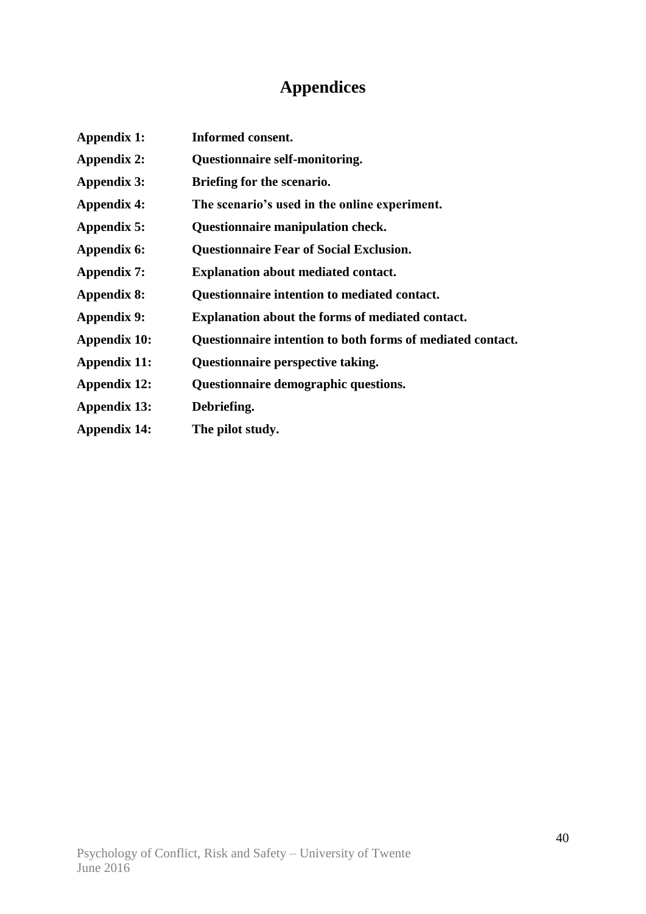# Appendices

**Appendix 1:** **Informed consent.**

**Appendix 2:** **Questionnaire self-monitoring.**

**Appendix 3:** **Briefing for the scenario.**

**Appendix 4:** **The scenario's used in the online experiment.**

**Appendix 5:** **Questionnaire manipulation check.**

**Appendix 6:** **Questionnaire Fear of Social Exclusion.**

**Appendix 7:** **Explanation about mediated contact.**

**Appendix 8:** **Questionnaire intention to mediated contact.**

**Appendix 9:** **Explanation about the forms of mediated contact.**

**Appendix 10:** **Questionnaire intention to both forms of mediated contact.**

**Appendix 11:** **Questionnaire perspective taking.**

**Appendix 12:** **Questionnaire demographic questions.**

**Appendix 13:** **Debriefing.**

**Appendix 14:** **The pilot study.**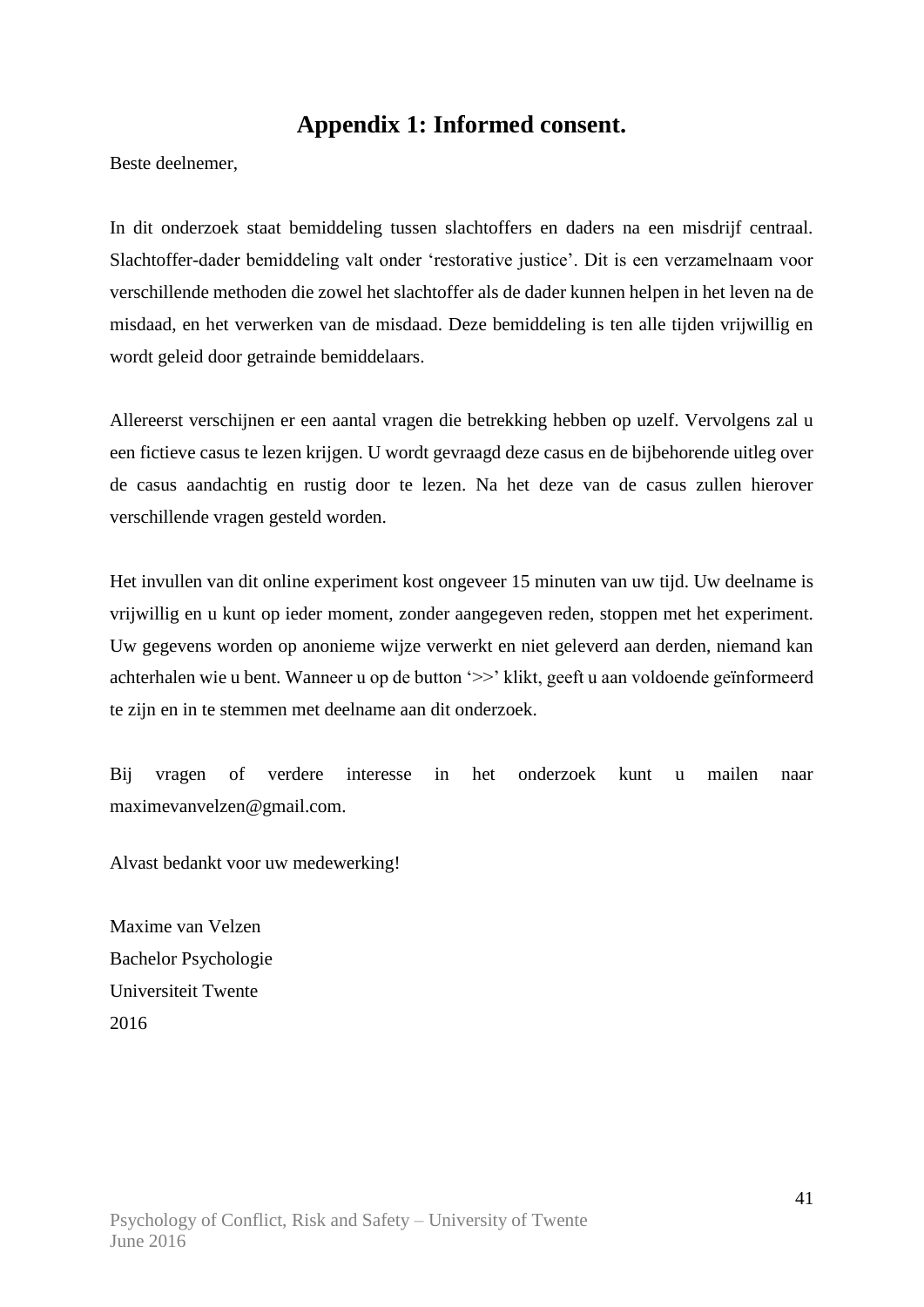## Appendix 1: Informed consent.

Beste deelnemer,

In dit onderzoek staat bemiddeling tussen slachtoffers en daders na een misdrijf centraal. Slachtoffer-dader bemiddeling valt onder ‘restorative justice’. Dit is een verzamelnaam voor verschillende methoden die zowel het slachtoffer als de dader kunnen helpen in het leven na de misdaad, en het verwerken van de misdaad. Deze bemiddeling is ten alle tijden vrijwillig en wordt geleid door getrainde bemiddelaars.

Allereerst verschijnen er een aantal vragen die betrekking hebben op uzelf. Vervolgens zal u een fictieve casus te lezen krijgen. U wordt gevraagd deze casus en de bijbehorende uitleg over de casus aandachtig en rustig door te lezen. Na het deze van de casus zullen hierover verschillende vragen gesteld worden.

Het invullen van dit online experiment kost ongeveer 15 minuten van uw tijd. Uw deelname is vrijwillig en u kunt op ieder moment, zonder aangegeven reden, stoppen met het experiment. Uw gegevens worden op anonieme wijze verwerkt en niet geleverd aan derden, niemand kan achterhalen wie u bent. Wanneer u op de button ‘>>’ klikt, geeft u aan voldoende geïnformeerd te zijn en in te stemmen met deelname aan dit onderzoek.

Bij vragen of verdere interesse in het onderzoek kunt u mailen naar maximevanvelzen@gmail.com.

Alvast bedankt voor uw medewerking!

Maxime van Velzen
Bachelor Psychologie
Universiteit Twente
2016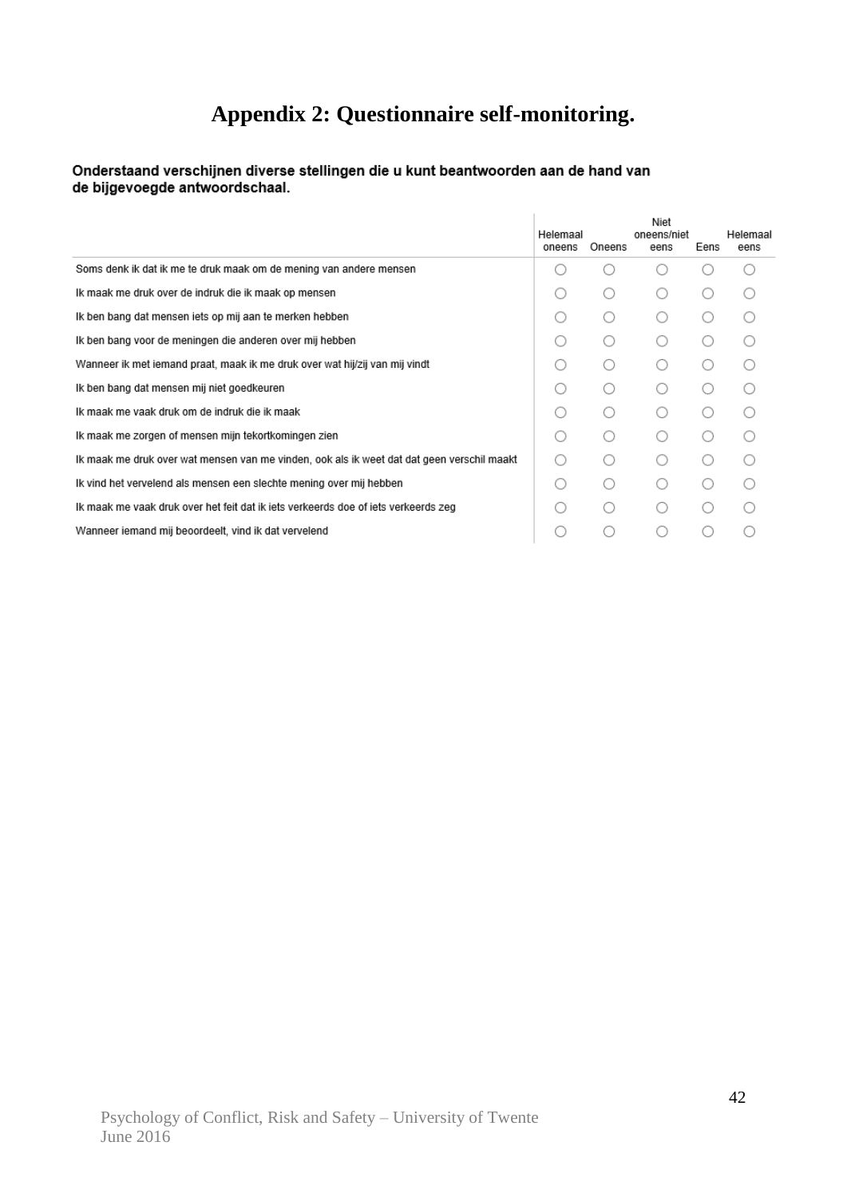# Appendix 2: Questionnaire self-monitoring.

**Onderstaand verschijnen diverse stellingen die u kunt beantwoorden aan de hand van de bijgevoegde antwoordschaal.**

| | Helemaal oneens | Oneens | Niet oneens/niet eens | Eens | Helemaal eens |
|---|---|---|---|---|---|
| Soms denk ik dat ik me te druk maak om de mening van andere mensen | ○ | ○ | ○ | ○ | ○ |
| Ik maak me druk over de indruk die ik maak op mensen | ○ | ○ | ○ | ○ | ○ |
| Ik ben bang dat mensen iets op mij aan te merken hebben | ○ | ○ | ○ | ○ | ○ |
| Ik ben bang voor de meningen die anderen over mij hebben | ○ | ○ | ○ | ○ | ○ |
| Wanneer ik met iemand praat, maak ik me druk over wat hij/zij van mij vindt | ○ | ○ | ○ | ○ | ○ |
| Ik ben bang dat mensen mij niet goedkeuren | ○ | ○ | ○ | ○ | ○ |
| Ik maak me vaak druk om de indruk die ik maak | ○ | ○ | ○ | ○ | ○ |
| Ik maak me zorgen of mensen mijn tekortkomingen zien | ○ | ○ | ○ | ○ | ○ |
| Ik maak me druk over wat mensen van me vinden, ook als ik weet dat dat geen verschil maakt | ○ | ○ | ○ | ○ | ○ |
| Ik vind het vervelend als mensen een slechte mening over mij hebben | ○ | ○ | ○ | ○ | ○ |
| Ik maak me vaak druk over het feit dat ik iets verkeerds doe of iets verkeerds zeg | ○ | ○ | ○ | ○ | ○ |
| Wanneer iemand mij beoordeelt, vind ik dat vervelend | ○ | ○ | ○ | ○ | ○ |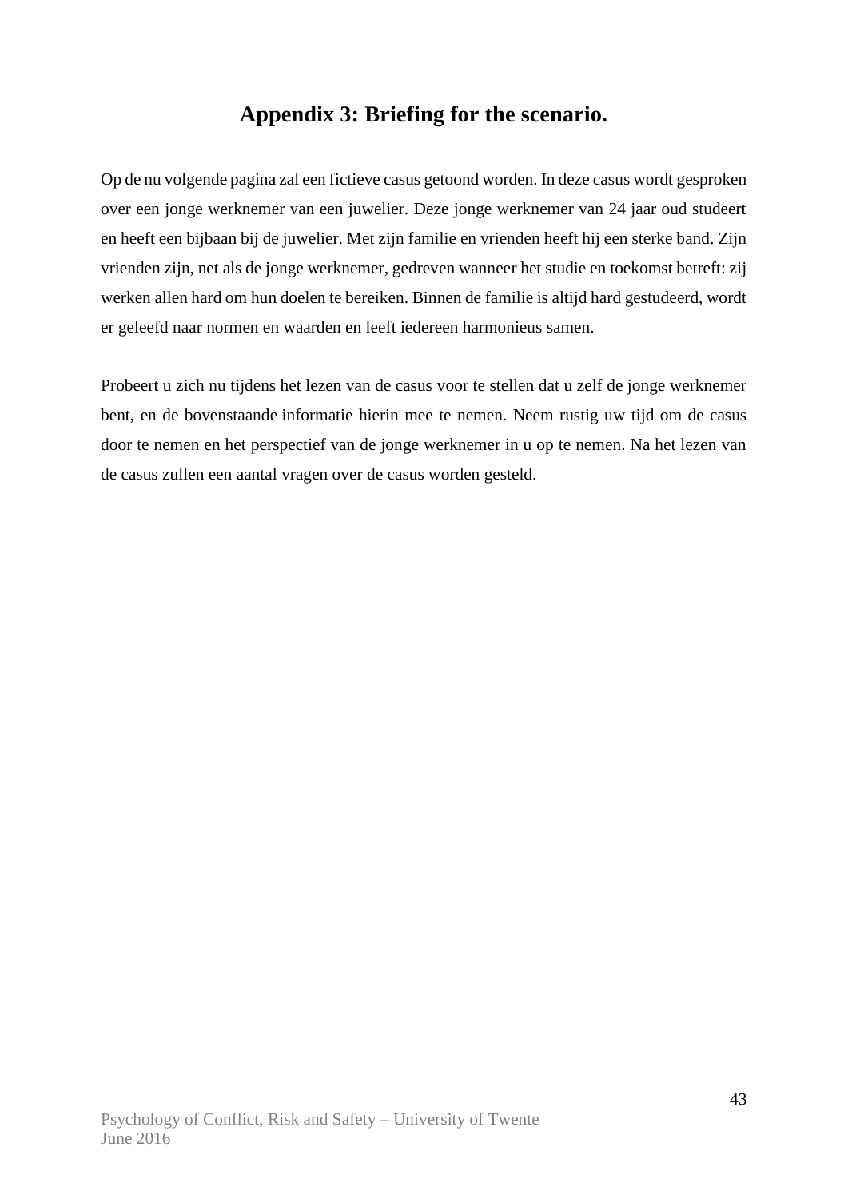## Appendix 3: Briefing for the scenario.

Op de nu volgende pagina zal een fictieve casus getoond worden. In deze casus wordt gesproken over een jonge werknemer van een juwelier. Deze jonge werknemer van 24 jaar oud studeert en heeft een bijbaan bij de juwelier. Met zijn familie en vrienden heeft hij een sterke band. Zijn vrienden zijn, net als de jonge werknemer, gedreven wanneer het studie en toekomst betreft: zij werken allen hard om hun doelen te bereiken. Binnen de familie is altijd hard gestudeerd, wordt er geleefd naar normen en waarden en leeft iedereen harmonieus samen.

Probeert u zich nu tijdens het lezen van de casus voor te stellen dat u zelf de jonge werknemer bent, en de bovenstaande informatie hierin mee te nemen. Neem rustig uw tijd om de casus door te nemen en het perspectief van de jonge werknemer in u op te nemen. Na het lezen van de casus zullen een aantal vragen over de casus worden gesteld.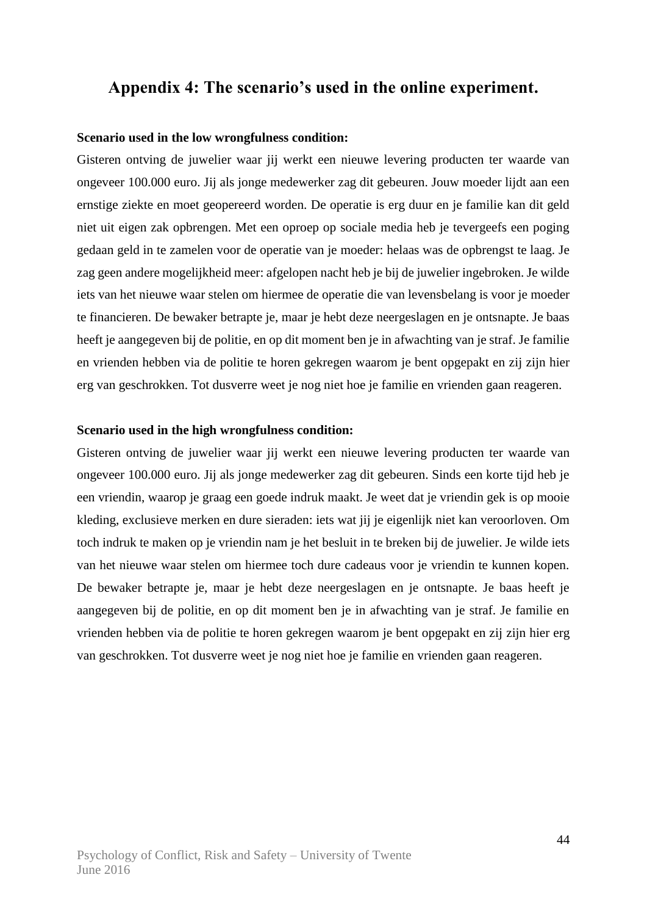## Appendix 4: The scenario's used in the online experiment.

**Scenario used in the low wrongfulness condition:**

Gisteren ontving de juwelier waar jij werkt een nieuwe levering producten ter waarde van ongeveer 100.000 euro. Jij als jonge medewerker zag dit gebeuren. Jouw moeder lijdt aan een ernstige ziekte en moet geopereerd worden. De operatie is erg duur en je familie kan dit geld niet uit eigen zak opbrengen. Met een oproep op sociale media heb je tevergeefs een poging gedaan geld in te zamelen voor de operatie van je moeder: helaas was de opbrengst te laag. Je zag geen andere mogelijkheid meer: afgelopen nacht heb je bij de juwelier ingebroken. Je wilde iets van het nieuwe waar stelen om hiermee de operatie die van levensbelang is voor je moeder te financieren. De bewaker betrapte je, maar je hebt deze neergeslagen en je ontsnapte. Je baas heeft je aangegeven bij de politie, en op dit moment ben je in afwachting van je straf. Je familie en vrienden hebben via de politie te horen gekregen waarom je bent opgepakt en zij zijn hier erg van geschrokken. Tot dusverre weet je nog niet hoe je familie en vrienden gaan reageren.

**Scenario used in the high wrongfulness condition:**

Gisteren ontving de juwelier waar jij werkt een nieuwe levering producten ter waarde van ongeveer 100.000 euro. Jij als jonge medewerker zag dit gebeuren. Sinds een korte tijd heb je een vriendin, waarop je graag een goede indruk maakt. Je weet dat je vriendin gek is op mooie kleding, exclusieve merken en dure sieraden: iets wat jij je eigenlijk niet kan veroorloven. Om toch indruk te maken op je vriendin nam je het besluit in te breken bij de juwelier. Je wilde iets van het nieuwe waar stelen om hiermee toch dure cadeaus voor je vriendin te kunnen kopen. De bewaker betrapte je, maar je hebt deze neergeslagen en je ontsnapte. Je baas heeft je aangegeven bij de politie, en op dit moment ben je in afwachting van je straf. Je familie en vrienden hebben via de politie te horen gekregen waarom je bent opgepakt en zij zijn hier erg van geschrokken. Tot dusverre weet je nog niet hoe je familie en vrienden gaan reageren.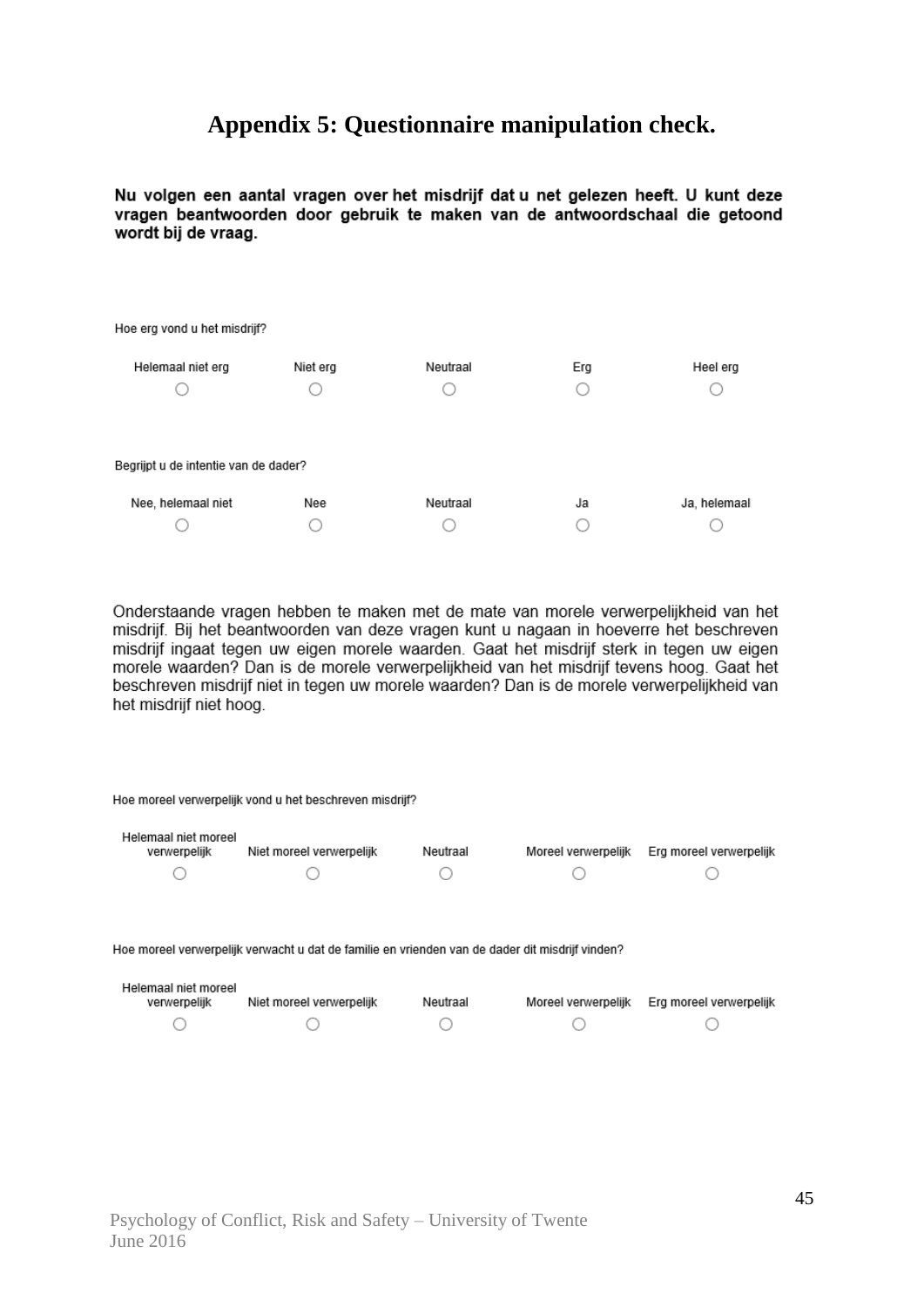# Appendix 5: Questionnaire manipulation check.

**Nu volgen een aantal vragen over het misdrijf dat u net gelezen heeft. U kunt deze vragen beantwoorden door gebruik te maken van de antwoordschaal die getoond wordt bij de vraag.**

Hoe erg vond u het misdrijf?

| Helemaal niet erg | Niet erg | Neutraal | Erg | Heel erg |
|---|---|---|---|---|
| ○ | ○ | ○ | ○ | ○ |

Begrijpt u de intentie van de dader?

| Nee, helemaal niet | Nee | Neutraal | Ja | Ja, helemaal |
|---|---|---|---|---|
| ○ | ○ | ○ | ○ | ○ |

Onderstaande vragen hebben te maken met de mate van morele verwerpelijkheid van het misdrijf. Bij het beantwoorden van deze vragen kunt u nagaan in hoeverre het beschreven misdrijf ingaat tegen uw eigen morele waarden. Gaat het misdrijf sterk in tegen uw eigen morele waarden? Dan is de morele verwerpelijkheid van het misdrijf tevens hoog. Gaat het beschreven misdrijf niet in tegen uw morele waarden? Dan is de morele verwerpelijkheid van het misdrijf niet hoog.

Hoe moreel verwerpelijk vond u het beschreven misdrijf?

| Helemaal niet moreel verwerpelijk | Niet moreel verwerpelijk | Neutraal | Moreel verwerpelijk | Erg moreel verwerpelijk |
|---|---|---|---|---|
| ○ | ○ | ○ | ○ | ○ |

Hoe moreel verwerpelijk verwacht u dat de familie en vrienden van de dader dit misdrijf vinden?

| Helemaal niet moreel verwerpelijk | Niet moreel verwerpelijk | Neutraal | Moreel verwerpelijk | Erg moreel verwerpelijk |
|---|---|---|---|---|
| ○ | ○ | ○ | ○ | ○ |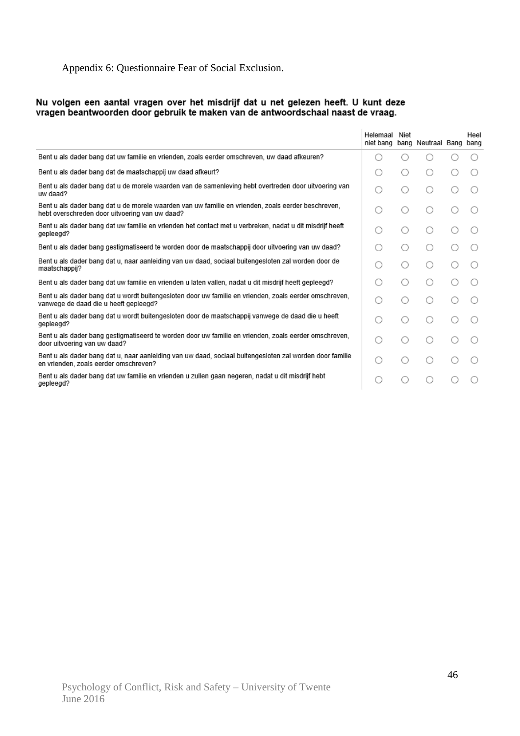Appendix 6: Questionnaire Fear of Social Exclusion.

**Nu volgen een aantal vragen over het misdrijf dat u net gelezen heeft. U kunt deze vragen beantwoorden door gebruik te maken van de antwoordschaal naast de vraag.**

| | Helemaal niet bang | Niet bang | Neutraal | Bang | Heel bang |
|---|---|---|---|---|---|
| Bent u als dader bang dat uw familie en vrienden, zoals eerder omschreven, uw daad afkeuren? | ○ | ○ | ○ | ○ | ○ |
| Bent u als dader bang dat de maatschappij uw daad afkeurt? | ○ | ○ | ○ | ○ | ○ |
| Bent u als dader bang dat u de morele waarden van de samenleving hebt overtreden door uitvoering van uw daad? | ○ | ○ | ○ | ○ | ○ |
| Bent u als dader bang dat u de morele waarden van uw familie en vrienden, zoals eerder beschreven, hebt overschreden door uitvoering van uw daad? | ○ | ○ | ○ | ○ | ○ |
| Bent u als dader bang dat uw familie en vrienden het contact met u verbreken, nadat u dit misdrijf heeft gepleegd? | ○ | ○ | ○ | ○ | ○ |
| Bent u als dader bang gestigmatiseerd te worden door de maatschappij door uitvoering van uw daad? | ○ | ○ | ○ | ○ | ○ |
| Bent u als dader bang dat u, naar aanleiding van uw daad, sociaal buitengesloten zal worden door de maatschappij? | ○ | ○ | ○ | ○ | ○ |
| Bent u als dader bang dat uw familie en vrienden u laten vallen, nadat u dit misdrijf heeft gepleegd? | ○ | ○ | ○ | ○ | ○ |
| Bent u als dader bang dat u wordt buitengesloten door uw familie en vrienden, zoals eerder omschreven, vanwege de daad die u heeft gepleegd? | ○ | ○ | ○ | ○ | ○ |
| Bent u als dader bang dat u wordt buitengesloten door de maatschappij vanwege de daad die u heeft gepleegd? | ○ | ○ | ○ | ○ | ○ |
| Bent u als dader bang gestigmatiseerd te worden door uw familie en vrienden, zoals eerder omschreven, door uitvoering van uw daad? | ○ | ○ | ○ | ○ | ○ |
| Bent u als dader bang dat u, naar aanleiding van uw daad, sociaal buitengesloten zal worden door familie en vrienden, zoals eerder omschreven? | ○ | ○ | ○ | ○ | ○ |
| Bent u als dader bang dat uw familie en vrienden u zullen gaan negeren, nadat u dit misdrijf hebt gepleegd? | ○ | ○ | ○ | ○ | ○ |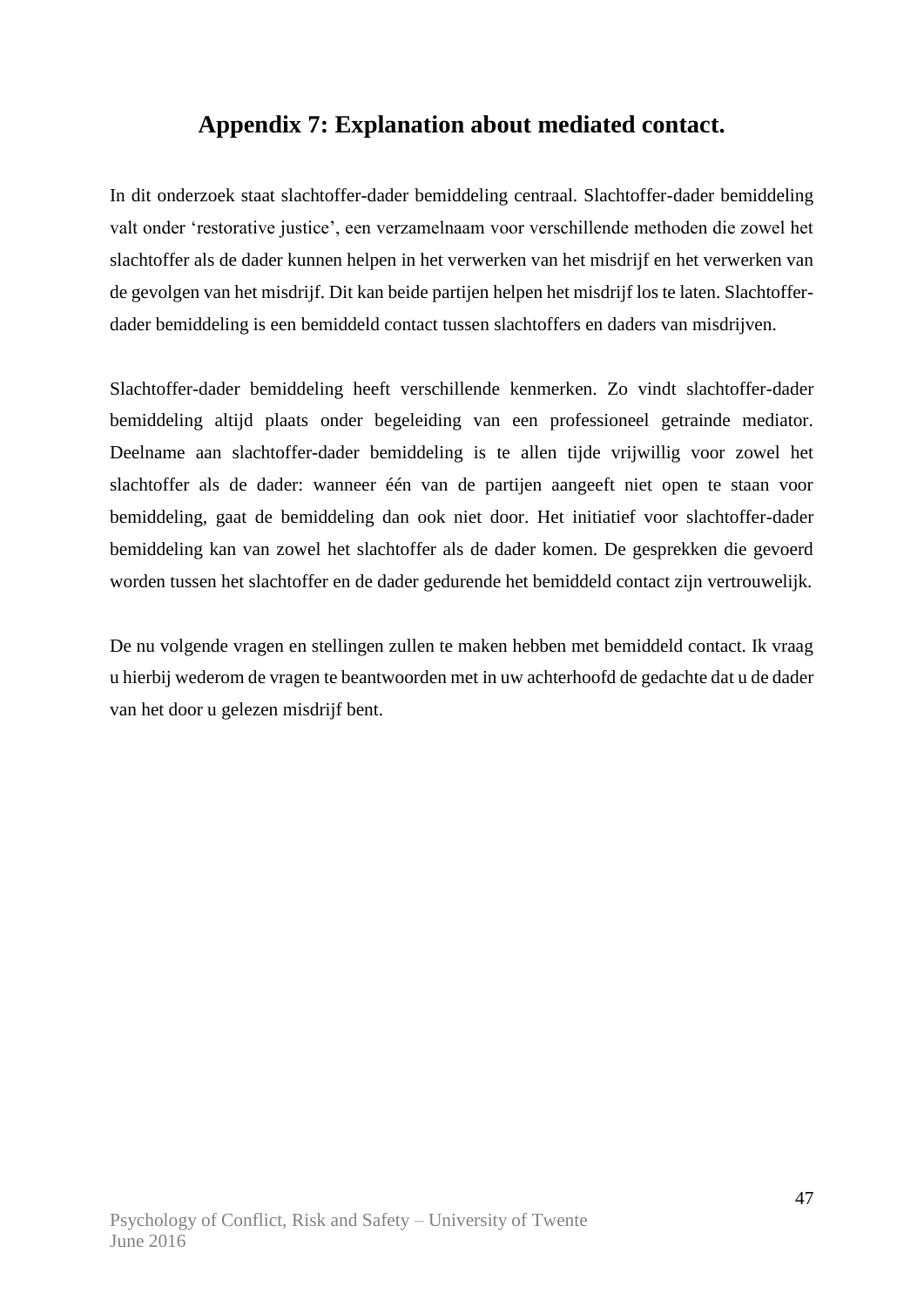## Appendix 7: Explanation about mediated contact.

In dit onderzoek staat slachtoffer-dader bemiddeling centraal. Slachtoffer-dader bemiddeling valt onder 'restorative justice', een verzamelnaam voor verschillende methoden die zowel het slachtoffer als de dader kunnen helpen in het verwerken van het misdrijf en het verwerken van de gevolgen van het misdrijf. Dit kan beide partijen helpen het misdrijf los te laten. Slachtoffer-dader bemiddeling is een bemiddeld contact tussen slachtoffers en daders van misdrijven.

Slachtoffer-dader bemiddeling heeft verschillende kenmerken. Zo vindt slachtoffer-dader bemiddeling altijd plaats onder begeleiding van een professioneel getrainde mediator. Deelname aan slachtoffer-dader bemiddeling is te allen tijde vrijwillig voor zowel het slachtoffer als de dader: wanneer één van de partijen aangeeft niet open te staan voor bemiddeling, gaat de bemiddeling dan ook niet door. Het initiatief voor slachtoffer-dader bemiddeling kan van zowel het slachtoffer als de dader komen. De gesprekken die gevoerd worden tussen het slachtoffer en de dader gedurende het bemiddeld contact zijn vertrouwelijk.

De nu volgende vragen en stellingen zullen te maken hebben met bemiddeld contact. Ik vraag u hierbij wederom de vragen te beantwoorden met in uw achterhoofd de gedachte dat u de dader van het door u gelezen misdrijf bent.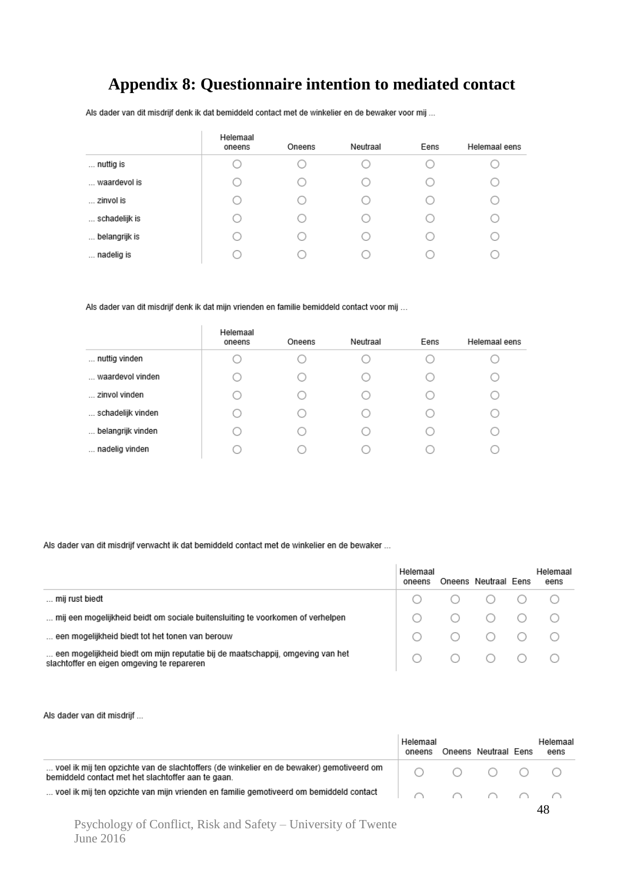# Appendix 8: Questionnaire intention to mediated contact

Als dader van dit misdrijf denk ik dat bemiddeld contact met de winkelier en de bewaker voor mij ...

| | Helemaal oneens | Oneens | Neutraal | Eens | Helemaal eens |
|---|---|---|---|---|---|
| ... nuttig is | ○ | ○ | ○ | ○ | ○ |
| ... waardevol is | ○ | ○ | ○ | ○ | ○ |
| ... zinvol is | ○ | ○ | ○ | ○ | ○ |
| ... schadelijk is | ○ | ○ | ○ | ○ | ○ |
| ... belangrijk is | ○ | ○ | ○ | ○ | ○ |
| ... nadelig is | ○ | ○ | ○ | ○ | ○ |

Als dader van dit misdrijf denk ik dat mijn vrienden en familie bemiddeld contact voor mij ...

| | Helemaal oneens | Oneens | Neutraal | Eens | Helemaal eens |
|---|---|---|---|---|---|
| ... nuttig vinden | ○ | ○ | ○ | ○ | ○ |
| ... waardevol vinden | ○ | ○ | ○ | ○ | ○ |
| ... zinvol vinden | ○ | ○ | ○ | ○ | ○ |
| ... schadelijk vinden | ○ | ○ | ○ | ○ | ○ |
| ... belangrijk vinden | ○ | ○ | ○ | ○ | ○ |
| ... nadelig vinden | ○ | ○ | ○ | ○ | ○ |

Als dader van dit misdrijf verwacht ik dat bemiddeld contact met de winkelier en de bewaker ...

| | Helemaal oneens | Oneens | Neutraal | Eens | Helemaal eens |
|---|---|---|---|---|---|
| ... mij rust biedt | ○ | ○ | ○ | ○ | ○ |
| ... mij een mogelijkheid beidt om sociale buitensluiting te voorkomen of verhelpen | ○ | ○ | ○ | ○ | ○ |
| ... een mogelijkheid biedt tot het tonen van berouw | ○ | ○ | ○ | ○ | ○ |
| ... een mogelijkheid biedt om mijn reputatie bij de maatschappij, omgeving van het slachtoffer en eigen omgeving te repareren | ○ | ○ | ○ | ○ | ○ |

Als dader van dit misdrijf ...

| | Helemaal oneens | Oneens | Neutraal | Eens | Helemaal eens |
|---|---|---|---|---|---|
| ... voel ik mij ten opzichte van de slachtoffers (de winkelier en de bewaker) gemotiveerd om bemiddeld contact met het slachtoffer aan te gaan. | ○ | ○ | ○ | ○ | ○ |
| ... voel ik mij ten opzichte van mijn vrienden en familie gemotiveerd om bemiddeld contact | ○ | ○ | ○ | ○ | ○ |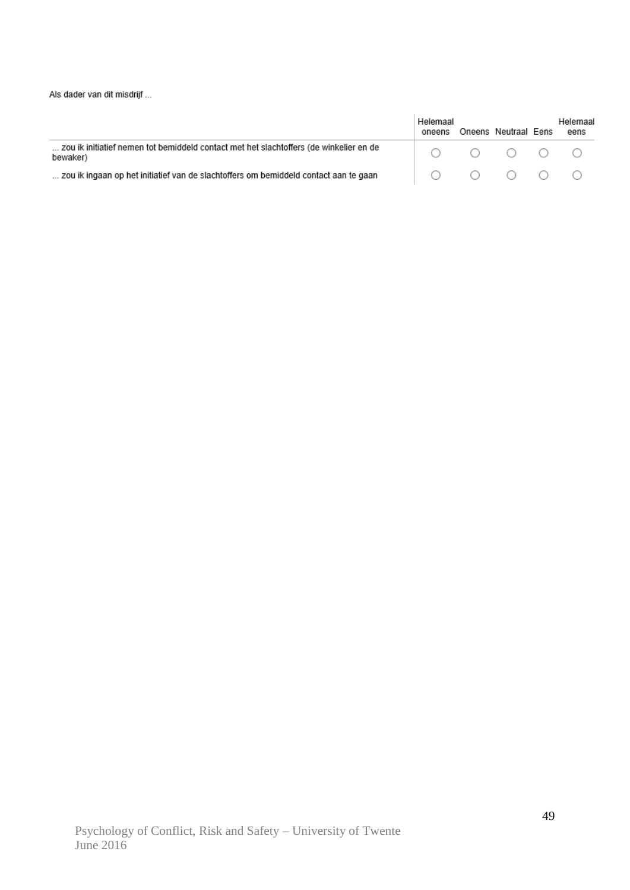Als dader van dit misdrijf ...

| | Helemaal oneens | Oneens | Neutraal | Eens | Helemaal eens |
|---|---|---|---|---|---|
| ... zou ik initiatief nemen tot bemiddeld contact met het slachtoffers (de winkelier en de bewaker) | ○ | ○ | ○ | ○ | ○ |
| ... zou ik ingaan op het initiatief van de slachtoffers om bemiddeld contact aan te gaan | ○ | ○ | ○ | ○ | ○ |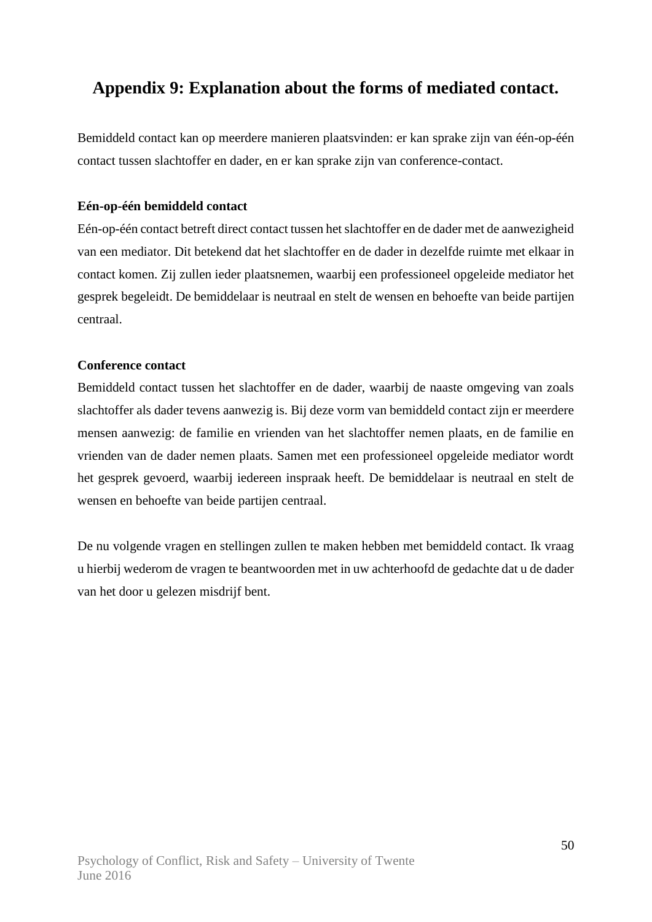## Appendix 9: Explanation about the forms of mediated contact.

Bemiddeld contact kan op meerdere manieren plaatsvinden: er kan sprake zijn van één-op-één contact tussen slachtoffer en dader, en er kan sprake zijn van conference-contact.

**Eén-op-één bemiddeld contact**

Eén-op-één contact betreft direct contact tussen het slachtoffer en de dader met de aanwezigheid van een mediator. Dit betekend dat het slachtoffer en de dader in dezelfde ruimte met elkaar in contact komen. Zij zullen ieder plaatsnemen, waarbij een professioneel opgeleide mediator het gesprek begeleidt. De bemiddelaar is neutraal en stelt de wensen en behoefte van beide partijen centraal.

**Conference contact**

Bemiddeld contact tussen het slachtoffer en de dader, waarbij de naaste omgeving van zoals slachtoffer als dader tevens aanwezig is. Bij deze vorm van bemiddeld contact zijn er meerdere mensen aanwezig: de familie en vrienden van het slachtoffer nemen plaats, en de familie en vrienden van de dader nemen plaats. Samen met een professioneel opgeleide mediator wordt het gesprek gevoerd, waarbij iedereen inspraak heeft. De bemiddelaar is neutraal en stelt de wensen en behoefte van beide partijen centraal.

De nu volgende vragen en stellingen zullen te maken hebben met bemiddeld contact. Ik vraag u hierbij wederom de vragen te beantwoorden met in uw achterhoofd de gedachte dat u de dader van het door u gelezen misdrijf bent.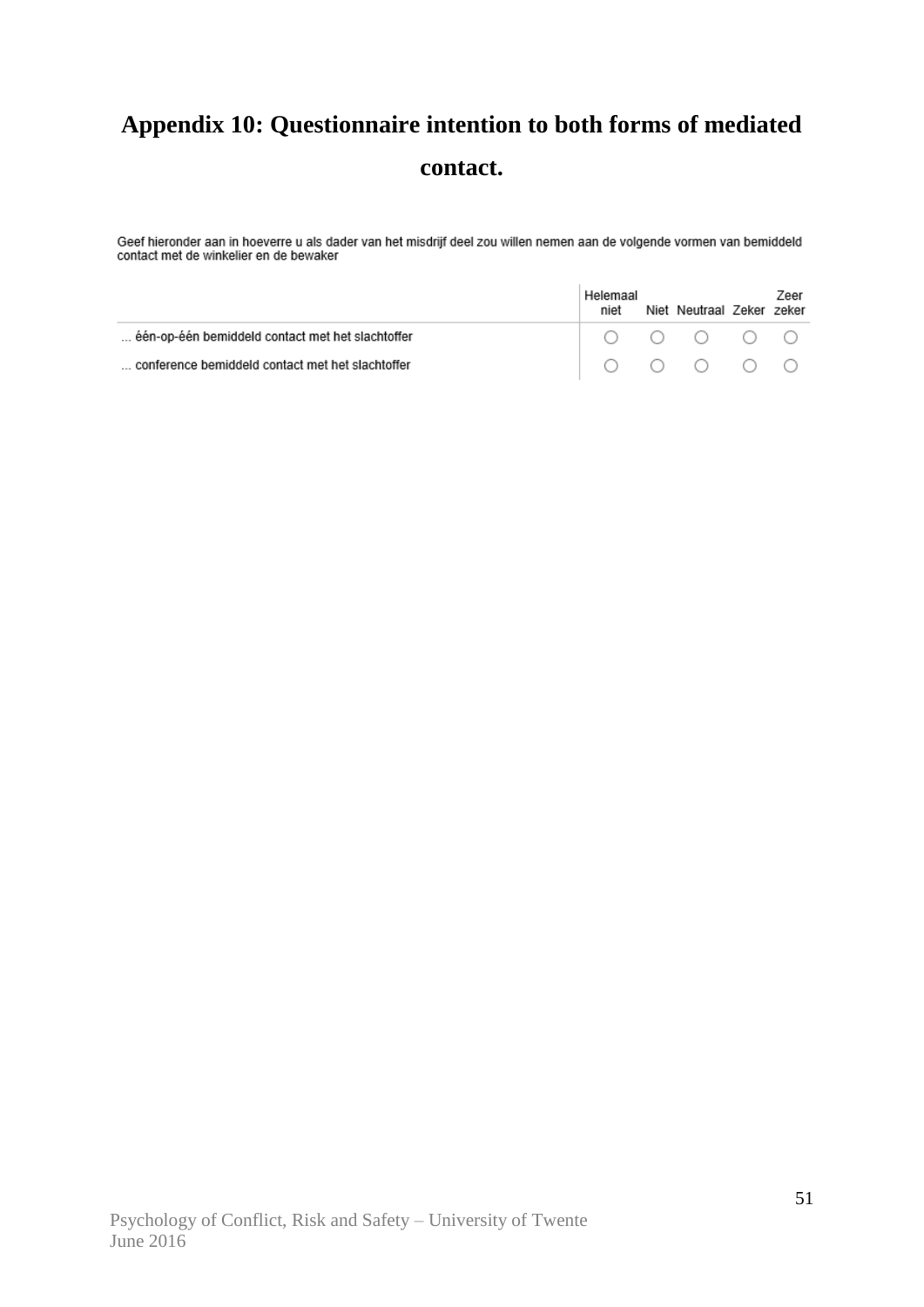# Appendix 10: Questionnaire intention to both forms of mediated contact.

Geef hieronder aan in hoeverre u als dader van het misdrijf deel zou willen nemen aan de volgende vormen van bemiddeld contact met de winkelier en de bewaker

| | Helemaal niet | Niet | Neutraal | Zeker | Zeer zeker |
|---|---|---|---|---|---|
| ... één-op-één bemiddeld contact met het slachtoffer | ○ | ○ | ○ | ○ | ○ |
| ... conference bemiddeld contact met het slachtoffer | ○ | ○ | ○ | ○ | ○ |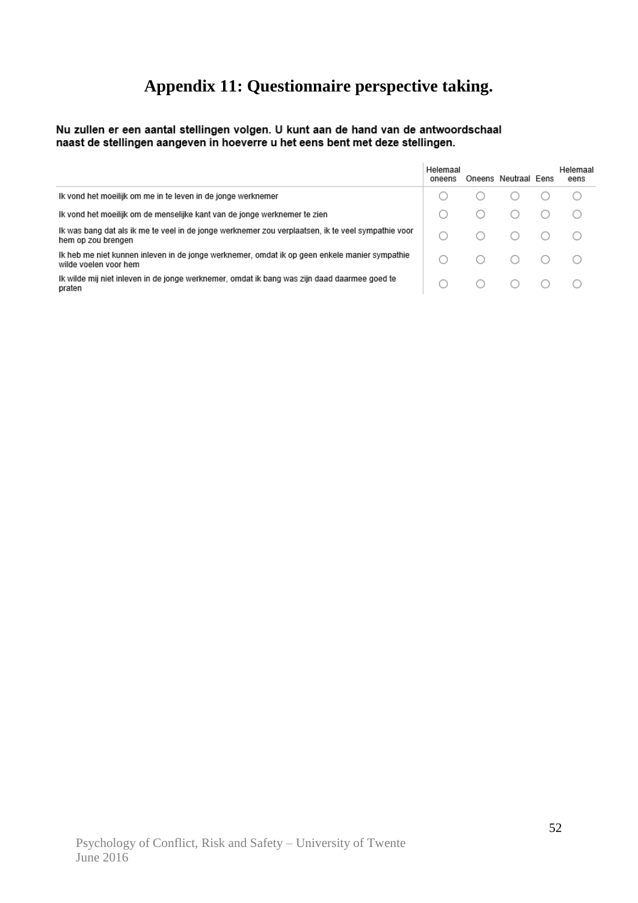# Appendix 11: Questionnaire perspective taking.

**Nu zullen er een aantal stellingen volgen. U kunt aan de hand van de antwoordschaal naast de stellingen aangeven in hoeverre u het eens bent met deze stellingen.**

| | Helemaal oneens | Oneens | Neutraal | Eens | Helemaal eens |
|---|---|---|---|---|---|
| Ik vond het moeilijk om me in te leven in de jonge werknemer | ○ | ○ | ○ | ○ | ○ |
| Ik vond het moeilijk om de menselijke kant van de jonge werknemer te zien | ○ | ○ | ○ | ○ | ○ |
| Ik was bang dat als ik me te veel in de jonge werknemer zou verplaatsen, ik te veel sympathie voor hem op zou brengen | ○ | ○ | ○ | ○ | ○ |
| Ik heb me niet kunnen inleven in de jonge werknemer, omdat ik op geen enkele manier sympathie wilde voelen voor hem | ○ | ○ | ○ | ○ | ○ |
| Ik wilde mij niet inleven in de jonge werknemer, omdat ik bang was zijn daad daarmee goed te praten | ○ | ○ | ○ | ○ | ○ |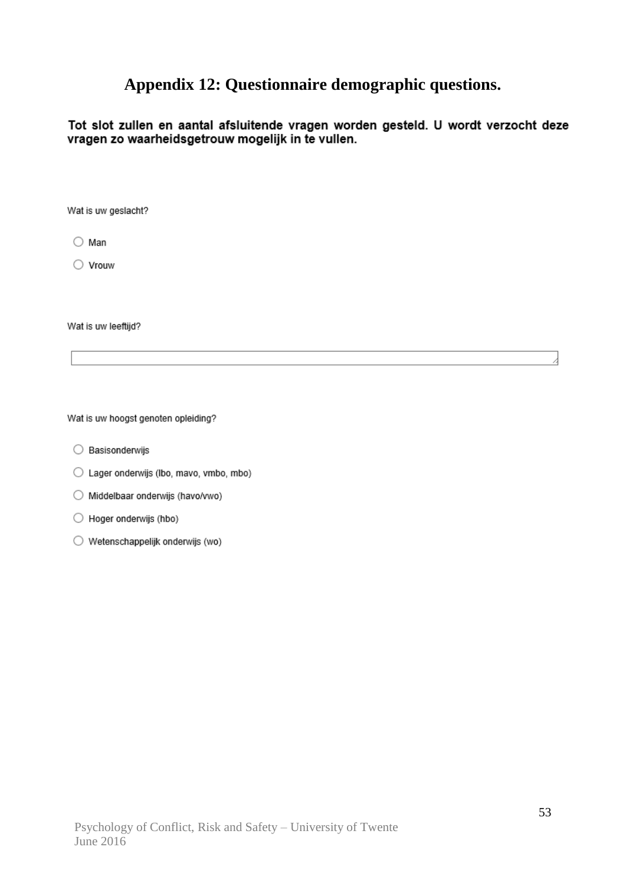# Appendix 12: Questionnaire demographic questions.

**Tot slot zullen en aantal afsluitende vragen worden gesteld. U wordt verzocht deze vragen zo waarheidsgetrouw mogelijk in te vullen.**

Wat is uw geslacht?

- ○ Man
- ○ Vrouw

Wat is uw leeftijd?

[ ]

Wat is uw hoogst genoten opleiding?

- ○ Basisonderwijs
- ○ Lager onderwijs (lbo, mavo, vmbo, mbo)
- ○ Middelbaar onderwijs (havo/vwo)
- ○ Hoger onderwijs (hbo)
- ○ Wetenschappelijk onderwijs (wo)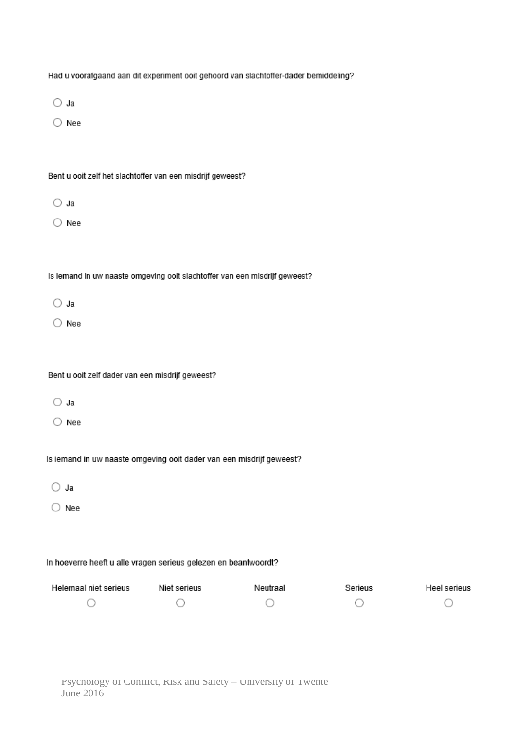Had u voorafgaand aan dit experiment ooit gehoord van slachtoffer-dader bemiddeling?

- ○ Ja
- ○ Nee

Bent u ooit zelf het slachtoffer van een misdrijf geweest?

- ○ Ja
- ○ Nee

Is iemand in uw naaste omgeving ooit slachtoffer van een misdrijf geweest?

- ○ Ja
- ○ Nee

Bent u ooit zelf dader van een misdrijf geweest?

- ○ Ja
- ○ Nee

Is iemand in uw naaste omgeving ooit dader van een misdrijf geweest?

- ○ Ja
- ○ Nee

In hoeverre heeft u alle vragen serieus gelezen en beantwoordt?

| Helemaal niet serieus | Niet serieus | Neutraal | Serieus | Heel serieus |
|---|---|---|---|---|
| ○ | ○ | ○ | ○ | ○ |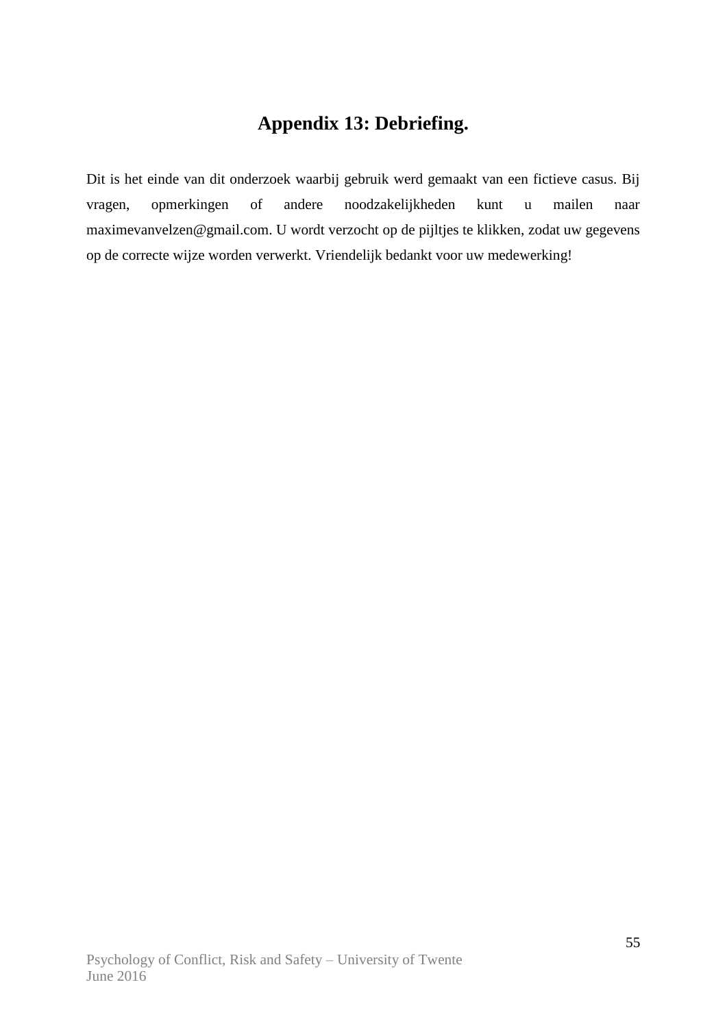## Appendix 13: Debriefing.

Dit is het einde van dit onderzoek waarbij gebruik werd gemaakt van een fictieve casus. Bij vragen, opmerkingen of andere noodzakelijkheden kunt u mailen naar maximevanvelzen@gmail.com. U wordt verzocht op de pijltjes te klikken, zodat uw gegevens op de correcte wijze worden verwerkt. Vriendelijk bedankt voor uw medewerking!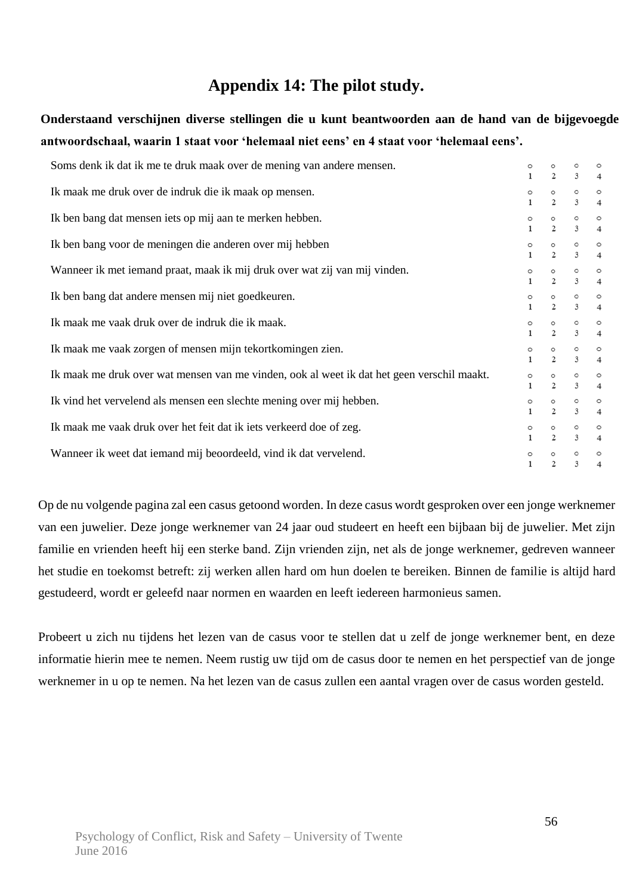# Appendix 14: The pilot study.

**Onderstaand verschijnen diverse stellingen die u kunt beantwoorden aan de hand van de bijgevoegde antwoordschaal, waarin 1 staat voor 'helemaal niet eens' en 4 staat voor 'helemaal eens'.**

| Stelling | 1 | 2 | 3 | 4 |
|---|---|---|---|---|
| Soms denk ik dat ik me te druk maak over de mening van andere mensen. | ○ | ○ | ○ | ○ |
| Ik maak me druk over de indruk die ik maak op mensen. | ○ | ○ | ○ | ○ |
| Ik ben bang dat mensen iets op mij aan te merken hebben. | ○ | ○ | ○ | ○ |
| Ik ben bang voor de meningen die anderen over mij hebben | ○ | ○ | ○ | ○ |
| Wanneer ik met iemand praat, maak ik mij druk over wat zij van mij vinden. | ○ | ○ | ○ | ○ |
| Ik ben bang dat andere mensen mij niet goedkeuren. | ○ | ○ | ○ | ○ |
| Ik maak me vaak druk over de indruk die ik maak. | ○ | ○ | ○ | ○ |
| Ik maak me vaak zorgen of mensen mijn tekortkomingen zien. | ○ | ○ | ○ | ○ |
| Ik maak me druk over wat mensen van me vinden, ook al weet ik dat het geen verschil maakt. | ○ | ○ | ○ | ○ |
| Ik vind het vervelend als mensen een slechte mening over mij hebben. | ○ | ○ | ○ | ○ |
| Ik maak me vaak druk over het feit dat ik iets verkeerd doe of zeg. | ○ | ○ | ○ | ○ |
| Wanneer ik weet dat iemand mij beoordeeld, vind ik dat vervelend. | ○ | ○ | ○ | ○ |

Op de nu volgende pagina zal een casus getoond worden. In deze casus wordt gesproken over een jonge werknemer van een juwelier. Deze jonge werknemer van 24 jaar oud studeert en heeft een bijbaan bij de juwelier. Met zijn familie en vrienden heeft hij een sterke band. Zijn vrienden zijn, net als de jonge werknemer, gedreven wanneer het studie en toekomst betreft: zij werken allen hard om hun doelen te bereiken. Binnen de familie is altijd hard gestudeerd, wordt er geleefd naar normen en waarden en leeft iedereen harmonieus samen.

Probeert u zich nu tijdens het lezen van de casus voor te stellen dat u zelf de jonge werknemer bent, en deze informatie hierin mee te nemen. Neem rustig uw tijd om de casus door te nemen en het perspectief van de jonge werknemer in u op te nemen. Na het lezen van de casus zullen een aantal vragen over de casus worden gesteld.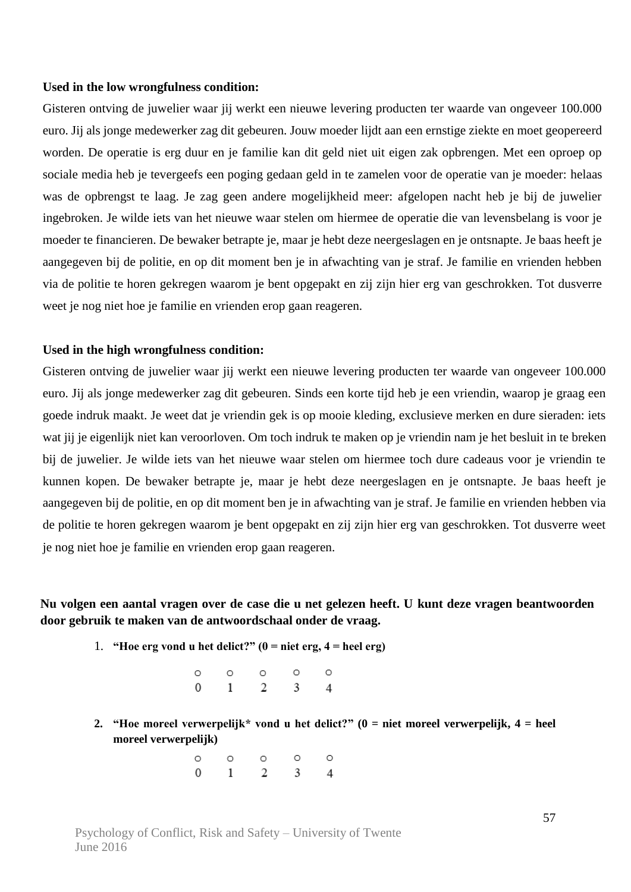**Used in the low wrongfulness condition:**

Gisteren ontving de juwelier waar jij werkt een nieuwe levering producten ter waarde van ongeveer 100.000 euro. Jij als jonge medewerker zag dit gebeuren. Jouw moeder lijdt aan een ernstige ziekte en moet geopereerd worden. De operatie is erg duur en je familie kan dit geld niet uit eigen zak opbrengen. Met een oproep op sociale media heb je tevergeefs een poging gedaan geld in te zamelen voor de operatie van je moeder: helaas was de opbrengst te laag. Je zag geen andere mogelijkheid meer: afgelopen nacht heb je bij de juwelier ingebroken. Je wilde iets van het nieuwe waar stelen om hiermee de operatie die van levensbelang is voor je moeder te financieren. De bewaker betrapte je, maar je hebt deze neergeslagen en je ontsnapte. Je baas heeft je aangegeven bij de politie, en op dit moment ben je in afwachting van je straf. Je familie en vrienden hebben via de politie te horen gekregen waarom je bent opgepakt en zij zijn hier erg van geschrokken. Tot dusverre weet je nog niet hoe je familie en vrienden erop gaan reageren.

**Used in the high wrongfulness condition:**

Gisteren ontving de juwelier waar jij werkt een nieuwe levering producten ter waarde van ongeveer 100.000 euro. Jij als jonge medewerker zag dit gebeuren. Sinds een korte tijd heb je een vriendin, waarop je graag een goede indruk maakt. Je weet dat je vriendin gek is op mooie kleding, exclusieve merken en dure sieraden: iets wat jij je eigenlijk niet kan veroorloven. Om toch indruk te maken op je vriendin nam je het besluit in te breken bij de juwelier. Je wilde iets van het nieuwe waar stelen om hiermee toch dure cadeaus voor je vriendin te kunnen kopen. De bewaker betrapte je, maar je hebt deze neergeslagen en je ontsnapte. Je baas heeft je aangegeven bij de politie, en op dit moment ben je in afwachting van je straf. Je familie en vrienden hebben via de politie te horen gekregen waarom je bent opgepakt en zij zijn hier erg van geschrokken. Tot dusverre weet je nog niet hoe je familie en vrienden erop gaan reageren.

**Nu volgen een aantal vragen over de case die u net gelezen heeft. U kunt deze vragen beantwoorden door gebruik te maken van de antwoordschaal onder de vraag.**

1. **"Hoe erg vond u het delict?" (0 = niet erg, 4 = heel erg)**

   ○ 0 ○ 1 ○ 2 ○ 3 ○ 4

2. **"Hoe moreel verwerpelijk* vond u het delict?" (0 = niet moreel verwerpelijk, 4 = heel moreel verwerpelijk)**

   ○ 0 ○ 1 ○ 2 ○ 3 ○ 4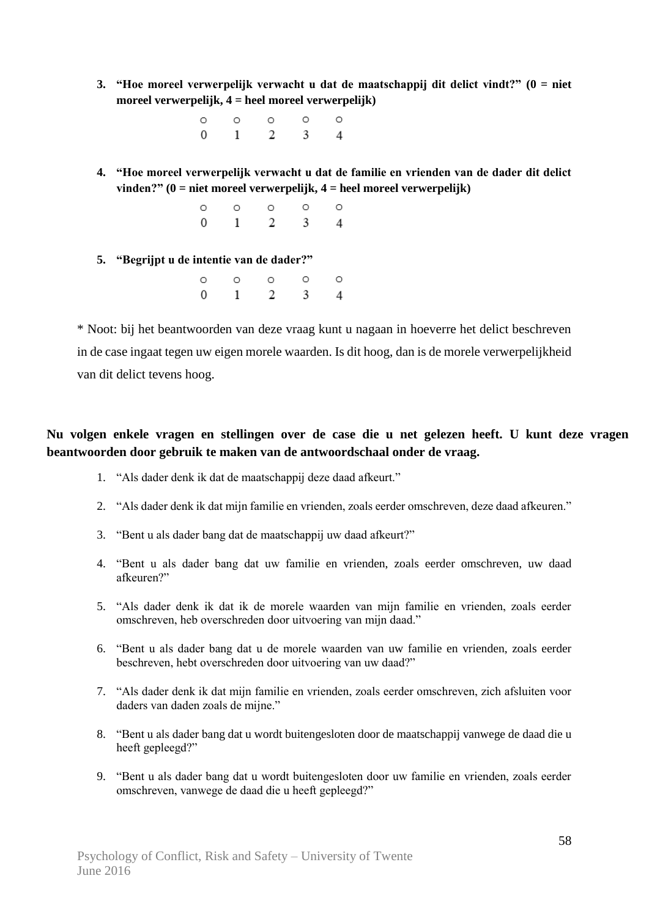3. **"Hoe moreel verwerpelijk verwacht u dat de maatschappij dit delict vindt?" (0 = niet moreel verwerpelijk, 4 = heel moreel verwerpelijk)**

   ○ 0 ○ 1 ○ 2 ○ 3 ○ 4

4. **"Hoe moreel verwerpelijk verwacht u dat de familie en vrienden van de dader dit delict vinden?" (0 = niet moreel verwerpelijk, 4 = heel moreel verwerpelijk)**

   ○ 0 ○ 1 ○ 2 ○ 3 ○ 4

5. **"Begrijpt u de intentie van de dader?"**

   ○ 0 ○ 1 ○ 2 ○ 3 ○ 4

* Noot: bij het beantwoorden van deze vraag kunt u nagaan in hoeverre het delict beschreven in de case ingaat tegen uw eigen morele waarden. Is dit hoog, dan is de morele verwerpelijkheid van dit delict tevens hoog.

**Nu volgen enkele vragen en stellingen over de case die u net gelezen heeft. U kunt deze vragen beantwoorden door gebruik te maken van de antwoordschaal onder de vraag.**

1. "Als dader denk ik dat de maatschappij deze daad afkeurt."
2. "Als dader denk ik dat mijn familie en vrienden, zoals eerder omschreven, deze daad afkeuren."
3. "Bent u als dader bang dat de maatschappij uw daad afkeurt?"
4. "Bent u als dader bang dat uw familie en vrienden, zoals eerder omschreven, uw daad afkeuren?"
5. "Als dader denk ik dat ik de morele waarden van mijn familie en vrienden, zoals eerder omschreven, heb overschreden door uitvoering van mijn daad."
6. "Bent u als dader bang dat u de morele waarden van uw familie en vrienden, zoals eerder beschreven, hebt overschreden door uitvoering van uw daad?"
7. "Als dader denk ik dat mijn familie en vrienden, zoals eerder omschreven, zich afsluiten voor daders van daden zoals de mijne."
8. "Bent u als dader bang dat u wordt buitengesloten door de maatschappij vanwege de daad die u heeft gepleegd?"
9. "Bent u als dader bang dat u wordt buitengesloten door uw familie en vrienden, zoals eerder omschreven, vanwege de daad die u heeft gepleegd?"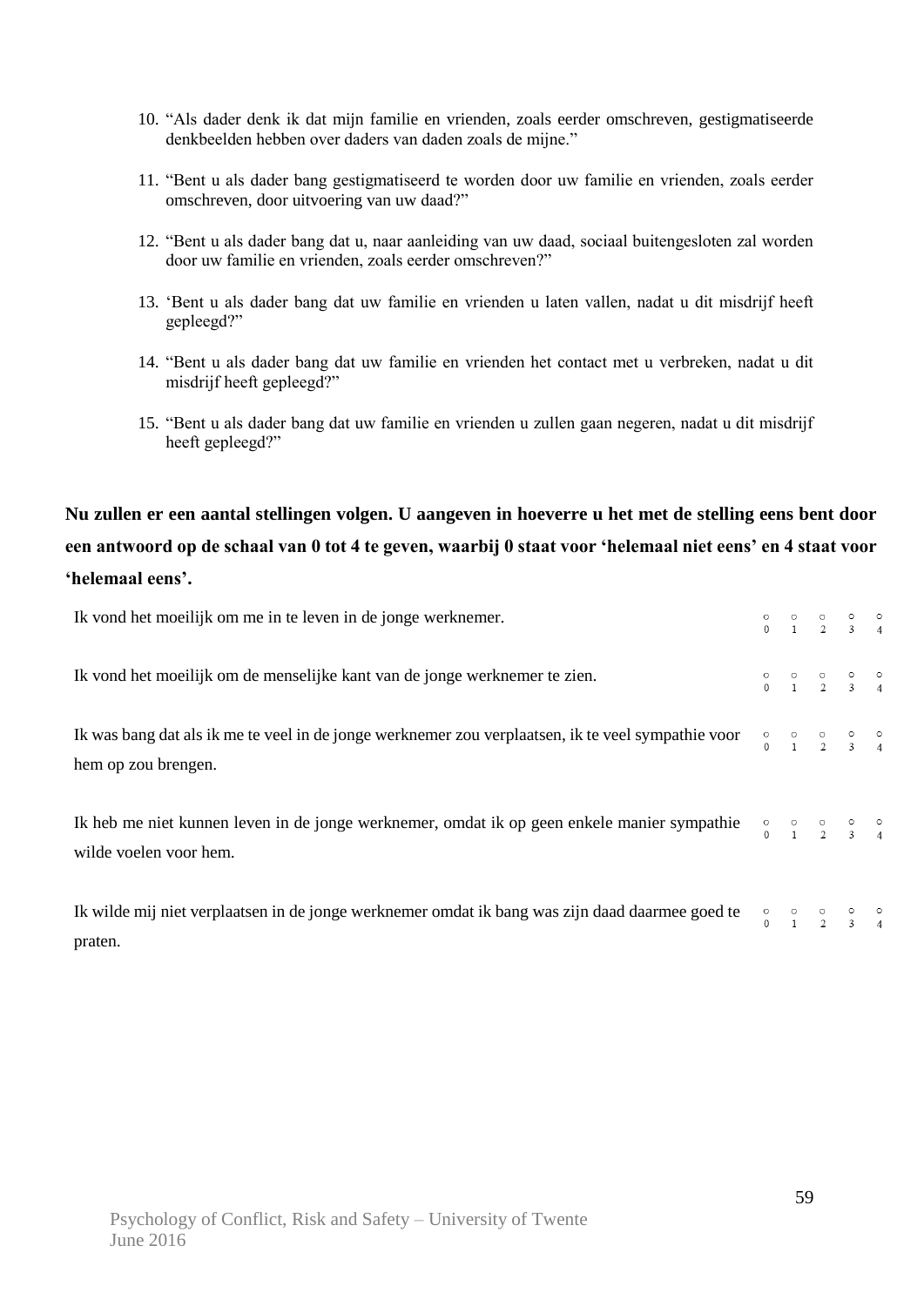10. "Als dader denk ik dat mijn familie en vrienden, zoals eerder omschreven, gestigmatiseerde denkbeelden hebben over daders van daden zoals de mijne."

11. "Bent u als dader bang gestigmatiseerd te worden door uw familie en vrienden, zoals eerder omschreven, door uitvoering van uw daad?"

12. "Bent u als dader bang dat u, naar aanleiding van uw daad, sociaal buitengesloten zal worden door uw familie en vrienden, zoals eerder omschreven?"

13. 'Bent u als dader bang dat uw familie en vrienden u laten vallen, nadat u dit misdrijf heeft gepleegd?"

14. "Bent u als dader bang dat uw familie en vrienden het contact met u verbreken, nadat u dit misdrijf heeft gepleegd?"

15. "Bent u als dader bang dat uw familie en vrienden u zullen gaan negeren, nadat u dit misdrijf heeft gepleegd?"

**Nu zullen er een aantal stellingen volgen. U aangeven in hoeverre u het met de stelling eens bent door een antwoord op de schaal van 0 tot 4 te geven, waarbij 0 staat voor 'helemaal niet eens' en 4 staat voor 'helemaal eens'.**

| | | | | | |
|---|---|---|---|---|---|
| Ik vond het moeilijk om me in te leven in de jonge werknemer. | ○ 0 | ○ 1 | ○ 2 | ○ 3 | ○ 4 |
| Ik vond het moeilijk om de menselijke kant van de jonge werknemer te zien. | ○ 0 | ○ 1 | ○ 2 | ○ 3 | ○ 4 |
| Ik was bang dat als ik me te veel in de jonge werknemer zou verplaatsen, ik te veel sympathie voor hem op zou brengen. | ○ 0 | ○ 1 | ○ 2 | ○ 3 | ○ 4 |
| Ik heb me niet kunnen leven in de jonge werknemer, omdat ik op geen enkele manier sympathie wilde voelen voor hem. | ○ 0 | ○ 1 | ○ 2 | ○ 3 | ○ 4 |
| Ik wilde mij niet verplaatsen in de jonge werknemer omdat ik bang was zijn daad daarmee goed te praten. | ○ 0 | ○ 1 | ○ 2 | ○ 3 | ○ 4 |